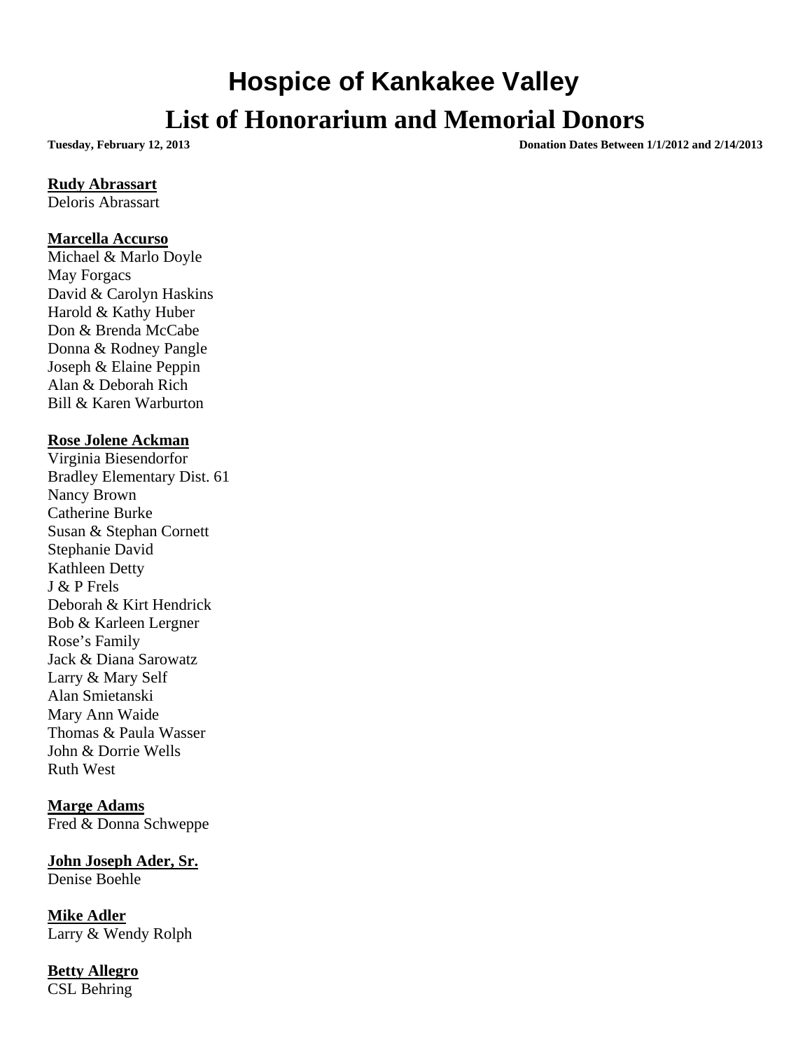# Hospice of Kankakee Valley

## List of Honorarium and Memorial Donors

**Tuesday, February 12, 2013** **Donation Dates Between 1/1/2012 and 2/14/2013**

**Rudy Abrassart**
Deloris Abrassart

**Marcella Accurso**
Michael & Marlo Doyle
May Forgacs
David & Carolyn Haskins
Harold & Kathy Huber
Don & Brenda McCabe
Donna & Rodney Pangle
Joseph & Elaine Peppin
Alan & Deborah Rich
Bill & Karen Warburton

**Rose Jolene Ackman**
Virginia Biesendorfor
Bradley Elementary Dist. 61
Nancy Brown
Catherine Burke
Susan & Stephan Cornett
Stephanie David
Kathleen Detty
J & P Frels
Deborah & Kirt Hendrick
Bob & Karleen Lergner
Rose's Family
Jack & Diana Sarowatz
Larry & Mary Self
Alan Smietanski
Mary Ann Waide
Thomas & Paula Wasser
John & Dorrie Wells
Ruth West

**Marge Adams**
Fred & Donna Schweppe

**John Joseph Ader, Sr.**
Denise Boehle

**Mike Adler**
Larry & Wendy Rolph

**Betty Allegro**
CSL Behring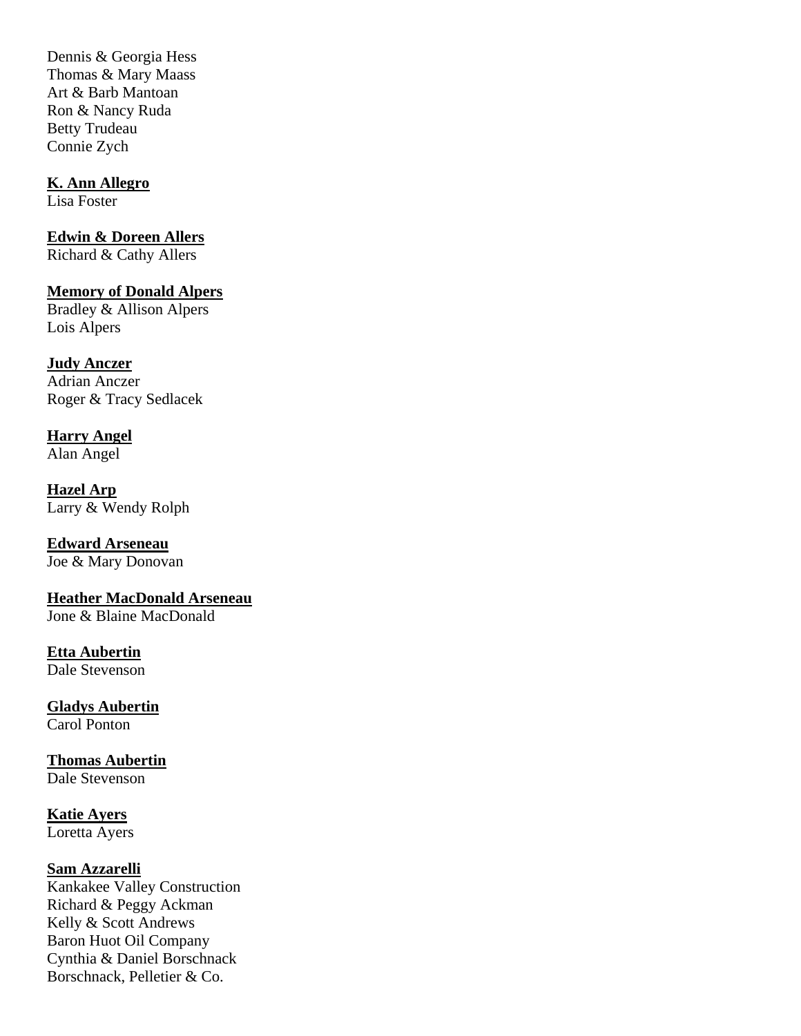Dennis & Georgia Hess
Thomas & Mary Maass
Art & Barb Mantoan
Ron & Nancy Ruda
Betty Trudeau
Connie Zych

**K. Ann Allegro**
Lisa Foster

**Edwin & Doreen Allers**
Richard & Cathy Allers

**Memory of Donald Alpers**
Bradley & Allison Alpers
Lois Alpers

**Judy Anczer**
Adrian Anczer
Roger & Tracy Sedlacek

**Harry Angel**
Alan Angel

**Hazel Arp**
Larry & Wendy Rolph

**Edward Arseneau**
Joe & Mary Donovan

**Heather MacDonald Arseneau**
Jone & Blaine MacDonald

**Etta Aubertin**
Dale Stevenson

**Gladys Aubertin**
Carol Ponton

**Thomas Aubertin**
Dale Stevenson

**Katie Ayers**
Loretta Ayers

**Sam Azzarelli**
Kankakee Valley Construction
Richard & Peggy Ackman
Kelly & Scott Andrews
Baron Huot Oil Company
Cynthia & Daniel Borschnack
Borschnack, Pelletier & Co.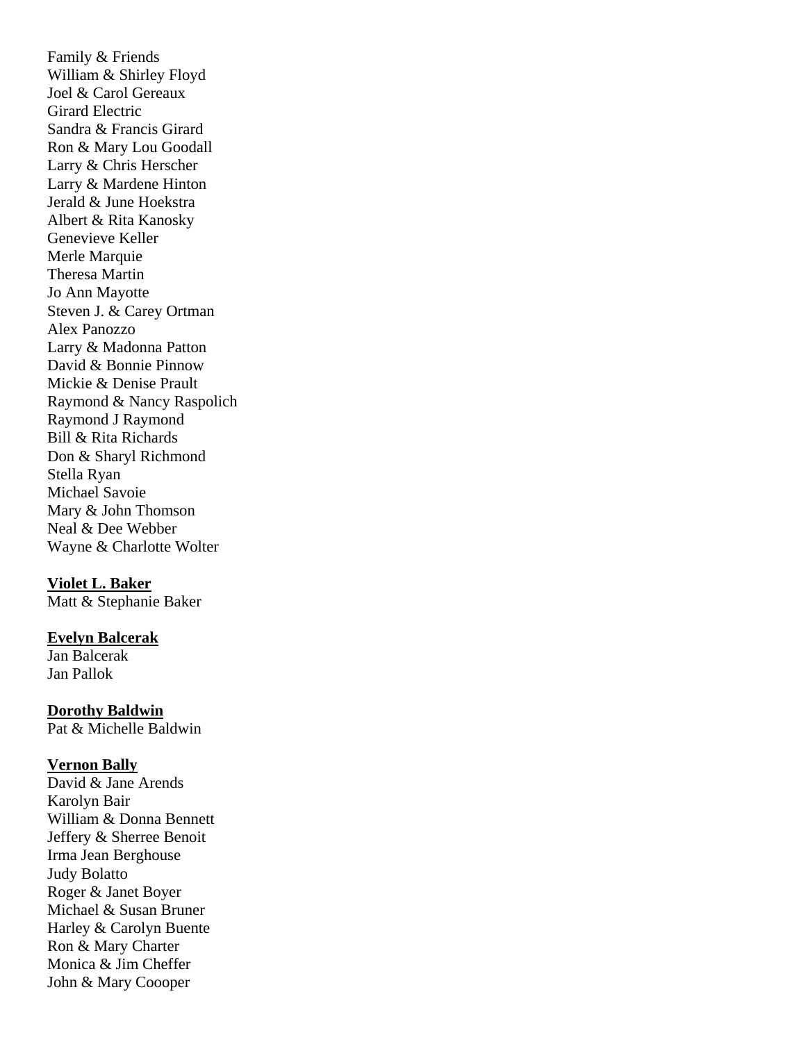Family & Friends
William & Shirley Floyd
Joel & Carol Gereaux
Girard Electric
Sandra & Francis Girard
Ron & Mary Lou Goodall
Larry & Chris Herscher
Larry & Mardene Hinton
Jerald & June Hoekstra
Albert & Rita Kanosky
Genevieve Keller
Merle Marquie
Theresa Martin
Jo Ann Mayotte
Steven J. & Carey Ortman
Alex Panozzo
Larry & Madonna Patton
David & Bonnie Pinnow
Mickie & Denise Prault
Raymond & Nancy Raspolich
Raymond J Raymond
Bill & Rita Richards
Don & Sharyl Richmond
Stella Ryan
Michael Savoie
Mary & John Thomson
Neal & Dee Webber
Wayne & Charlotte Wolter

**Violet L. Baker**
Matt & Stephanie Baker

**Evelyn Balcerak**
Jan Balcerak
Jan Pallok

**Dorothy Baldwin**
Pat & Michelle Baldwin

**Vernon Bally**
David & Jane Arends
Karolyn Bair
William & Donna Bennett
Jeffery & Sherree Benoit
Irma Jean Berghouse
Judy Bolatto
Roger & Janet Boyer
Michael & Susan Bruner
Harley & Carolyn Buente
Ron & Mary Charter
Monica & Jim Cheffer
John & Mary Coooper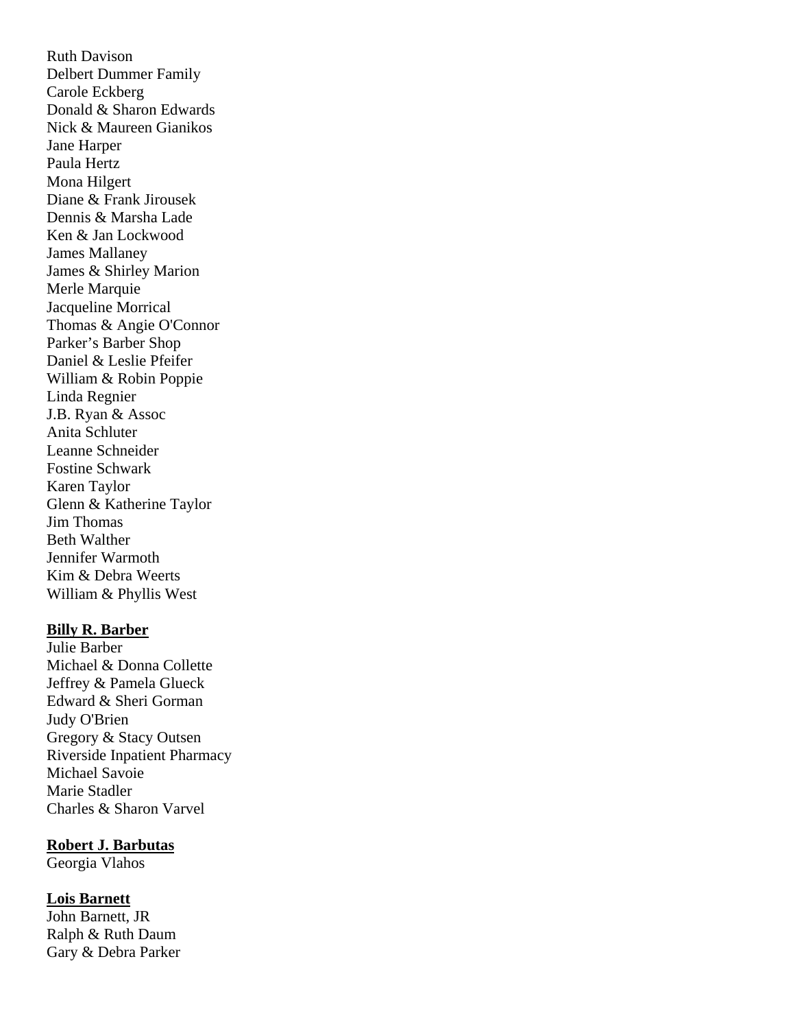Ruth Davison
Delbert Dummer Family
Carole Eckberg
Donald & Sharon Edwards
Nick & Maureen Gianikos
Jane Harper
Paula Hertz
Mona Hilgert
Diane & Frank Jirousek
Dennis & Marsha Lade
Ken & Jan Lockwood
James Mallaney
James & Shirley Marion
Merle Marquie
Jacqueline Morrical
Thomas & Angie O'Connor
Parker's Barber Shop
Daniel & Leslie Pfeifer
William & Robin Poppie
Linda Regnier
J.B. Ryan & Assoc
Anita Schluter
Leanne Schneider
Fostine Schwark
Karen Taylor
Glenn & Katherine Taylor
Jim Thomas
Beth Walther
Jennifer Warmoth
Kim & Debra Weerts
William & Phyllis West

**Billy R. Barber**

Julie Barber
Michael & Donna Collette
Jeffrey & Pamela Glueck
Edward & Sheri Gorman
Judy O'Brien
Gregory & Stacy Outsen
Riverside Inpatient Pharmacy
Michael Savoie
Marie Stadler
Charles & Sharon Varvel

**Robert J. Barbutas**

Georgia Vlahos

**Lois Barnett**

John Barnett, JR
Ralph & Ruth Daum
Gary & Debra Parker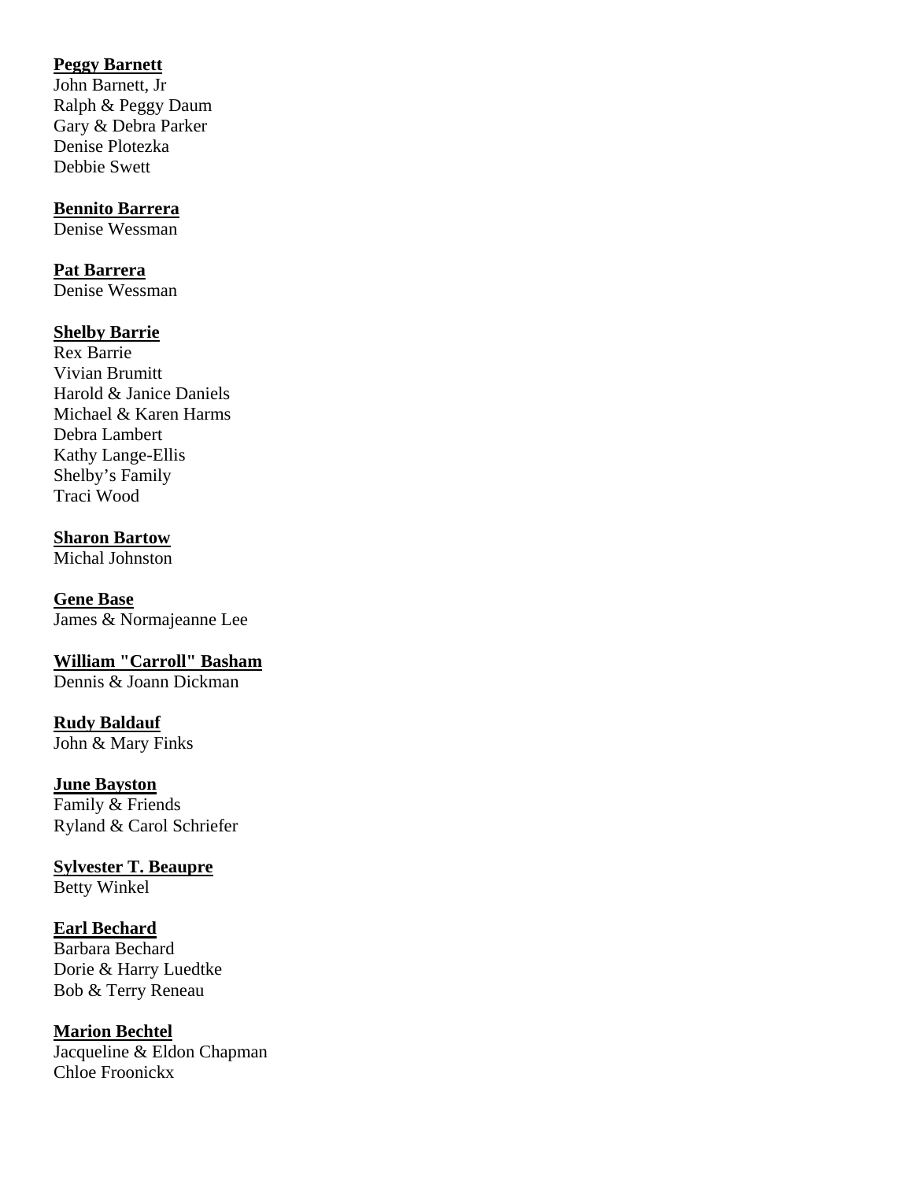**Peggy Barnett**
John Barnett, Jr
Ralph & Peggy Daum
Gary & Debra Parker
Denise Plotezka
Debbie Swett

**Bennito Barrera**
Denise Wessman

**Pat Barrera**
Denise Wessman

**Shelby Barrie**
Rex Barrie
Vivian Brumitt
Harold & Janice Daniels
Michael & Karen Harms
Debra Lambert
Kathy Lange-Ellis
Shelby's Family
Traci Wood

**Sharon Bartow**
Michal Johnston

**Gene Base**
James & Normajeanne Lee

**William "Carroll" Basham**
Dennis & Joann Dickman

**Rudy Baldauf**
John & Mary Finks

**June Bayston**
Family & Friends
Ryland & Carol Schriefer

**Sylvester T. Beaupre**
Betty Winkel

**Earl Bechard**
Barbara Bechard
Dorie & Harry Luedtke
Bob & Terry Reneau

**Marion Bechtel**
Jacqueline & Eldon Chapman
Chloe Froonickx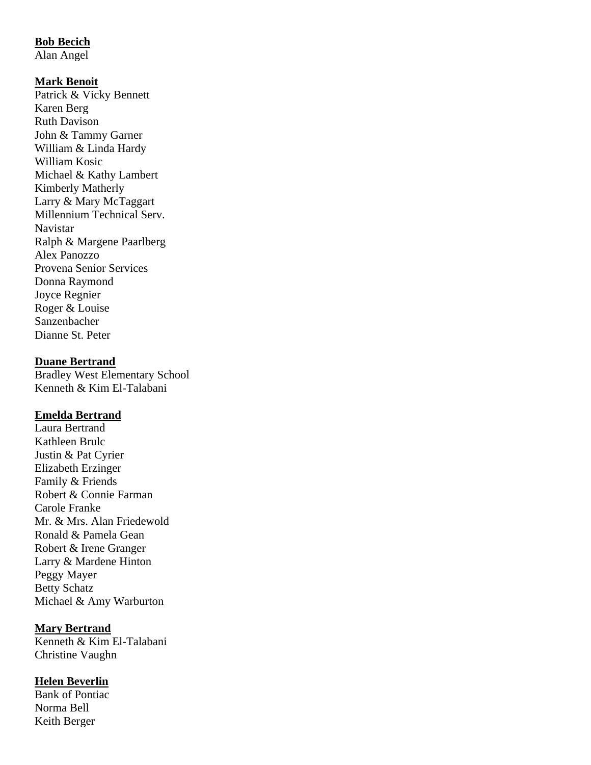**Bob Becich**
Alan Angel

**Mark Benoit**
Patrick & Vicky Bennett
Karen Berg
Ruth Davison
John & Tammy Garner
William & Linda Hardy
William Kosic
Michael & Kathy Lambert
Kimberly Matherly
Larry & Mary McTaggart
Millennium Technical Serv.
Navistar
Ralph & Margene Paarlberg
Alex Panozzo
Provena Senior Services
Donna Raymond
Joyce Regnier
Roger & Louise
Sanzenbacher
Dianne St. Peter

**Duane Bertrand**
Bradley West Elementary School
Kenneth & Kim El-Talabani

**Emelda Bertrand**
Laura Bertrand
Kathleen Brulc
Justin & Pat Cyrier
Elizabeth Erzinger
Family & Friends
Robert & Connie Farman
Carole Franke
Mr. & Mrs. Alan Friedewold
Ronald & Pamela Gean
Robert & Irene Granger
Larry & Mardene Hinton
Peggy Mayer
Betty Schatz
Michael & Amy Warburton

**Mary Bertrand**
Kenneth & Kim El-Talabani
Christine Vaughn

**Helen Beverlin**
Bank of Pontiac
Norma Bell
Keith Berger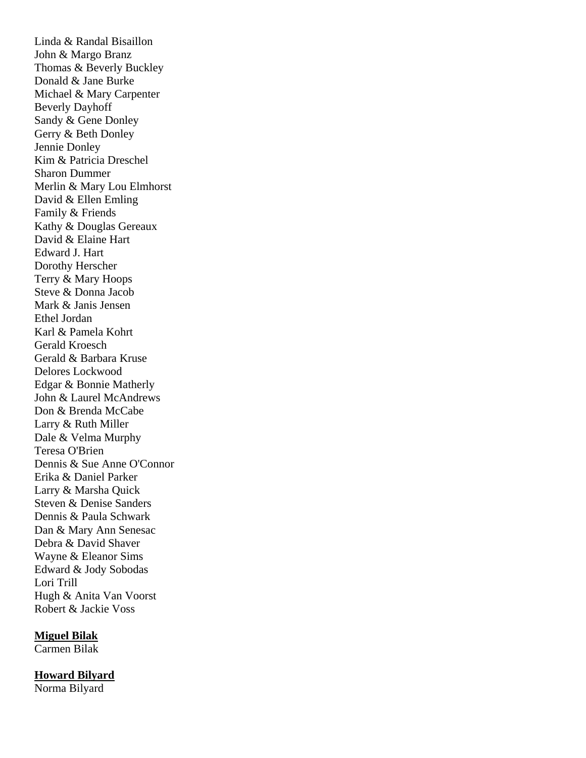Linda & Randal Bisaillon
John & Margo Branz
Thomas & Beverly Buckley
Donald & Jane Burke
Michael & Mary Carpenter
Beverly Dayhoff
Sandy & Gene Donley
Gerry & Beth Donley
Jennie Donley
Kim & Patricia Dreschel
Sharon Dummer
Merlin & Mary Lou Elmhorst
David & Ellen Emling
Family & Friends
Kathy & Douglas Gereaux
David & Elaine Hart
Edward J. Hart
Dorothy Herscher
Terry & Mary Hoops
Steve & Donna Jacob
Mark & Janis Jensen
Ethel Jordan
Karl & Pamela Kohrt
Gerald Kroesch
Gerald & Barbara Kruse
Delores Lockwood
Edgar & Bonnie Matherly
John & Laurel McAndrews
Don & Brenda McCabe
Larry & Ruth Miller
Dale & Velma Murphy
Teresa O'Brien
Dennis & Sue Anne O'Connor
Erika & Daniel Parker
Larry & Marsha Quick
Steven & Denise Sanders
Dennis & Paula Schwark
Dan & Mary Ann Senesac
Debra & David Shaver
Wayne & Eleanor Sims
Edward & Jody Sobodas
Lori Trill
Hugh & Anita Van Voorst
Robert & Jackie Voss

**Miguel Bilak**
Carmen Bilak

**Howard Bilyard**
Norma Bilyard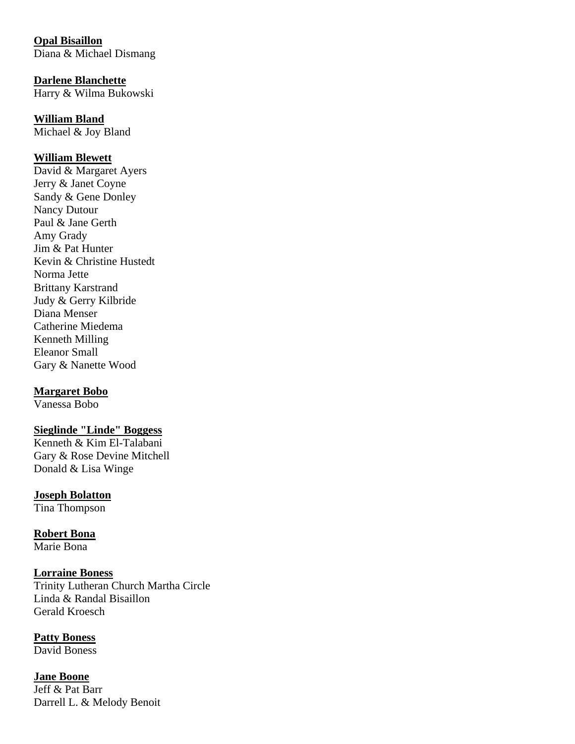**Opal Bisaillon**
Diana & Michael Dismang

**Darlene Blanchette**
Harry & Wilma Bukowski

**William Bland**
Michael & Joy Bland

**William Blewett**
David & Margaret Ayers
Jerry & Janet Coyne
Sandy & Gene Donley
Nancy Dutour
Paul & Jane Gerth
Amy Grady
Jim & Pat Hunter
Kevin & Christine Hustedt
Norma Jette
Brittany Karstrand
Judy & Gerry Kilbride
Diana Menser
Catherine Miedema
Kenneth Milling
Eleanor Small
Gary & Nanette Wood

**Margaret Bobo**
Vanessa Bobo

**Sieglinde "Linde" Boggess**
Kenneth & Kim El-Talabani
Gary & Rose Devine Mitchell
Donald & Lisa Winge

**Joseph Bolatton**
Tina Thompson

**Robert Bona**
Marie Bona

**Lorraine Boness**
Trinity Lutheran Church Martha Circle
Linda & Randal Bisaillon
Gerald Kroesch

**Patty Boness**
David Boness

**Jane Boone**
Jeff & Pat Barr
Darrell L. & Melody Benoit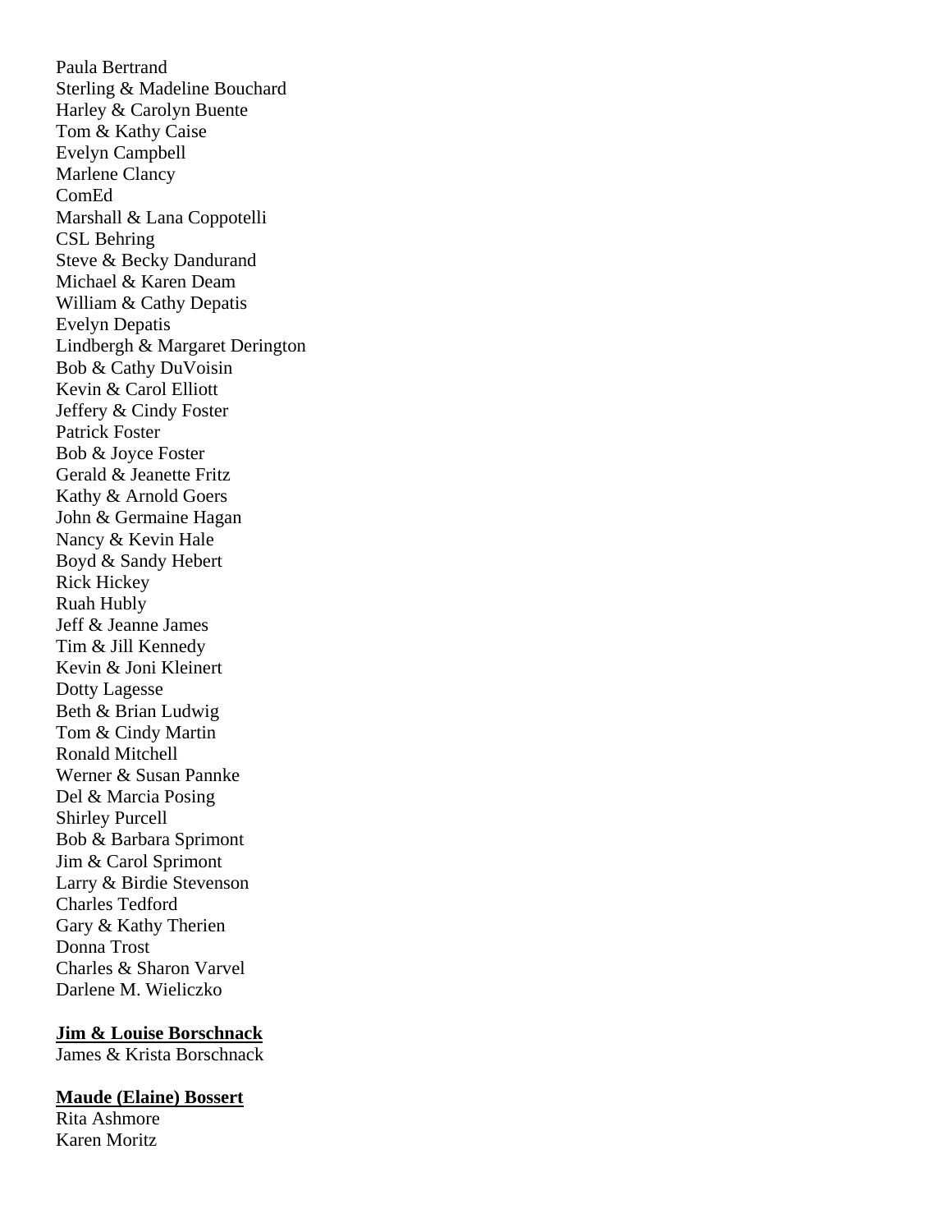Paula Bertrand
Sterling & Madeline Bouchard
Harley & Carolyn Buente
Tom & Kathy Caise
Evelyn Campbell
Marlene Clancy
ComEd
Marshall & Lana Coppotelli
CSL Behring
Steve & Becky Dandurand
Michael & Karen Deam
William & Cathy Depatis
Evelyn Depatis
Lindbergh & Margaret Derington
Bob & Cathy DuVoisin
Kevin & Carol Elliott
Jeffery & Cindy Foster
Patrick Foster
Bob & Joyce Foster
Gerald & Jeanette Fritz
Kathy & Arnold Goers
John & Germaine Hagan
Nancy & Kevin Hale
Boyd & Sandy Hebert
Rick Hickey
Ruah Hubly
Jeff & Jeanne James
Tim & Jill Kennedy
Kevin & Joni Kleinert
Dotty Lagesse
Beth & Brian Ludwig
Tom & Cindy Martin
Ronald Mitchell
Werner & Susan Pannke
Del & Marcia Posing
Shirley Purcell
Bob & Barbara Sprimont
Jim & Carol Sprimont
Larry & Birdie Stevenson
Charles Tedford
Gary & Kathy Therien
Donna Trost
Charles & Sharon Varvel
Darlene M. Wieliczko

**Jim & Louise Borschnack**

James & Krista Borschnack

**Maude (Elaine) Bossert**

Rita Ashmore
Karen Moritz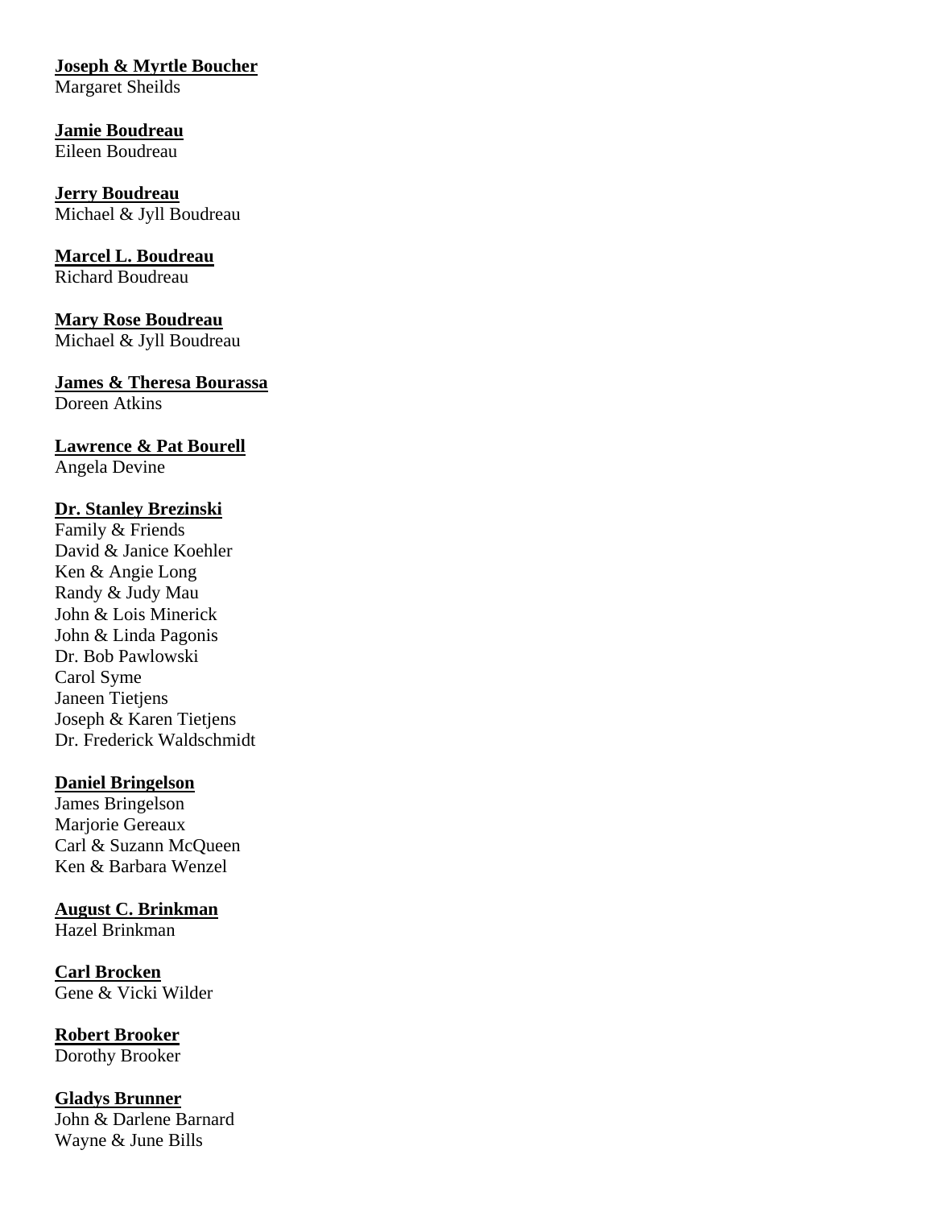**Joseph & Myrtle Boucher**
Margaret Sheilds

**Jamie Boudreau**
Eileen Boudreau

**Jerry Boudreau**
Michael & Jyll Boudreau

**Marcel L. Boudreau**
Richard Boudreau

**Mary Rose Boudreau**
Michael & Jyll Boudreau

**James & Theresa Bourassa**
Doreen Atkins

**Lawrence & Pat Bourell**
Angela Devine

**Dr. Stanley Brezinski**
Family & Friends
David & Janice Koehler
Ken & Angie Long
Randy & Judy Mau
John & Lois Minerick
John & Linda Pagonis
Dr. Bob Pawlowski
Carol Syme
Janeen Tietjens
Joseph & Karen Tietjens
Dr. Frederick Waldschmidt

**Daniel Bringelson**
James Bringelson
Marjorie Gereaux
Carl & Suzann McQueen
Ken & Barbara Wenzel

**August C. Brinkman**
Hazel Brinkman

**Carl Brocken**
Gene & Vicki Wilder

**Robert Brooker**
Dorothy Brooker

**Gladys Brunner**
John & Darlene Barnard
Wayne & June Bills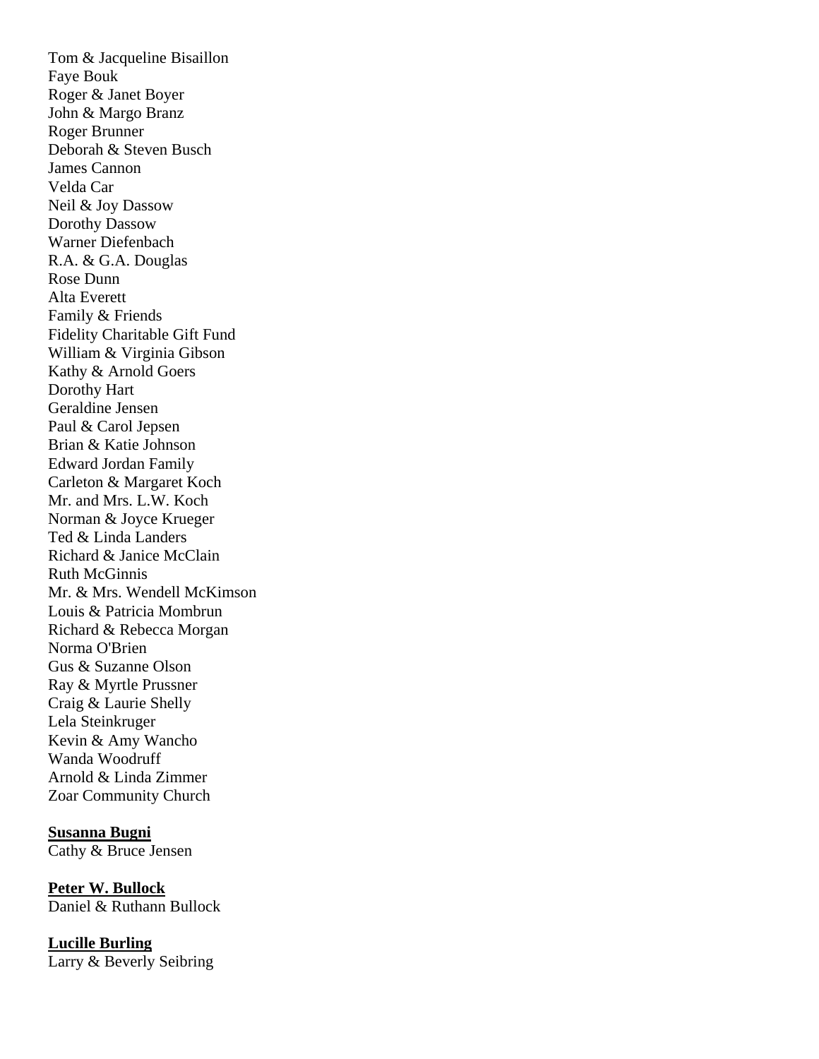Tom & Jacqueline Bisaillon
Faye Bouk
Roger & Janet Boyer
John & Margo Branz
Roger Brunner
Deborah & Steven Busch
James Cannon
Velda Car
Neil & Joy Dassow
Dorothy Dassow
Warner Diefenbach
R.A. & G.A. Douglas
Rose Dunn
Alta Everett
Family & Friends
Fidelity Charitable Gift Fund
William & Virginia Gibson
Kathy & Arnold Goers
Dorothy Hart
Geraldine Jensen
Paul & Carol Jepsen
Brian & Katie Johnson
Edward Jordan Family
Carleton & Margaret Koch
Mr. and Mrs. L.W. Koch
Norman & Joyce Krueger
Ted & Linda Landers
Richard & Janice McClain
Ruth McGinnis
Mr. & Mrs. Wendell McKimson
Louis & Patricia Mombrun
Richard & Rebecca Morgan
Norma O'Brien
Gus & Suzanne Olson
Ray & Myrtle Prussner
Craig & Laurie Shelly
Lela Steinkruger
Kevin & Amy Wancho
Wanda Woodruff
Arnold & Linda Zimmer
Zoar Community Church

**Susanna Bugni**
Cathy & Bruce Jensen

**Peter W. Bullock**
Daniel & Ruthann Bullock

**Lucille Burling**
Larry & Beverly Seibring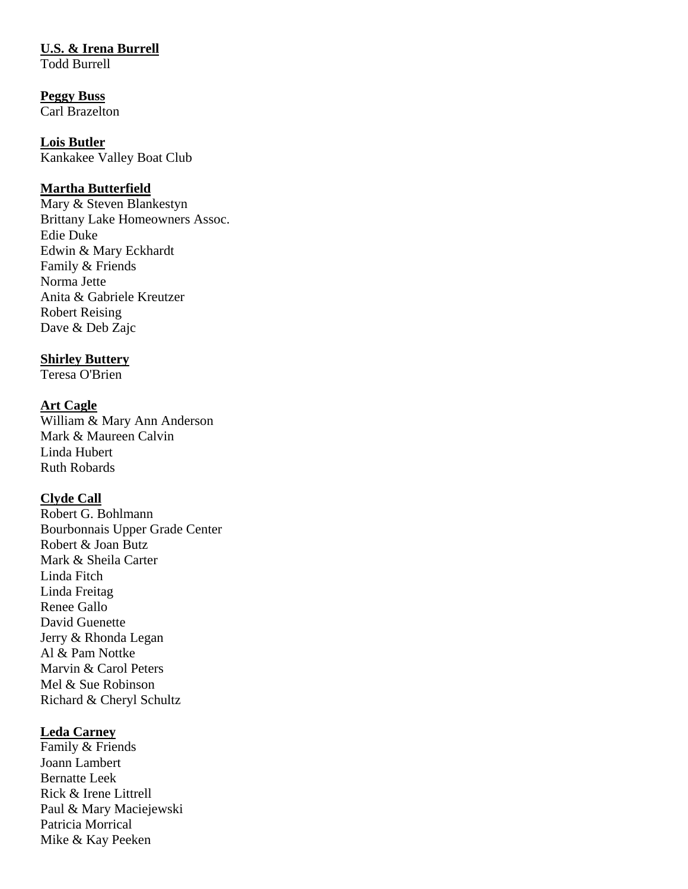**U.S. & Irena Burrell**
Todd Burrell

**Peggy Buss**
Carl Brazelton

**Lois Butler**
Kankakee Valley Boat Club

**Martha Butterfield**
Mary & Steven Blankestyn
Brittany Lake Homeowners Assoc.
Edie Duke
Edwin & Mary Eckhardt
Family & Friends
Norma Jette
Anita & Gabriele Kreutzer
Robert Reising
Dave & Deb Zajc

**Shirley Buttery**
Teresa O'Brien

**Art Cagle**
William & Mary Ann Anderson
Mark & Maureen Calvin
Linda Hubert
Ruth Robards

**Clyde Call**
Robert G. Bohlmann
Bourbonnais Upper Grade Center
Robert & Joan Butz
Mark & Sheila Carter
Linda Fitch
Linda Freitag
Renee Gallo
David Guenette
Jerry & Rhonda Legan
Al & Pam Nottke
Marvin & Carol Peters
Mel & Sue Robinson
Richard & Cheryl Schultz

**Leda Carney**
Family & Friends
Joann Lambert
Bernatte Leek
Rick & Irene Littrell
Paul & Mary Maciejewski
Patricia Morrical
Mike & Kay Peeken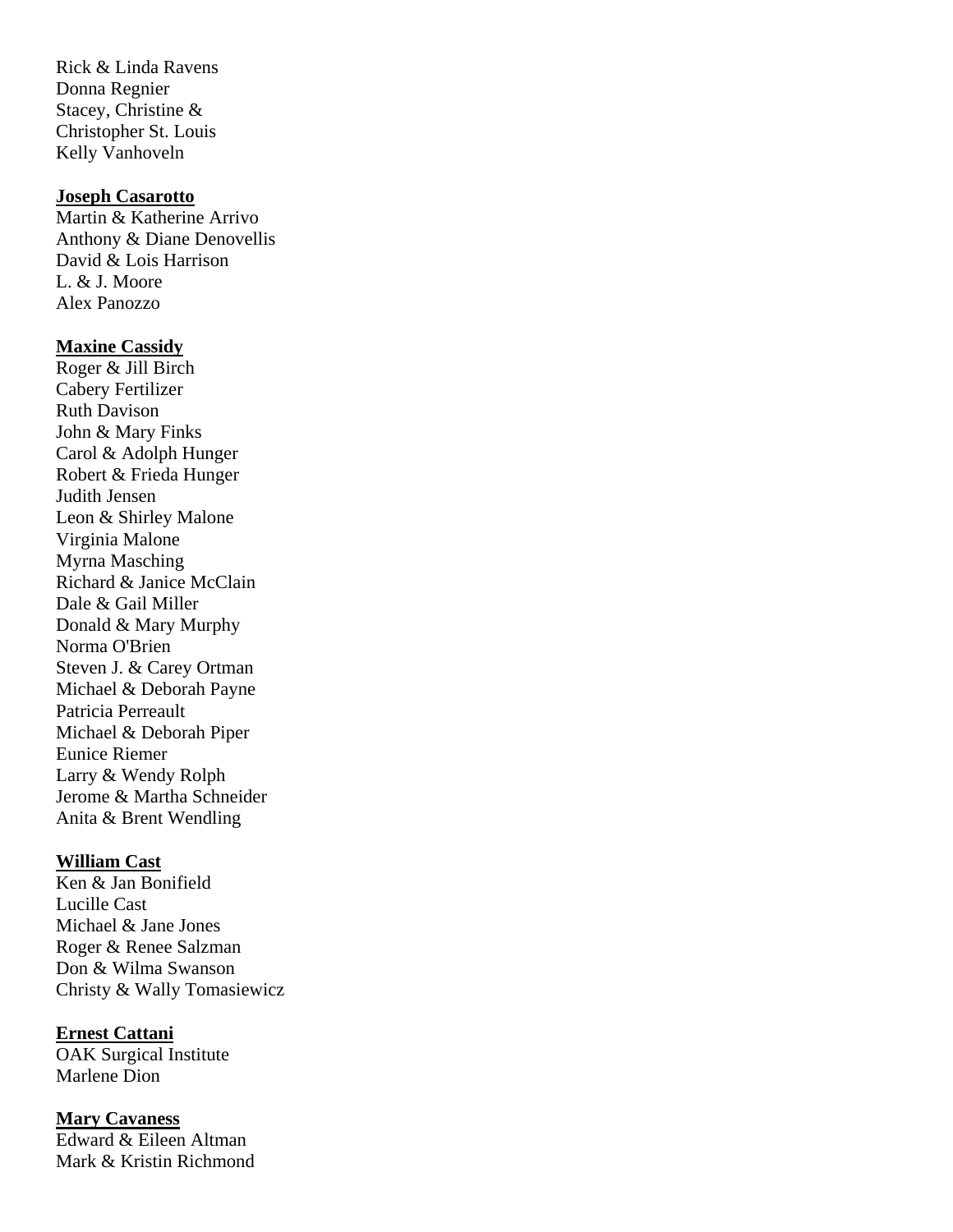Rick & Linda Ravens
Donna Regnier
Stacey, Christine &
Christopher St. Louis
Kelly Vanhoveln

**Joseph Casarotto**
Martin & Katherine Arrivo
Anthony & Diane Denovellis
David & Lois Harrison
L. & J. Moore
Alex Panozzo

**Maxine Cassidy**
Roger & Jill Birch
Cabery Fertilizer
Ruth Davison
John & Mary Finks
Carol & Adolph Hunger
Robert & Frieda Hunger
Judith Jensen
Leon & Shirley Malone
Virginia Malone
Myrna Masching
Richard & Janice McClain
Dale & Gail Miller
Donald & Mary Murphy
Norma O'Brien
Steven J. & Carey Ortman
Michael & Deborah Payne
Patricia Perreault
Michael & Deborah Piper
Eunice Riemer
Larry & Wendy Rolph
Jerome & Martha Schneider
Anita & Brent Wendling

**William Cast**
Ken & Jan Bonifield
Lucille Cast
Michael & Jane Jones
Roger & Renee Salzman
Don & Wilma Swanson
Christy & Wally Tomasiewicz

**Ernest Cattani**
OAK Surgical Institute
Marlene Dion

**Mary Cavaness**
Edward & Eileen Altman
Mark & Kristin Richmond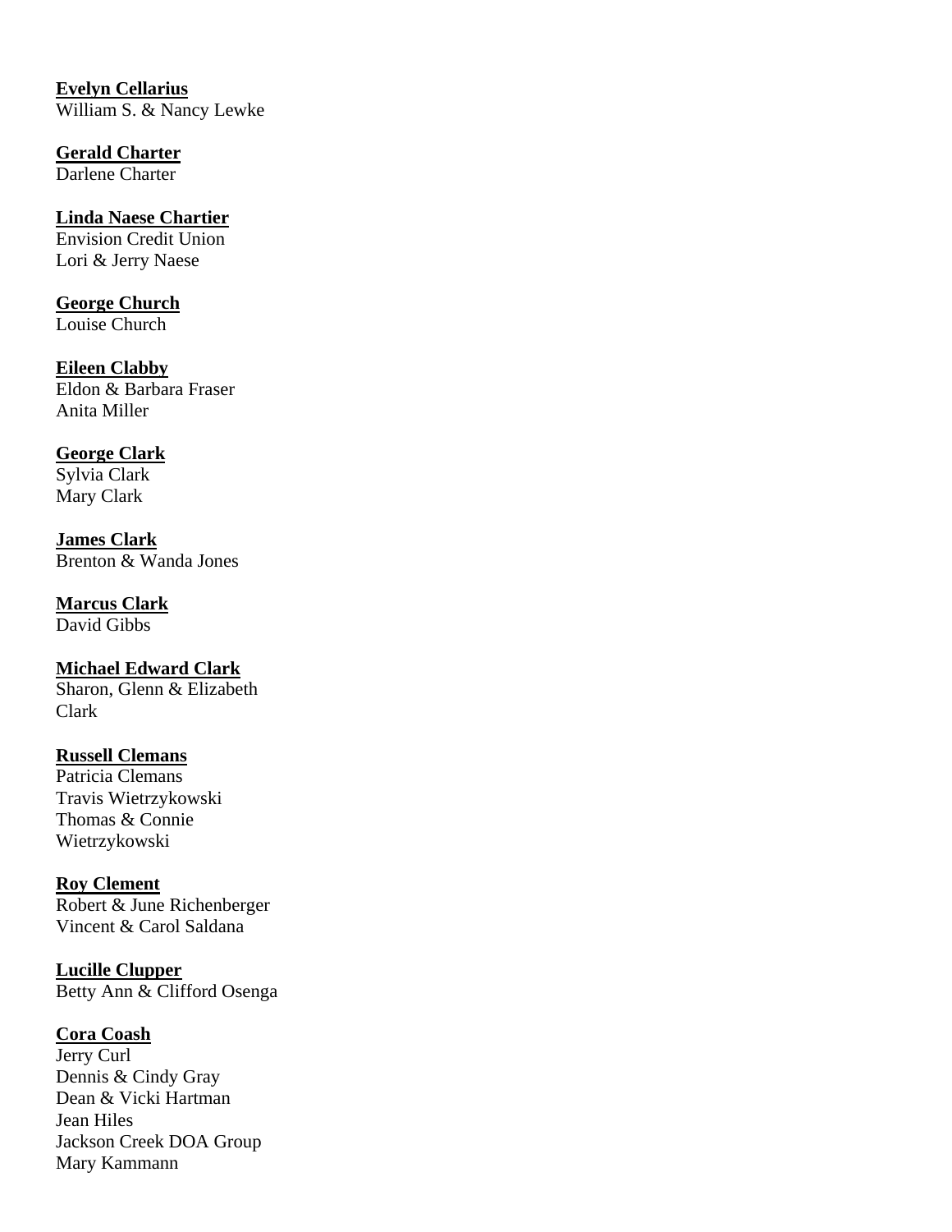**Evelyn Cellarius**
William S. & Nancy Lewke

**Gerald Charter**
Darlene Charter

**Linda Naese Chartier**
Envision Credit Union
Lori & Jerry Naese

**George Church**
Louise Church

**Eileen Clabby**
Eldon & Barbara Fraser
Anita Miller

**George Clark**
Sylvia Clark
Mary Clark

**James Clark**
Brenton & Wanda Jones

**Marcus Clark**
David Gibbs

**Michael Edward Clark**
Sharon, Glenn & Elizabeth Clark

**Russell Clemans**
Patricia Clemans
Travis Wietrzykowski
Thomas & Connie Wietrzykowski

**Roy Clement**
Robert & June Richenberger
Vincent & Carol Saldana

**Lucille Clupper**
Betty Ann & Clifford Osenga

**Cora Coash**
Jerry Curl
Dennis & Cindy Gray
Dean & Vicki Hartman
Jean Hiles
Jackson Creek DOA Group
Mary Kammann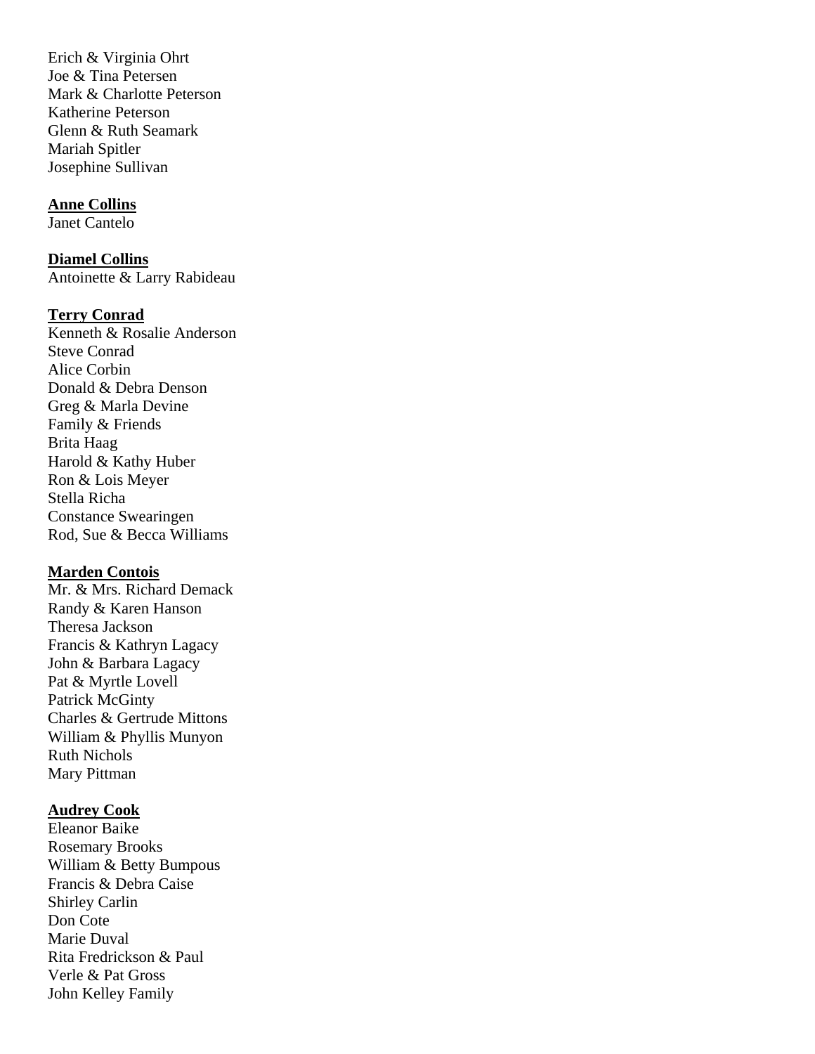Erich & Virginia Ohrt
Joe & Tina Petersen
Mark & Charlotte Peterson
Katherine Peterson
Glenn & Ruth Seamark
Mariah Spitler
Josephine Sullivan

**Anne Collins**
Janet Cantelo

**Diamel Collins**
Antoinette & Larry Rabideau

**Terry Conrad**
Kenneth & Rosalie Anderson
Steve Conrad
Alice Corbin
Donald & Debra Denson
Greg & Marla Devine
Family & Friends
Brita Haag
Harold & Kathy Huber
Ron & Lois Meyer
Stella Richa
Constance Swearingen
Rod, Sue & Becca Williams

**Marden Contois**
Mr. & Mrs. Richard Demack
Randy & Karen Hanson
Theresa Jackson
Francis & Kathryn Lagacy
John & Barbara Lagacy
Pat & Myrtle Lovell
Patrick McGinty
Charles & Gertrude Mittons
William & Phyllis Munyon
Ruth Nichols
Mary Pittman

**Audrey Cook**
Eleanor Baike
Rosemary Brooks
William & Betty Bumpous
Francis & Debra Caise
Shirley Carlin
Don Cote
Marie Duval
Rita Fredrickson & Paul
Verle & Pat Gross
John Kelley Family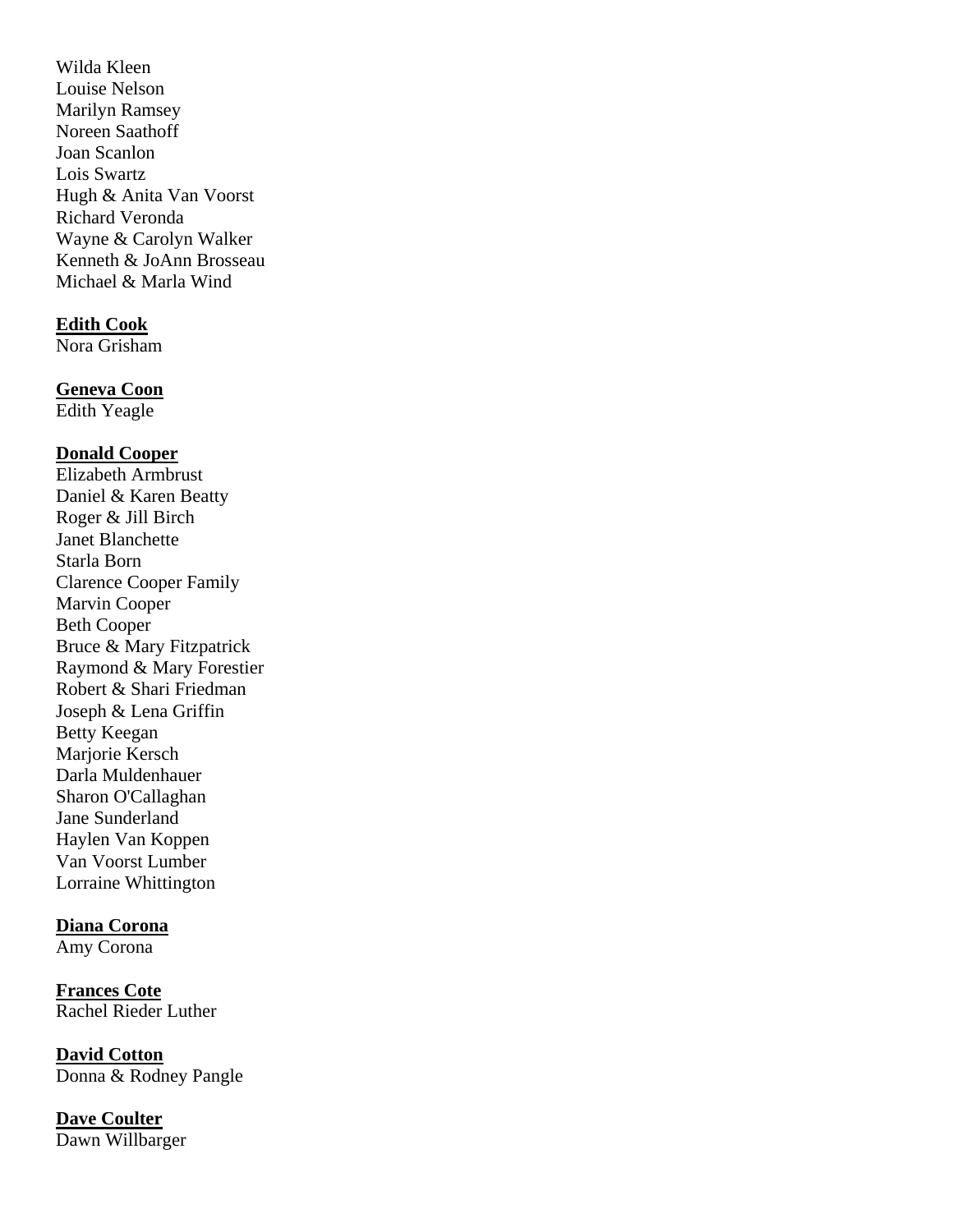Wilda Kleen
Louise Nelson
Marilyn Ramsey
Noreen Saathoff
Joan Scanlon
Lois Swartz
Hugh & Anita Van Voorst
Richard Veronda
Wayne & Carolyn Walker
Kenneth & JoAnn Brosseau
Michael & Marla Wind

**Edith Cook**
Nora Grisham

**Geneva Coon**
Edith Yeagle

**Donald Cooper**
Elizabeth Armbrust
Daniel & Karen Beatty
Roger & Jill Birch
Janet Blanchette
Starla Born
Clarence Cooper Family
Marvin Cooper
Beth Cooper
Bruce & Mary Fitzpatrick
Raymond & Mary Forestier
Robert & Shari Friedman
Joseph & Lena Griffin
Betty Keegan
Marjorie Kersch
Darla Muldenhauer
Sharon O'Callaghan
Jane Sunderland
Haylen Van Koppen
Van Voorst Lumber
Lorraine Whittington

**Diana Corona**
Amy Corona

**Frances Cote**
Rachel Rieder Luther

**David Cotton**
Donna & Rodney Pangle

**Dave Coulter**
Dawn Willbarger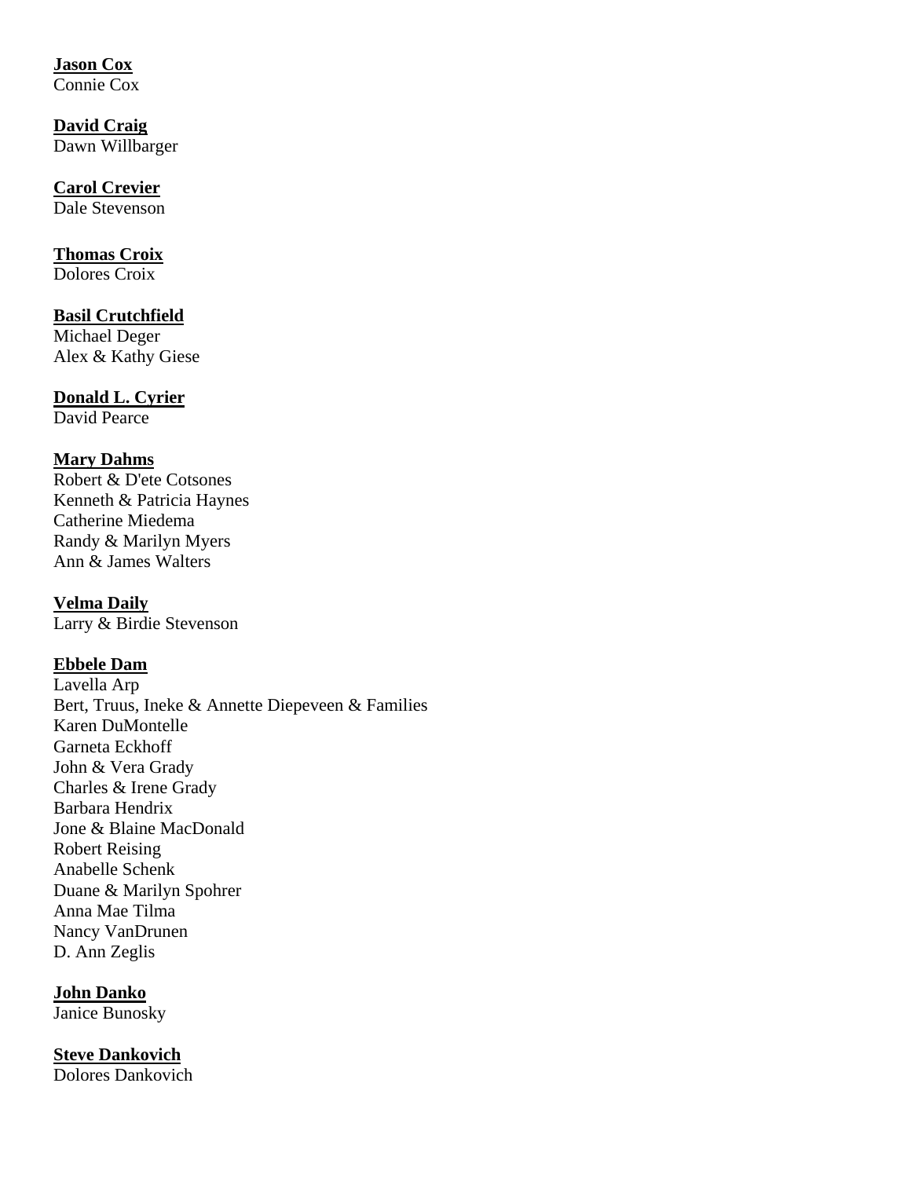**Jason Cox**
Connie Cox

**David Craig**
Dawn Willbarger

**Carol Crevier**
Dale Stevenson

**Thomas Croix**
Dolores Croix

**Basil Crutchfield**
Michael Deger
Alex & Kathy Giese

**Donald L. Cyrier**
David Pearce

**Mary Dahms**
Robert & D'ete Cotsones
Kenneth & Patricia Haynes
Catherine Miedema
Randy & Marilyn Myers
Ann & James Walters

**Velma Daily**
Larry & Birdie Stevenson

**Ebbele Dam**
Lavella Arp
Bert, Truus, Ineke & Annette Diepeveen & Families
Karen DuMontelle
Garneta Eckhoff
John & Vera Grady
Charles & Irene Grady
Barbara Hendrix
Jone & Blaine MacDonald
Robert Reising
Anabelle Schenk
Duane & Marilyn Spohrer
Anna Mae Tilma
Nancy VanDrunen
D. Ann Zeglis

**John Danko**
Janice Bunosky

**Steve Dankovich**
Dolores Dankovich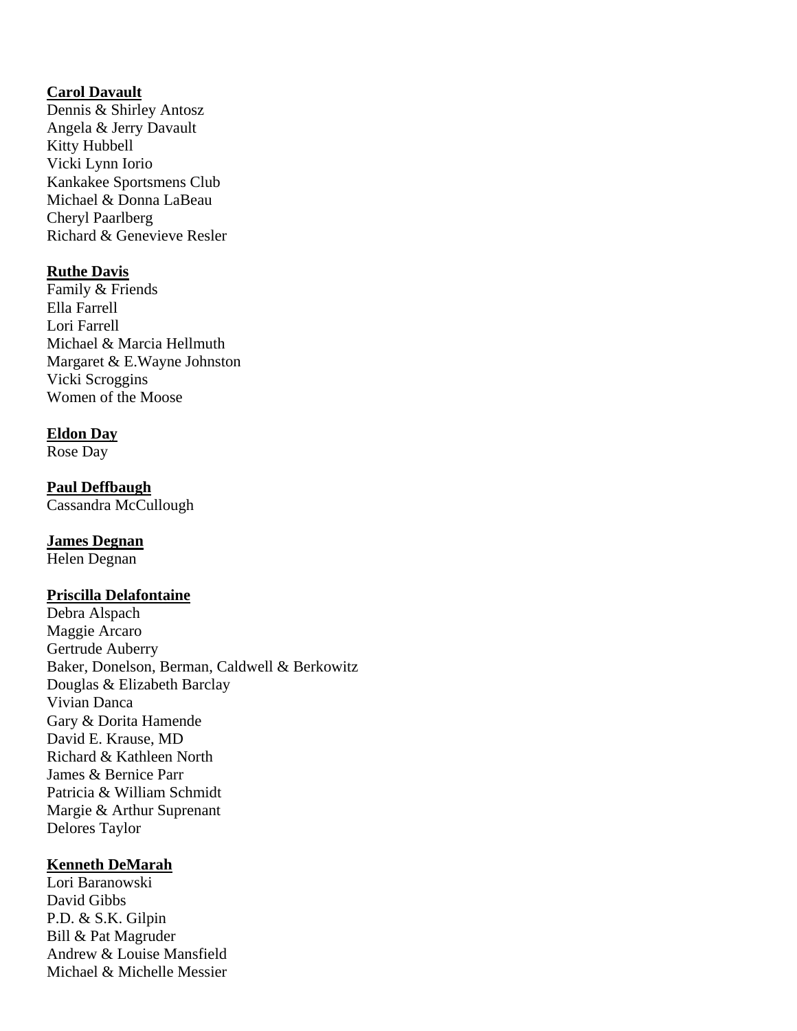**Carol Davault**
Dennis & Shirley Antosz
Angela & Jerry Davault
Kitty Hubbell
Vicki Lynn Iorio
Kankakee Sportsmens Club
Michael & Donna LaBeau
Cheryl Paarlberg
Richard & Genevieve Resler

**Ruthe Davis**
Family & Friends
Ella Farrell
Lori Farrell
Michael & Marcia Hellmuth
Margaret & E.Wayne Johnston
Vicki Scroggins
Women of the Moose

**Eldon Day**
Rose Day

**Paul Deffbaugh**
Cassandra McCullough

**James Degnan**
Helen Degnan

**Priscilla Delafontaine**
Debra Alspach
Maggie Arcaro
Gertrude Auberry
Baker, Donelson, Berman, Caldwell & Berkowitz
Douglas & Elizabeth Barclay
Vivian Danca
Gary & Dorita Hamende
David E. Krause, MD
Richard & Kathleen North
James & Bernice Parr
Patricia & William Schmidt
Margie & Arthur Suprenant
Delores Taylor

**Kenneth DeMarah**
Lori Baranowski
David Gibbs
P.D. & S.K. Gilpin
Bill & Pat Magruder
Andrew & Louise Mansfield
Michael & Michelle Messier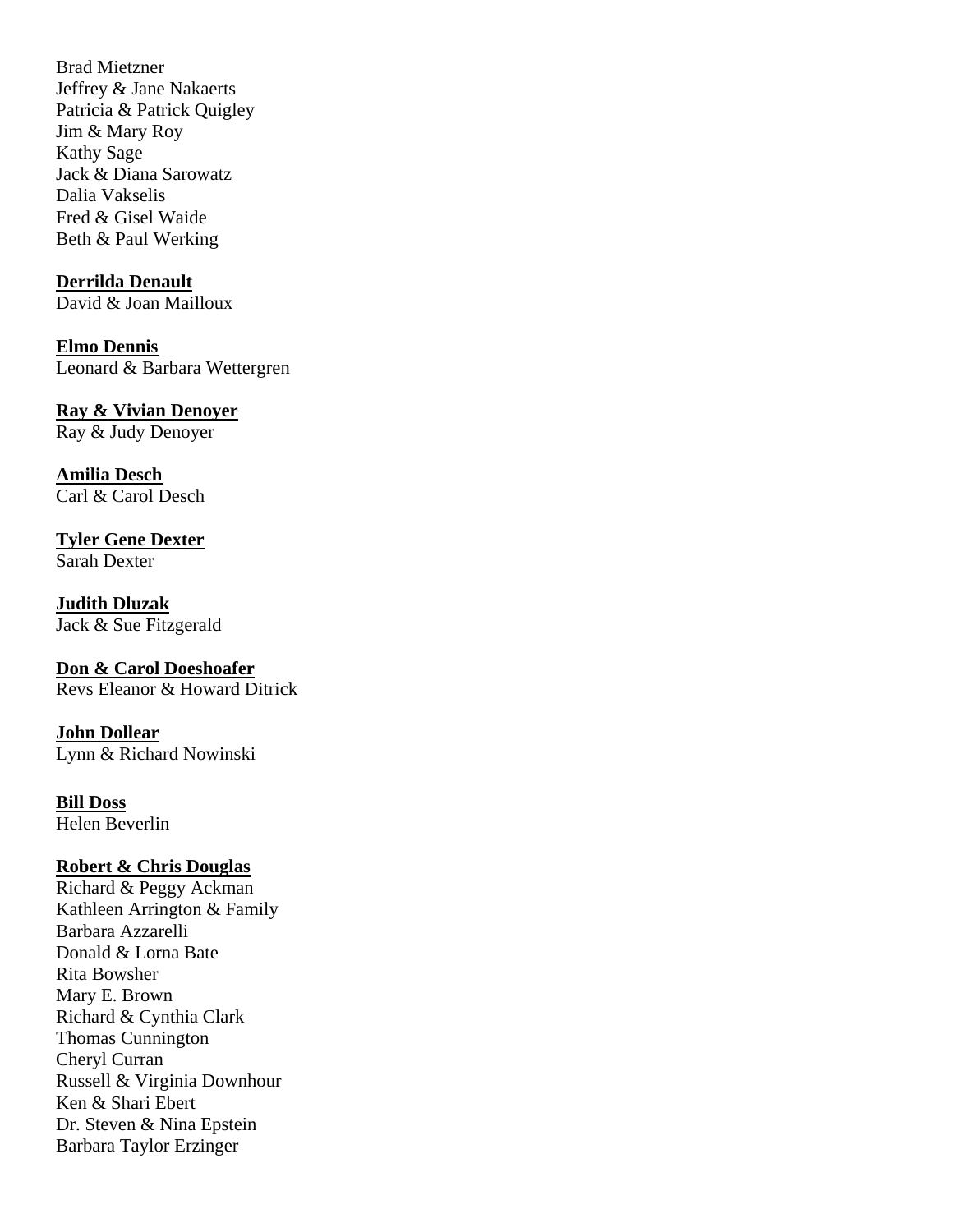Brad Mietzner
Jeffrey & Jane Nakaerts
Patricia & Patrick Quigley
Jim & Mary Roy
Kathy Sage
Jack & Diana Sarowatz
Dalia Vakselis
Fred & Gisel Waide
Beth & Paul Werking

**Derrilda Denault**
David & Joan Mailloux

**Elmo Dennis**
Leonard & Barbara Wettergren

**Ray & Vivian Denoyer**
Ray & Judy Denoyer

**Amilia Desch**
Carl & Carol Desch

**Tyler Gene Dexter**
Sarah Dexter

**Judith Dluzak**
Jack & Sue Fitzgerald

**Don & Carol Doeshoafer**
Revs Eleanor & Howard Ditrick

**John Dollear**
Lynn & Richard Nowinski

**Bill Doss**
Helen Beverlin

**Robert & Chris Douglas**
Richard & Peggy Ackman
Kathleen Arrington & Family
Barbara Azzarelli
Donald & Lorna Bate
Rita Bowsher
Mary E. Brown
Richard & Cynthia Clark
Thomas Cunnington
Cheryl Curran
Russell & Virginia Downhour
Ken & Shari Ebert
Dr. Steven & Nina Epstein
Barbara Taylor Erzinger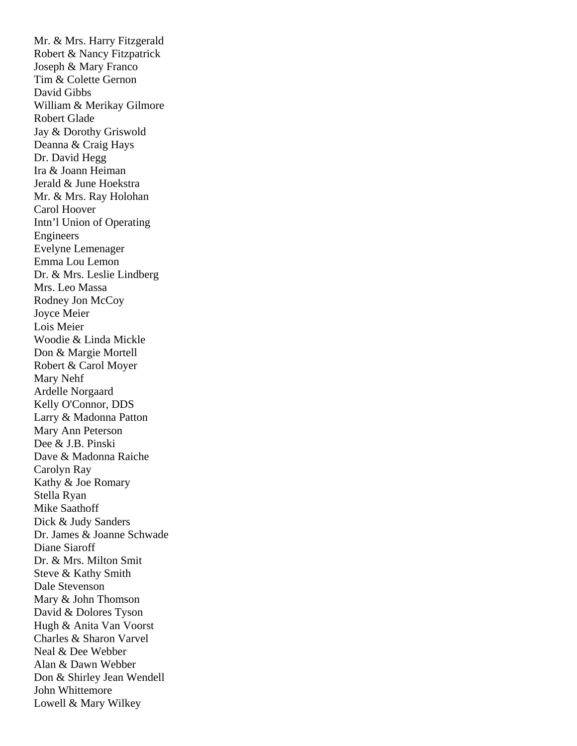Mr. & Mrs. Harry Fitzgerald
Robert & Nancy Fitzpatrick
Joseph & Mary Franco
Tim & Colette Gernon
David Gibbs
William & Merikay Gilmore
Robert Glade
Jay & Dorothy Griswold
Deanna & Craig Hays
Dr. David Hegg
Ira & Joann Heiman
Jerald & June Hoekstra
Mr. & Mrs. Ray Holohan
Carol Hoover
Intn'l Union of Operating Engineers
Evelyne Lemenager
Emma Lou Lemon
Dr. & Mrs. Leslie Lindberg
Mrs. Leo Massa
Rodney Jon McCoy
Joyce Meier
Lois Meier
Woodie & Linda Mickle
Don & Margie Mortell
Robert & Carol Moyer
Mary Nehf
Ardelle Norgaard
Kelly O'Connor, DDS
Larry & Madonna Patton
Mary Ann Peterson
Dee & J.B. Pinski
Dave & Madonna Raiche
Carolyn Ray
Kathy & Joe Romary
Stella Ryan
Mike Saathoff
Dick & Judy Sanders
Dr. James & Joanne Schwade
Diane Siaroff
Dr. & Mrs. Milton Smit
Steve & Kathy Smith
Dale Stevenson
Mary & John Thomson
David & Dolores Tyson
Hugh & Anita Van Voorst
Charles & Sharon Varvel
Neal & Dee Webber
Alan & Dawn Webber
Don & Shirley Jean Wendell
John Whittemore
Lowell & Mary Wilkey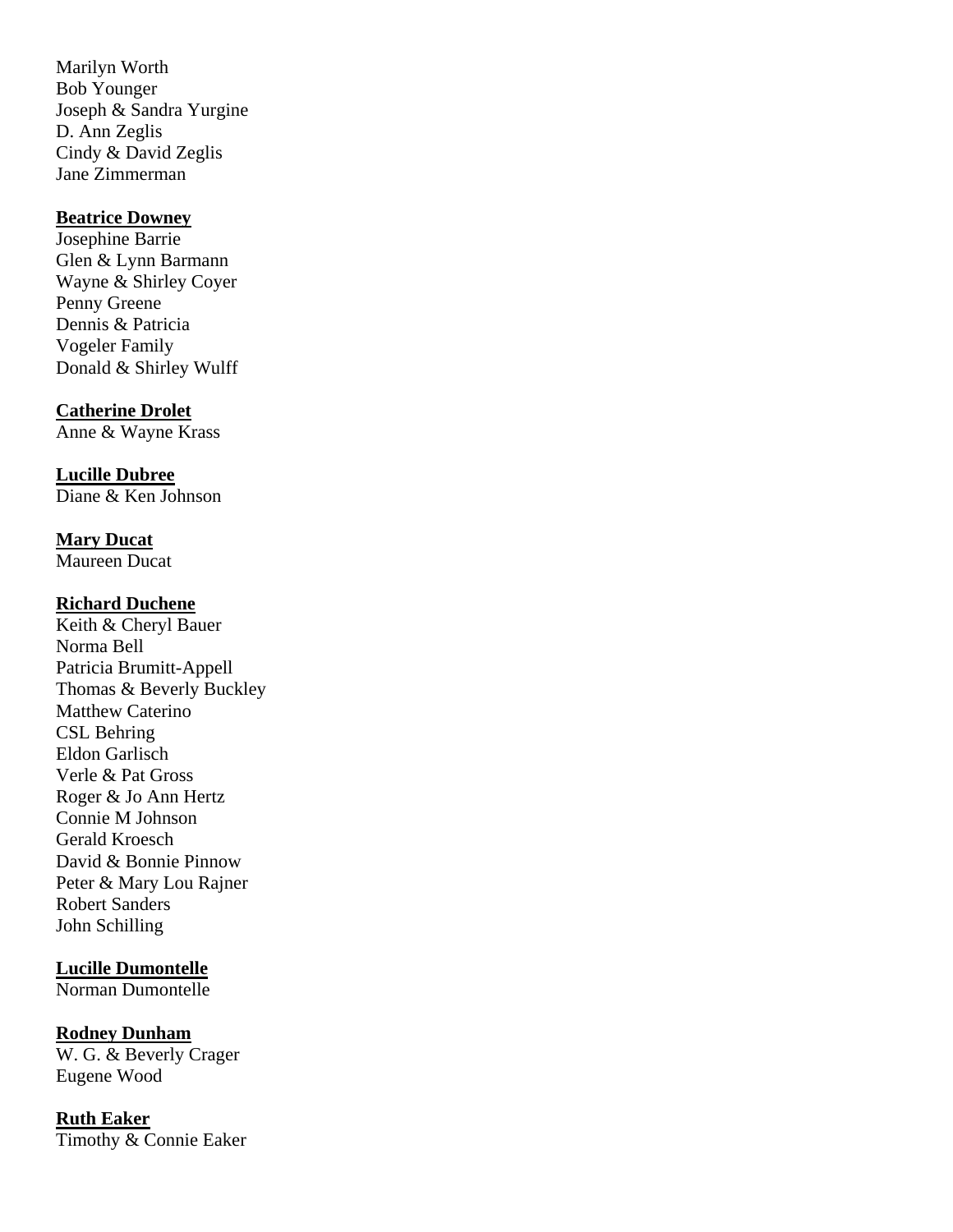Marilyn Worth
Bob Younger
Joseph & Sandra Yurgine
D. Ann Zeglis
Cindy & David Zeglis
Jane Zimmerman

**Beatrice Downey**
Josephine Barrie
Glen & Lynn Barmann
Wayne & Shirley Coyer
Penny Greene
Dennis & Patricia
Vogeler Family
Donald & Shirley Wulff

**Catherine Drolet**
Anne & Wayne Krass

**Lucille Dubree**
Diane & Ken Johnson

**Mary Ducat**
Maureen Ducat

**Richard Duchene**
Keith & Cheryl Bauer
Norma Bell
Patricia Brumitt-Appell
Thomas & Beverly Buckley
Matthew Caterino
CSL Behring
Eldon Garlisch
Verle & Pat Gross
Roger & Jo Ann Hertz
Connie M Johnson
Gerald Kroesch
David & Bonnie Pinnow
Peter & Mary Lou Rajner
Robert Sanders
John Schilling

**Lucille Dumontelle**
Norman Dumontelle

**Rodney Dunham**
W. G. & Beverly Crager
Eugene Wood

**Ruth Eaker**
Timothy & Connie Eaker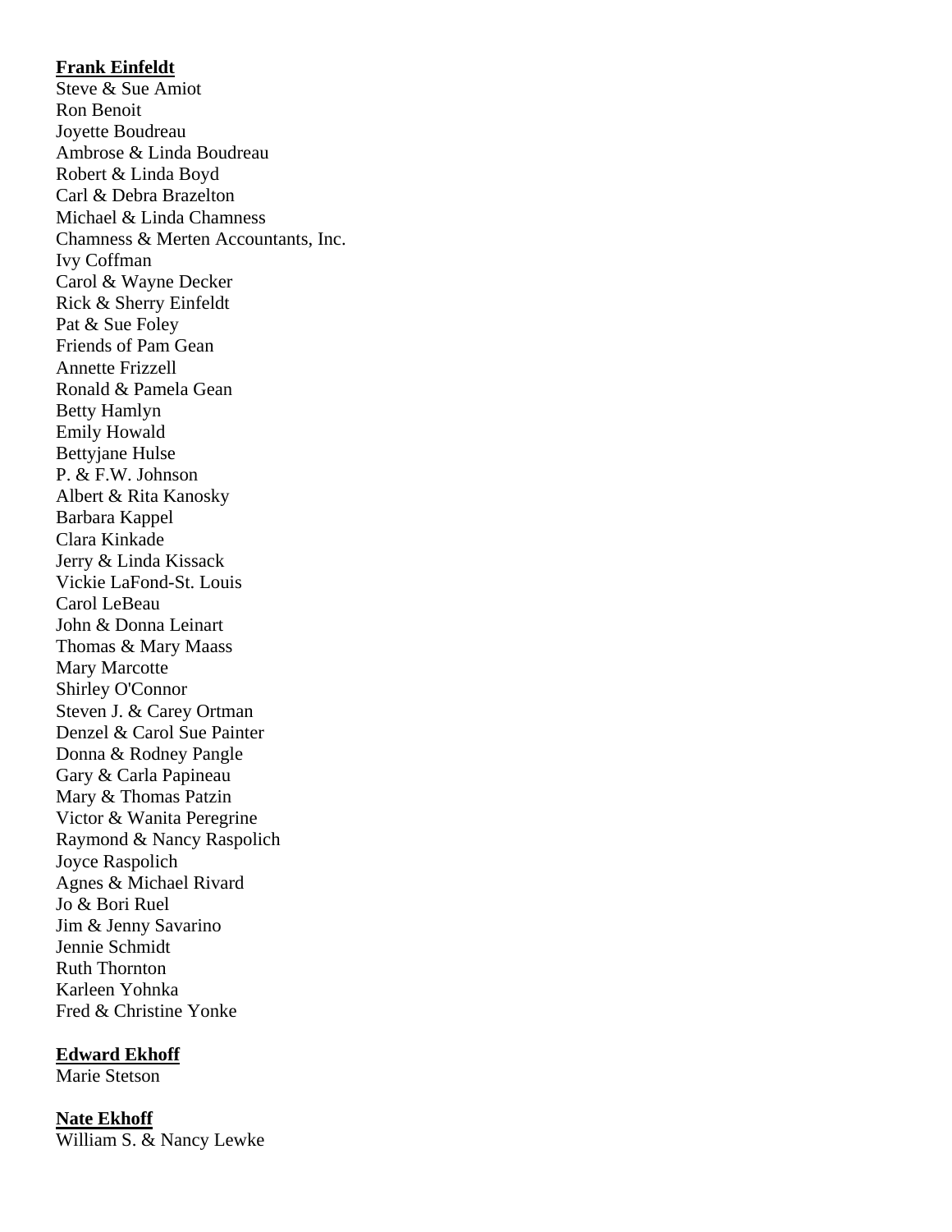**Frank Einfeldt**

Steve & Sue Amiot
Ron Benoit
Joyette Boudreau
Ambrose & Linda Boudreau
Robert & Linda Boyd
Carl & Debra Brazelton
Michael & Linda Chamness
Chamness & Merten Accountants, Inc.
Ivy Coffman
Carol & Wayne Decker
Rick & Sherry Einfeldt
Pat & Sue Foley
Friends of Pam Gean
Annette Frizzell
Ronald & Pamela Gean
Betty Hamlyn
Emily Howald
Bettyjane Hulse
P. & F.W. Johnson
Albert & Rita Kanosky
Barbara Kappel
Clara Kinkade
Jerry & Linda Kissack
Vickie LaFond-St. Louis
Carol LeBeau
John & Donna Leinart
Thomas & Mary Maass
Mary Marcotte
Shirley O'Connor
Steven J. & Carey Ortman
Denzel & Carol Sue Painter
Donna & Rodney Pangle
Gary & Carla Papineau
Mary & Thomas Patzin
Victor & Wanita Peregrine
Raymond & Nancy Raspolich
Joyce Raspolich
Agnes & Michael Rivard
Jo & Bori Ruel
Jim & Jenny Savarino
Jennie Schmidt
Ruth Thornton
Karleen Yohnka
Fred & Christine Yonke

**Edward Ekhoff**

Marie Stetson

**Nate Ekhoff**

William S. & Nancy Lewke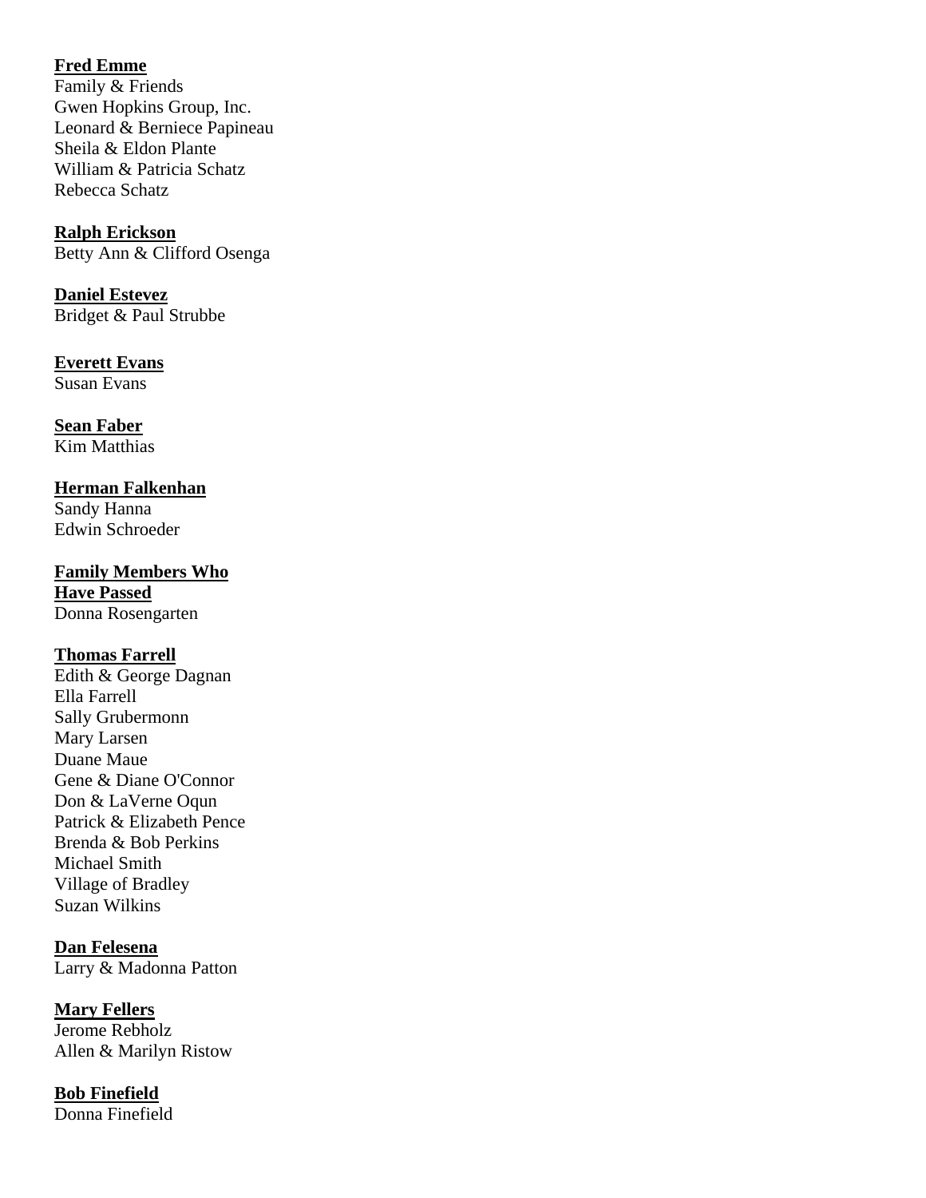**Fred Emme**
Family & Friends
Gwen Hopkins Group, Inc.
Leonard & Berniece Papineau
Sheila & Eldon Plante
William & Patricia Schatz
Rebecca Schatz

**Ralph Erickson**
Betty Ann & Clifford Osenga

**Daniel Estevez**
Bridget & Paul Strubbe

**Everett Evans**
Susan Evans

**Sean Faber**
Kim Matthias

**Herman Falkenhan**
Sandy Hanna
Edwin Schroeder

**Family Members Who Have Passed**
Donna Rosengarten

**Thomas Farrell**
Edith & George Dagnan
Ella Farrell
Sally Grubermonn
Mary Larsen
Duane Maue
Gene & Diane O'Connor
Don & LaVerne Oqun
Patrick & Elizabeth Pence
Brenda & Bob Perkins
Michael Smith
Village of Bradley
Suzan Wilkins

**Dan Felesena**
Larry & Madonna Patton

**Mary Fellers**
Jerome Rebholz
Allen & Marilyn Ristow

**Bob Finefield**
Donna Finefield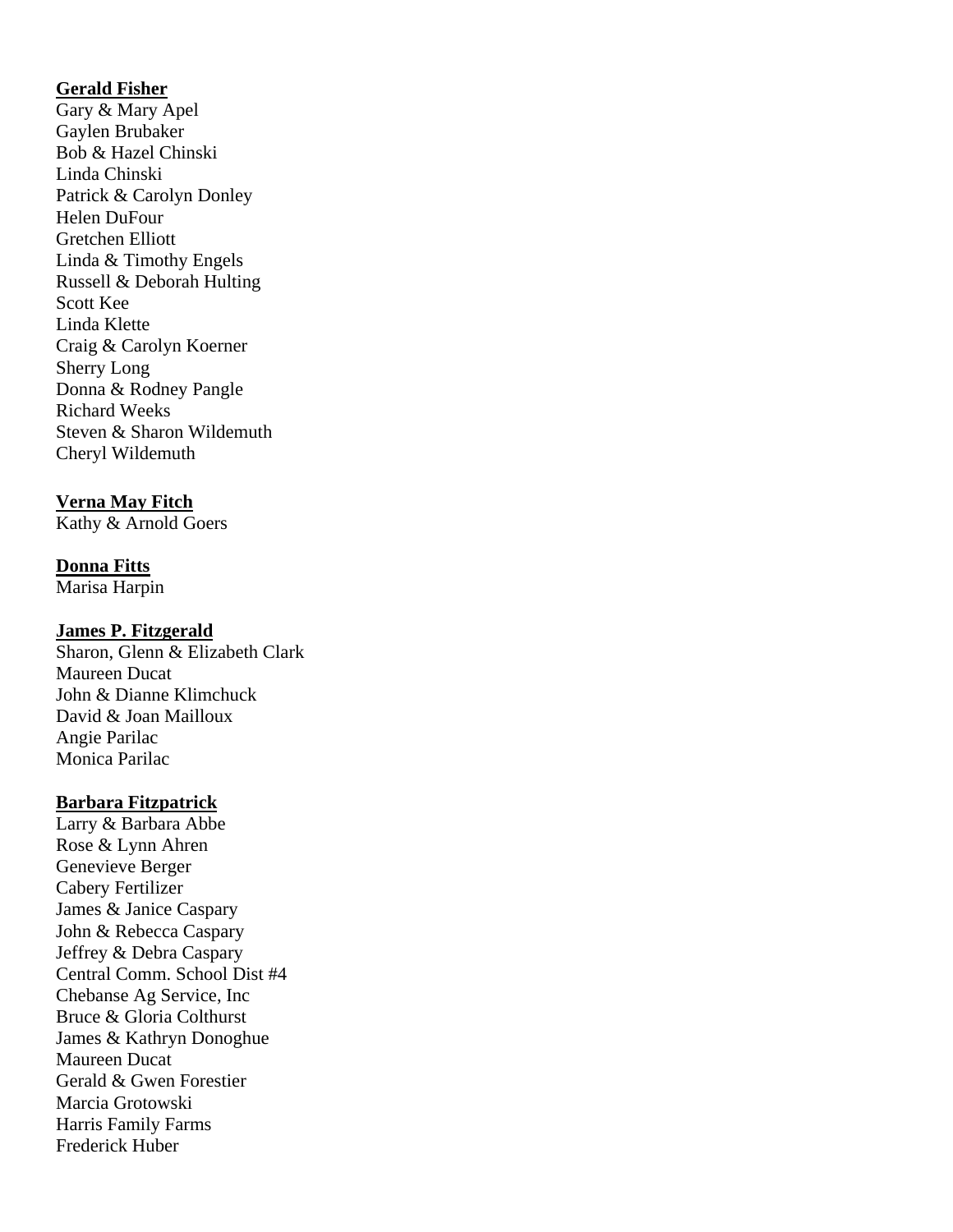**Gerald Fisher**
Gary & Mary Apel
Gaylen Brubaker
Bob & Hazel Chinski
Linda Chinski
Patrick & Carolyn Donley
Helen DuFour
Gretchen Elliott
Linda & Timothy Engels
Russell & Deborah Hulting
Scott Kee
Linda Klette
Craig & Carolyn Koerner
Sherry Long
Donna & Rodney Pangle
Richard Weeks
Steven & Sharon Wildemuth
Cheryl Wildemuth

**Verna May Fitch**
Kathy & Arnold Goers

**Donna Fitts**
Marisa Harpin

**James P. Fitzgerald**
Sharon, Glenn & Elizabeth Clark
Maureen Ducat
John & Dianne Klimchuck
David & Joan Mailloux
Angie Parilac
Monica Parilac

**Barbara Fitzpatrick**
Larry & Barbara Abbe
Rose & Lynn Ahren
Genevieve Berger
Cabery Fertilizer
James & Janice Caspary
John & Rebecca Caspary
Jeffrey & Debra Caspary
Central Comm. School Dist #4
Chebanse Ag Service, Inc
Bruce & Gloria Colthurst
James & Kathryn Donoghue
Maureen Ducat
Gerald & Gwen Forestier
Marcia Grotowski
Harris Family Farms
Frederick Huber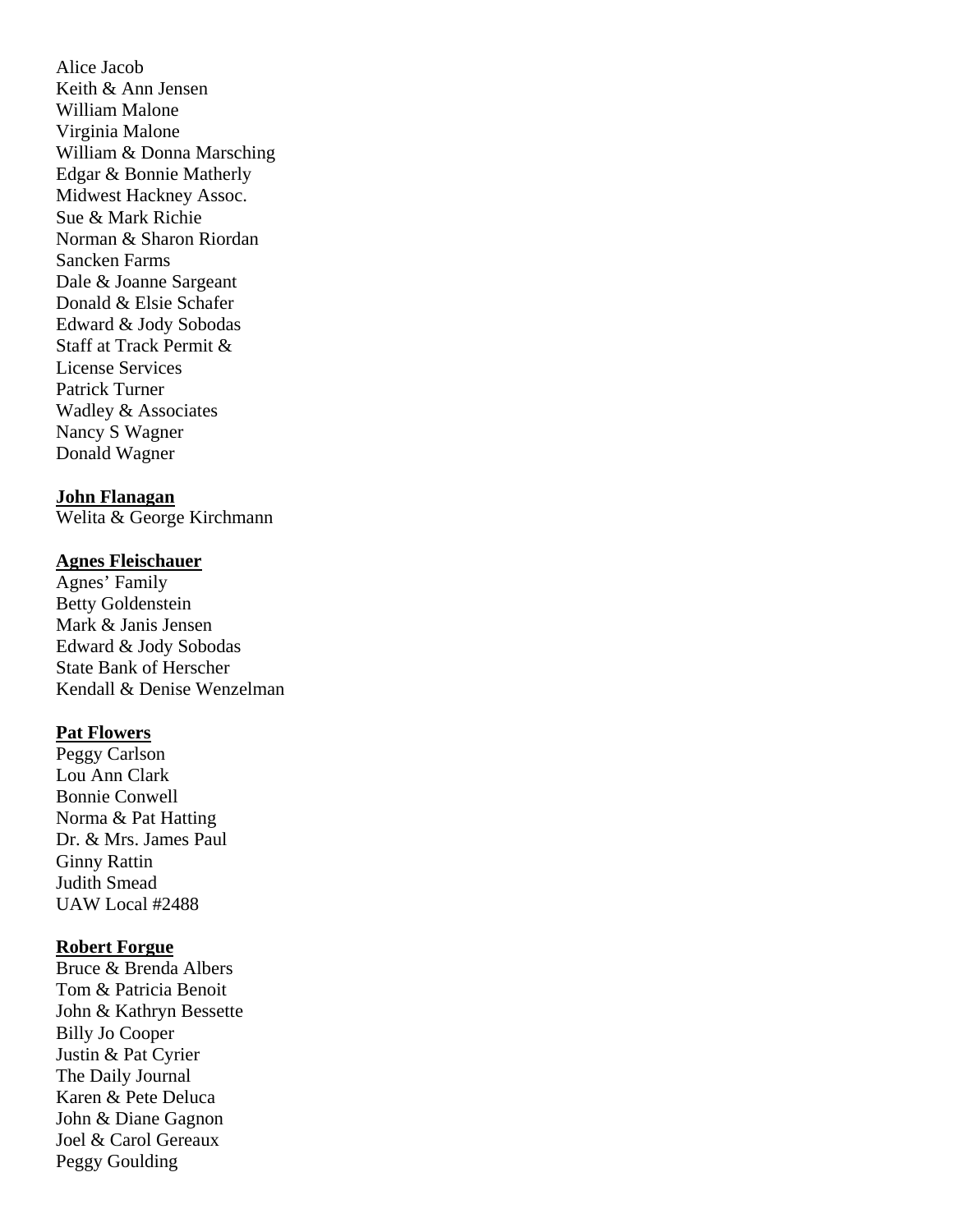Alice Jacob
Keith & Ann Jensen
William Malone
Virginia Malone
William & Donna Marsching
Edgar & Bonnie Matherly
Midwest Hackney Assoc.
Sue & Mark Richie
Norman & Sharon Riordan
Sancken Farms
Dale & Joanne Sargeant
Donald & Elsie Schafer
Edward & Jody Sobodas
Staff at Track Permit &
License Services
Patrick Turner
Wadley & Associates
Nancy S Wagner
Donald Wagner

**John Flanagan**
Welita & George Kirchmann

**Agnes Fleischauer**
Agnes' Family
Betty Goldenstein
Mark & Janis Jensen
Edward & Jody Sobodas
State Bank of Herscher
Kendall & Denise Wenzelman

**Pat Flowers**
Peggy Carlson
Lou Ann Clark
Bonnie Conwell
Norma & Pat Hatting
Dr. & Mrs. James Paul
Ginny Rattin
Judith Smead
UAW Local #2488

**Robert Forgue**
Bruce & Brenda Albers
Tom & Patricia Benoit
John & Kathryn Bessette
Billy Jo Cooper
Justin & Pat Cyrier
The Daily Journal
Karen & Pete Deluca
John & Diane Gagnon
Joel & Carol Gereaux
Peggy Goulding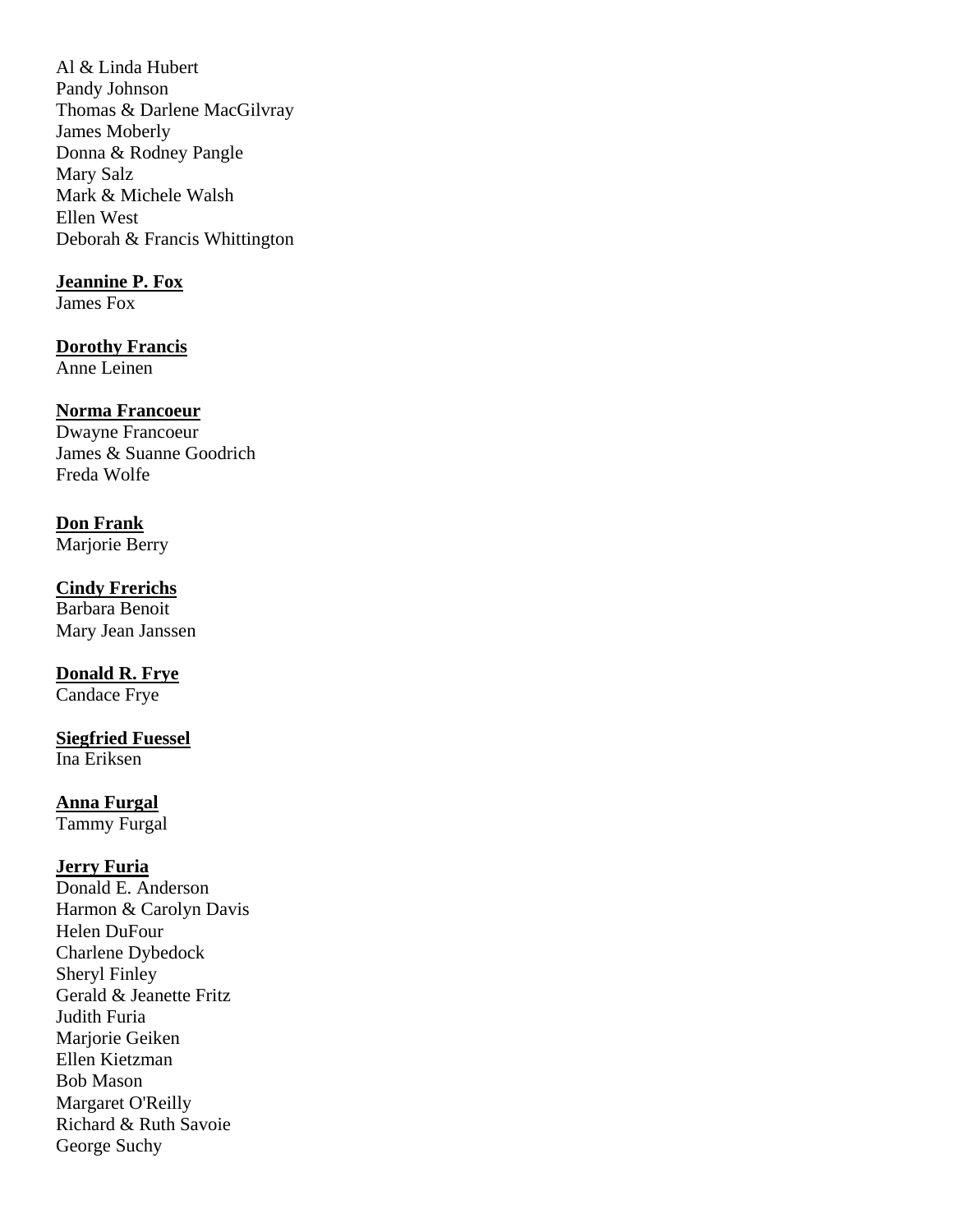Al & Linda Hubert
Pandy Johnson
Thomas & Darlene MacGilvray
James Moberly
Donna & Rodney Pangle
Mary Salz
Mark & Michele Walsh
Ellen West
Deborah & Francis Whittington

**Jeannine P. Fox**
James Fox

**Dorothy Francis**
Anne Leinen

**Norma Francoeur**
Dwayne Francoeur
James & Suanne Goodrich
Freda Wolfe

**Don Frank**
Marjorie Berry

**Cindy Frerichs**
Barbara Benoit
Mary Jean Janssen

**Donald R. Frye**
Candace Frye

**Siegfried Fuessel**
Ina Eriksen

**Anna Furgal**
Tammy Furgal

**Jerry Furia**
Donald E. Anderson
Harmon & Carolyn Davis
Helen DuFour
Charlene Dybedock
Sheryl Finley
Gerald & Jeanette Fritz
Judith Furia
Marjorie Geiken
Ellen Kietzman
Bob Mason
Margaret O'Reilly
Richard & Ruth Savoie
George Suchy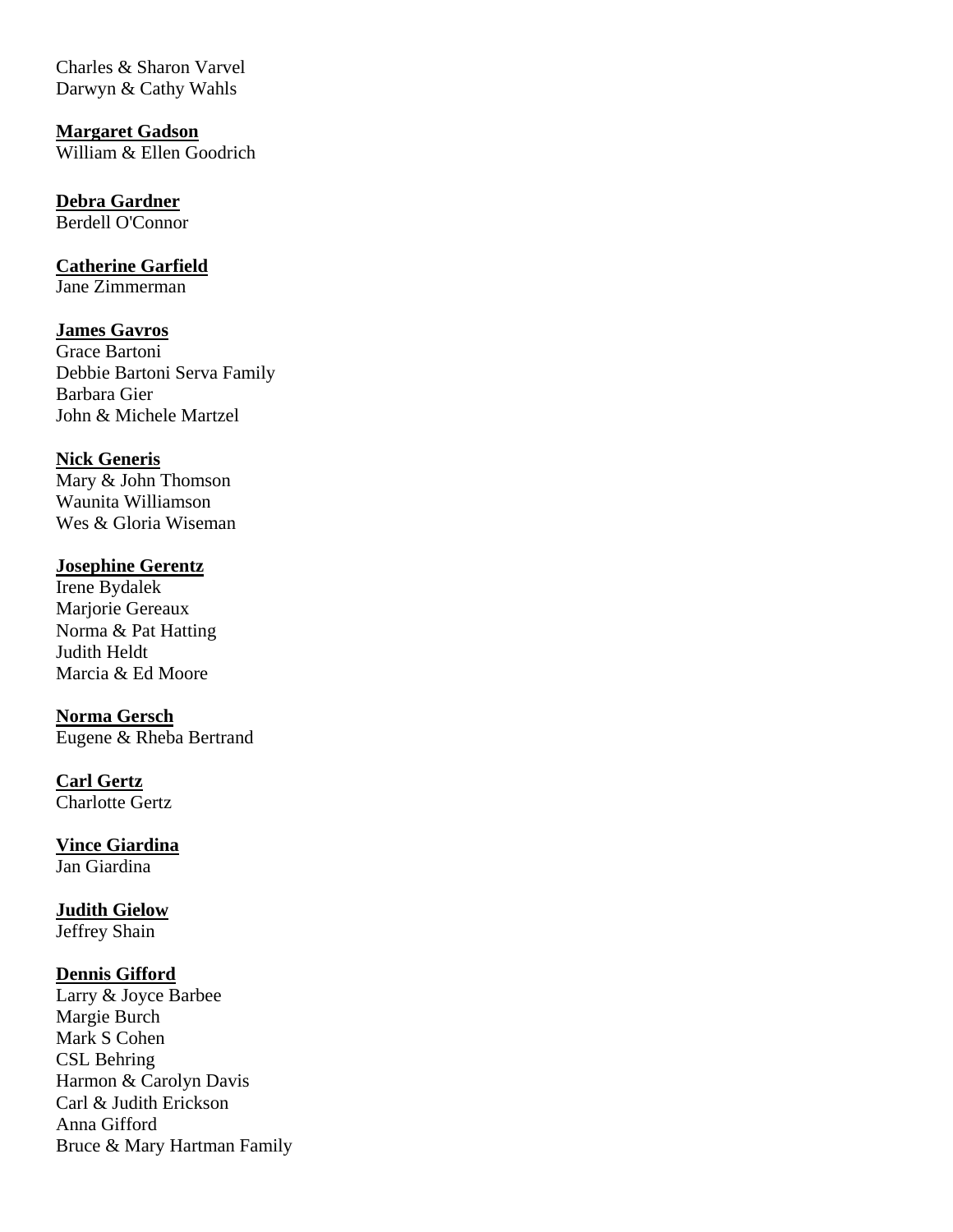Charles & Sharon Varvel
Darwyn & Cathy Wahls

**Margaret Gadson**
William & Ellen Goodrich

**Debra Gardner**
Berdell O'Connor

**Catherine Garfield**
Jane Zimmerman

**James Gavros**
Grace Bartoni
Debbie Bartoni Serva Family
Barbara Gier
John & Michele Martzel

**Nick Generis**
Mary & John Thomson
Waunita Williamson
Wes & Gloria Wiseman

**Josephine Gerentz**
Irene Bydalek
Marjorie Gereaux
Norma & Pat Hatting
Judith Heldt
Marcia & Ed Moore

**Norma Gersch**
Eugene & Rheba Bertrand

**Carl Gertz**
Charlotte Gertz

**Vince Giardina**
Jan Giardina

**Judith Gielow**
Jeffrey Shain

**Dennis Gifford**
Larry & Joyce Barbee
Margie Burch
Mark S Cohen
CSL Behring
Harmon & Carolyn Davis
Carl & Judith Erickson
Anna Gifford
Bruce & Mary Hartman Family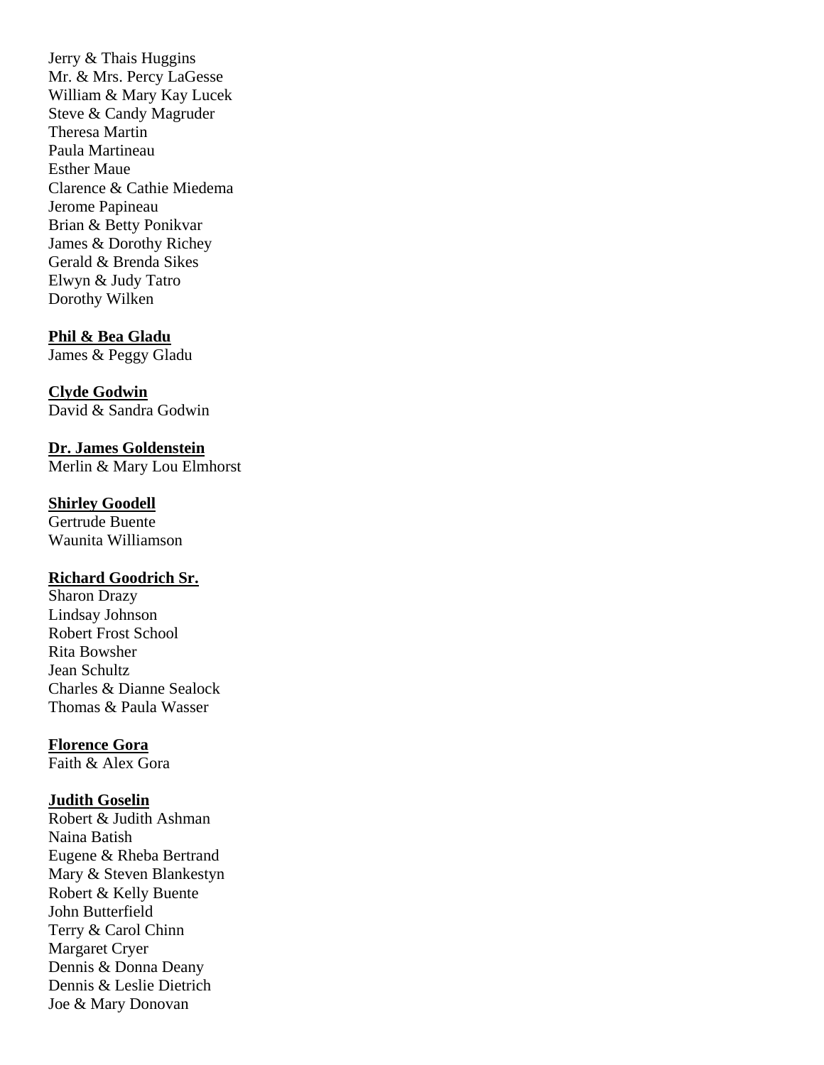Jerry & Thais Huggins
Mr. & Mrs. Percy LaGesse
William & Mary Kay Lucek
Steve & Candy Magruder
Theresa Martin
Paula Martineau
Esther Maue
Clarence & Cathie Miedema
Jerome Papineau
Brian & Betty Ponikvar
James & Dorothy Richey
Gerald & Brenda Sikes
Elwyn & Judy Tatro
Dorothy Wilken

**Phil & Bea Gladu**
James & Peggy Gladu

**Clyde Godwin**
David & Sandra Godwin

**Dr. James Goldenstein**
Merlin & Mary Lou Elmhorst

**Shirley Goodell**
Gertrude Buente
Waunita Williamson

**Richard Goodrich Sr.**
Sharon Drazy
Lindsay Johnson
Robert Frost School
Rita Bowsher
Jean Schultz
Charles & Dianne Sealock
Thomas & Paula Wasser

**Florence Gora**
Faith & Alex Gora

**Judith Goselin**
Robert & Judith Ashman
Naina Batish
Eugene & Rheba Bertrand
Mary & Steven Blankestyn
Robert & Kelly Buente
John Butterfield
Terry & Carol Chinn
Margaret Cryer
Dennis & Donna Deany
Dennis & Leslie Dietrich
Joe & Mary Donovan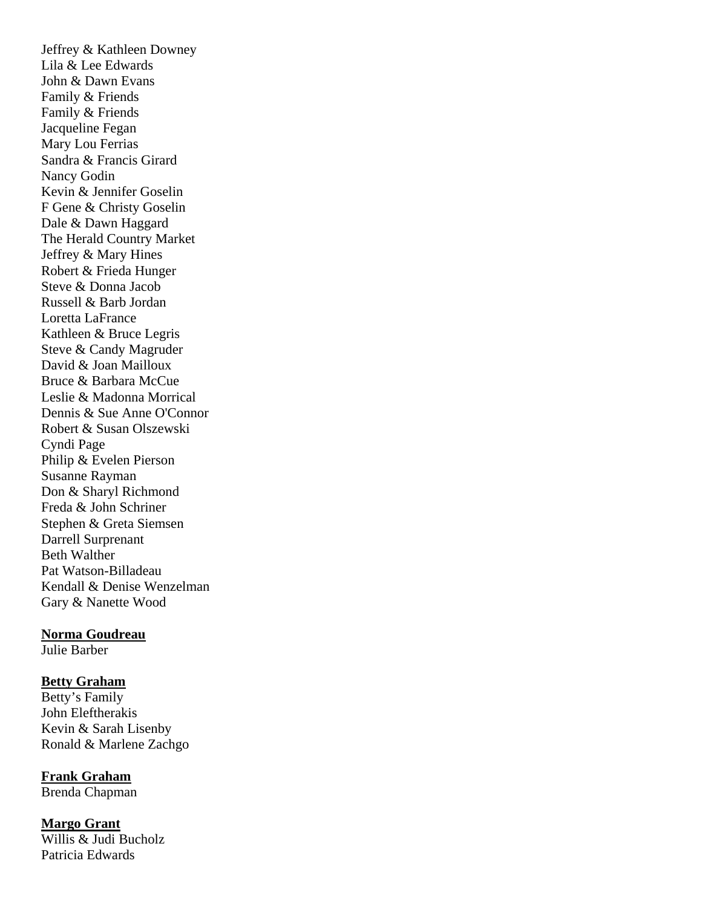Jeffrey & Kathleen Downey
Lila & Lee Edwards
John & Dawn Evans
Family & Friends
Family & Friends
Jacqueline Fegan
Mary Lou Ferrias
Sandra & Francis Girard
Nancy Godin
Kevin & Jennifer Goselin
F Gene & Christy Goselin
Dale & Dawn Haggard
The Herald Country Market
Jeffrey & Mary Hines
Robert & Frieda Hunger
Steve & Donna Jacob
Russell & Barb Jordan
Loretta LaFrance
Kathleen & Bruce Legris
Steve & Candy Magruder
David & Joan Mailloux
Bruce & Barbara McCue
Leslie & Madonna Morrical
Dennis & Sue Anne O'Connor
Robert & Susan Olszewski
Cyndi Page
Philip & Evelen Pierson
Susanne Rayman
Don & Sharyl Richmond
Freda & John Schriner
Stephen & Greta Siemsen
Darrell Surprenant
Beth Walther
Pat Watson-Billadeau
Kendall & Denise Wenzelman
Gary & Nanette Wood

**Norma Goudreau**
Julie Barber

**Betty Graham**
Betty's Family
John Eleftherakis
Kevin & Sarah Lisenby
Ronald & Marlene Zachgo

**Frank Graham**
Brenda Chapman

**Margo Grant**
Willis & Judi Bucholz
Patricia Edwards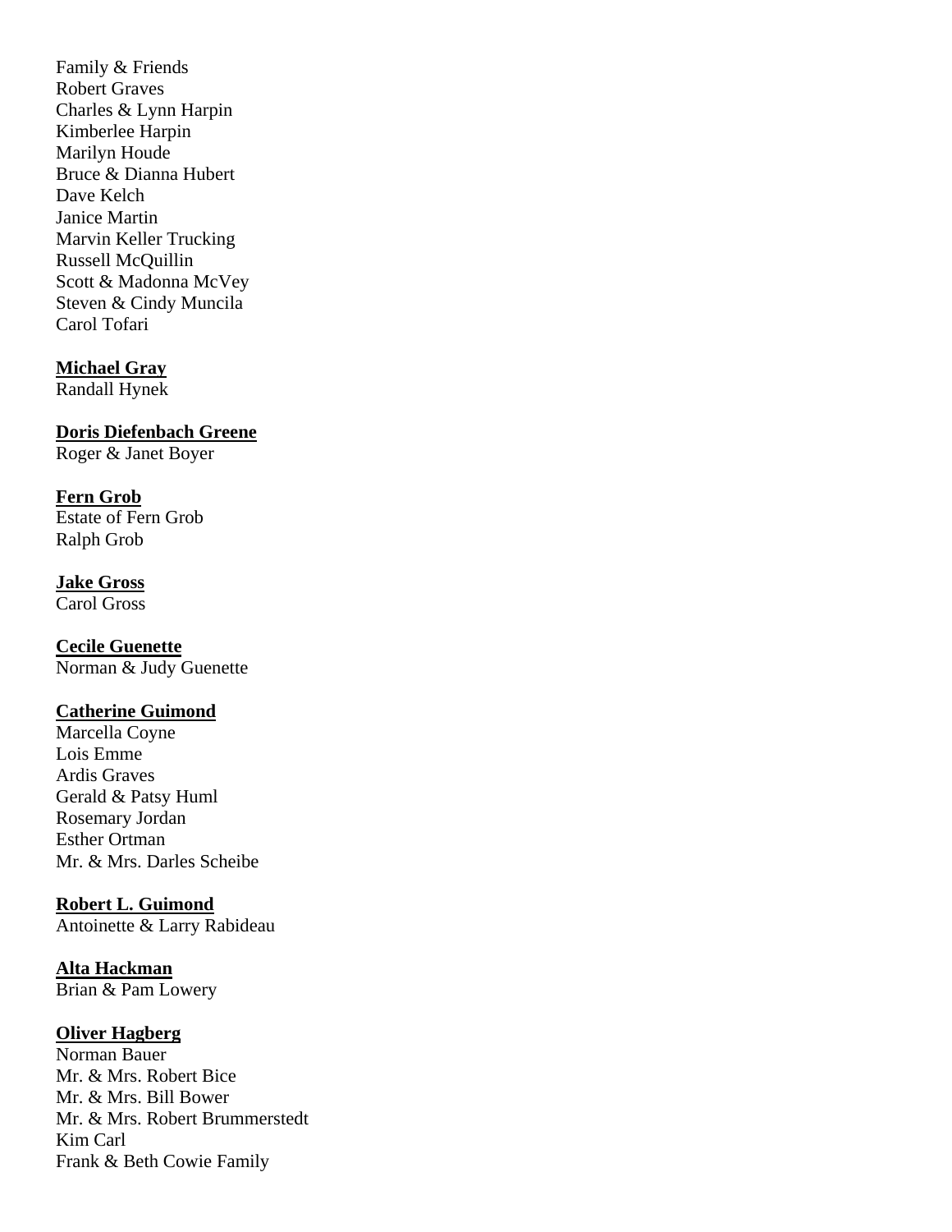Family & Friends
Robert Graves
Charles & Lynn Harpin
Kimberlee Harpin
Marilyn Houde
Bruce & Dianna Hubert
Dave Kelch
Janice Martin
Marvin Keller Trucking
Russell McQuillin
Scott & Madonna McVey
Steven & Cindy Muncila
Carol Tofari

**Michael Gray**
Randall Hynek

**Doris Diefenbach Greene**
Roger & Janet Boyer

**Fern Grob**
Estate of Fern Grob
Ralph Grob

**Jake Gross**
Carol Gross

**Cecile Guenette**
Norman & Judy Guenette

**Catherine Guimond**
Marcella Coyne
Lois Emme
Ardis Graves
Gerald & Patsy Huml
Rosemary Jordan
Esther Ortman
Mr. & Mrs. Darles Scheibe

**Robert L. Guimond**
Antoinette & Larry Rabideau

**Alta Hackman**
Brian & Pam Lowery

**Oliver Hagberg**
Norman Bauer
Mr. & Mrs. Robert Bice
Mr. & Mrs. Bill Bower
Mr. & Mrs. Robert Brummerstedt
Kim Carl
Frank & Beth Cowie Family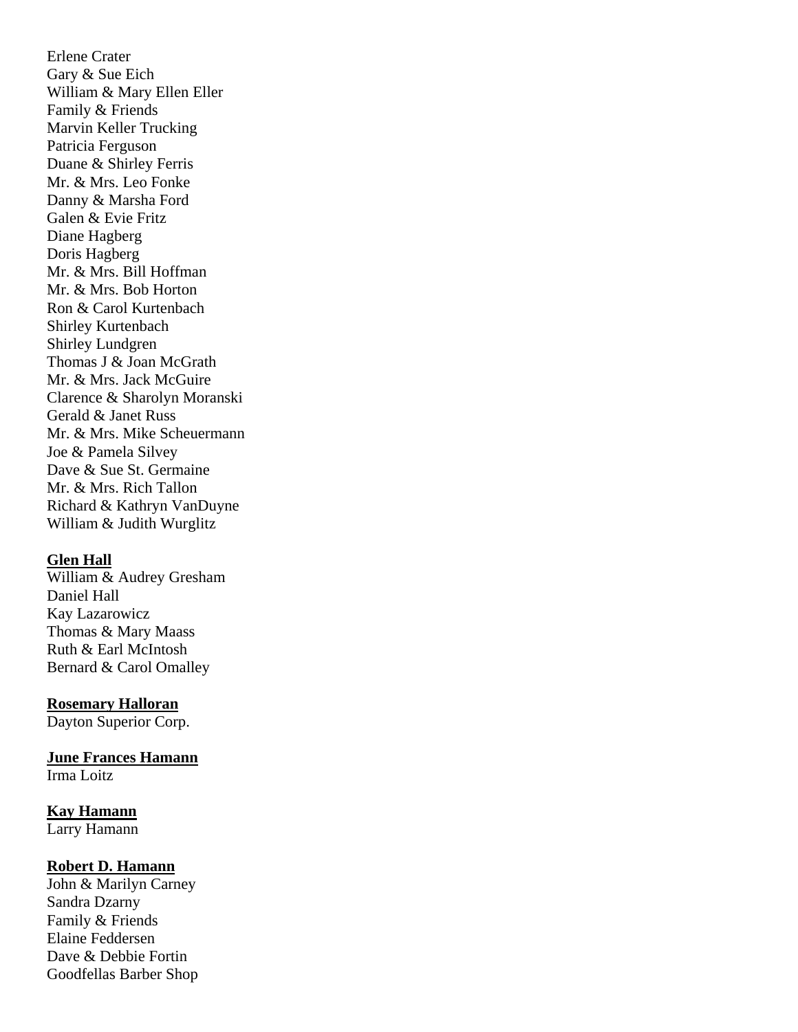Erlene Crater
Gary & Sue Eich
William & Mary Ellen Eller
Family & Friends
Marvin Keller Trucking
Patricia Ferguson
Duane & Shirley Ferris
Mr. & Mrs. Leo Fonke
Danny & Marsha Ford
Galen & Evie Fritz
Diane Hagberg
Doris Hagberg
Mr. & Mrs. Bill Hoffman
Mr. & Mrs. Bob Horton
Ron & Carol Kurtenbach
Shirley Kurtenbach
Shirley Lundgren
Thomas J & Joan McGrath
Mr. & Mrs. Jack McGuire
Clarence & Sharolyn Moranski
Gerald & Janet Russ
Mr. & Mrs. Mike Scheuermann
Joe & Pamela Silvey
Dave & Sue St. Germaine
Mr. & Mrs. Rich Tallon
Richard & Kathryn VanDuyne
William & Judith Wurglitz

**Glen Hall**
William & Audrey Gresham
Daniel Hall
Kay Lazarowicz
Thomas & Mary Maass
Ruth & Earl McIntosh
Bernard & Carol Omalley

**Rosemary Halloran**
Dayton Superior Corp.

**June Frances Hamann**
Irma Loitz

**Kay Hamann**
Larry Hamann

**Robert D. Hamann**
John & Marilyn Carney
Sandra Dzarny
Family & Friends
Elaine Feddersen
Dave & Debbie Fortin
Goodfellas Barber Shop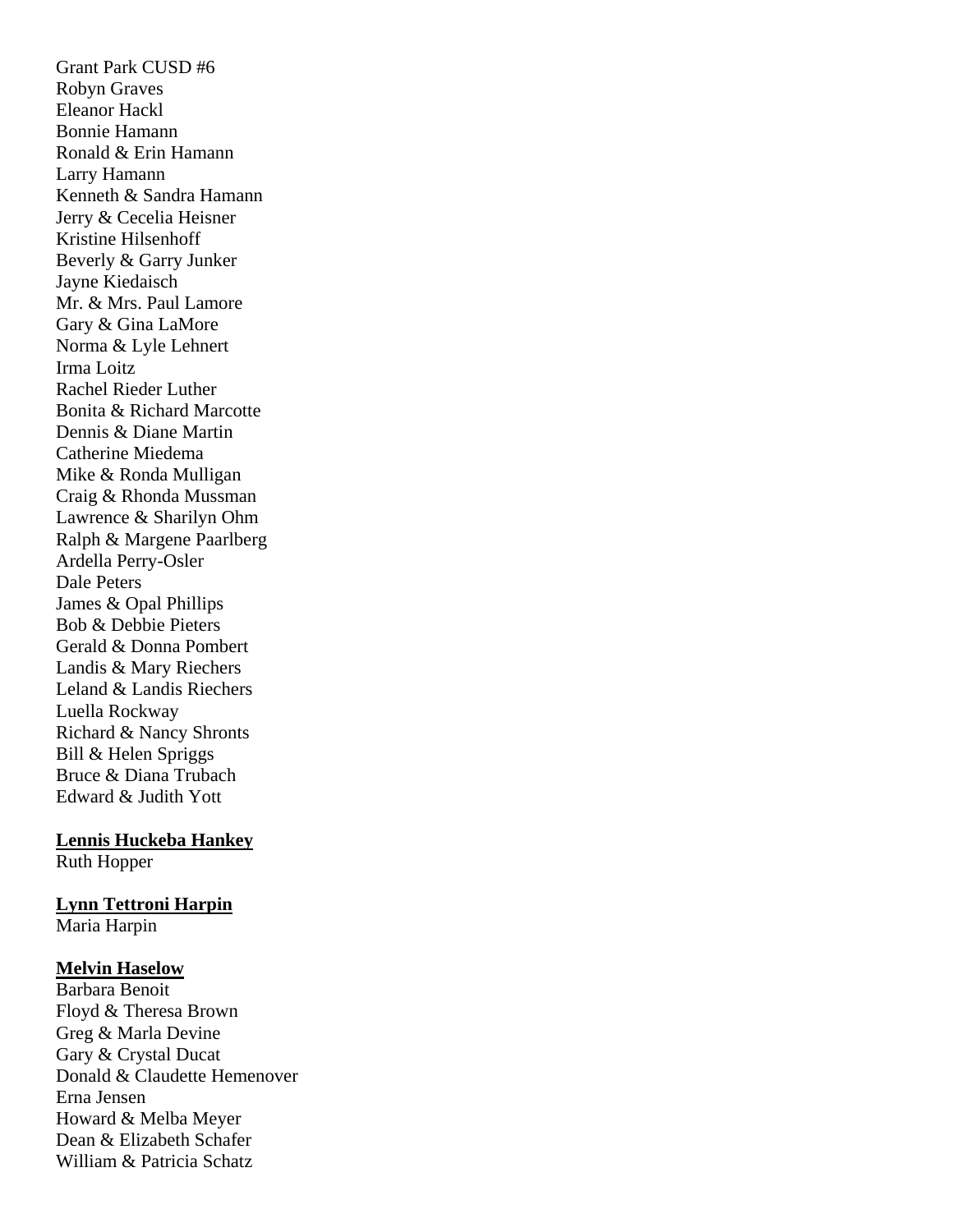Grant Park CUSD #6
Robyn Graves
Eleanor Hackl
Bonnie Hamann
Ronald & Erin Hamann
Larry Hamann
Kenneth & Sandra Hamann
Jerry & Cecelia Heisner
Kristine Hilsenhoff
Beverly & Garry Junker
Jayne Kiedaisch
Mr. & Mrs. Paul Lamore
Gary & Gina LaMore
Norma & Lyle Lehnert
Irma Loitz
Rachel Rieder Luther
Bonita & Richard Marcotte
Dennis & Diane Martin
Catherine Miedema
Mike & Ronda Mulligan
Craig & Rhonda Mussman
Lawrence & Sharilyn Ohm
Ralph & Margene Paarlberg
Ardella Perry-Osler
Dale Peters
James & Opal Phillips
Bob & Debbie Pieters
Gerald & Donna Pombert
Landis & Mary Riechers
Leland & Landis Riechers
Luella Rockway
Richard & Nancy Shronts
Bill & Helen Spriggs
Bruce & Diana Trubach
Edward & Judith Yott

**Lennis Huckeba Hankey**
Ruth Hopper

**Lynn Tettroni Harpin**
Maria Harpin

**Melvin Haselow**
Barbara Benoit
Floyd & Theresa Brown
Greg & Marla Devine
Gary & Crystal Ducat
Donald & Claudette Hemenover
Erna Jensen
Howard & Melba Meyer
Dean & Elizabeth Schafer
William & Patricia Schatz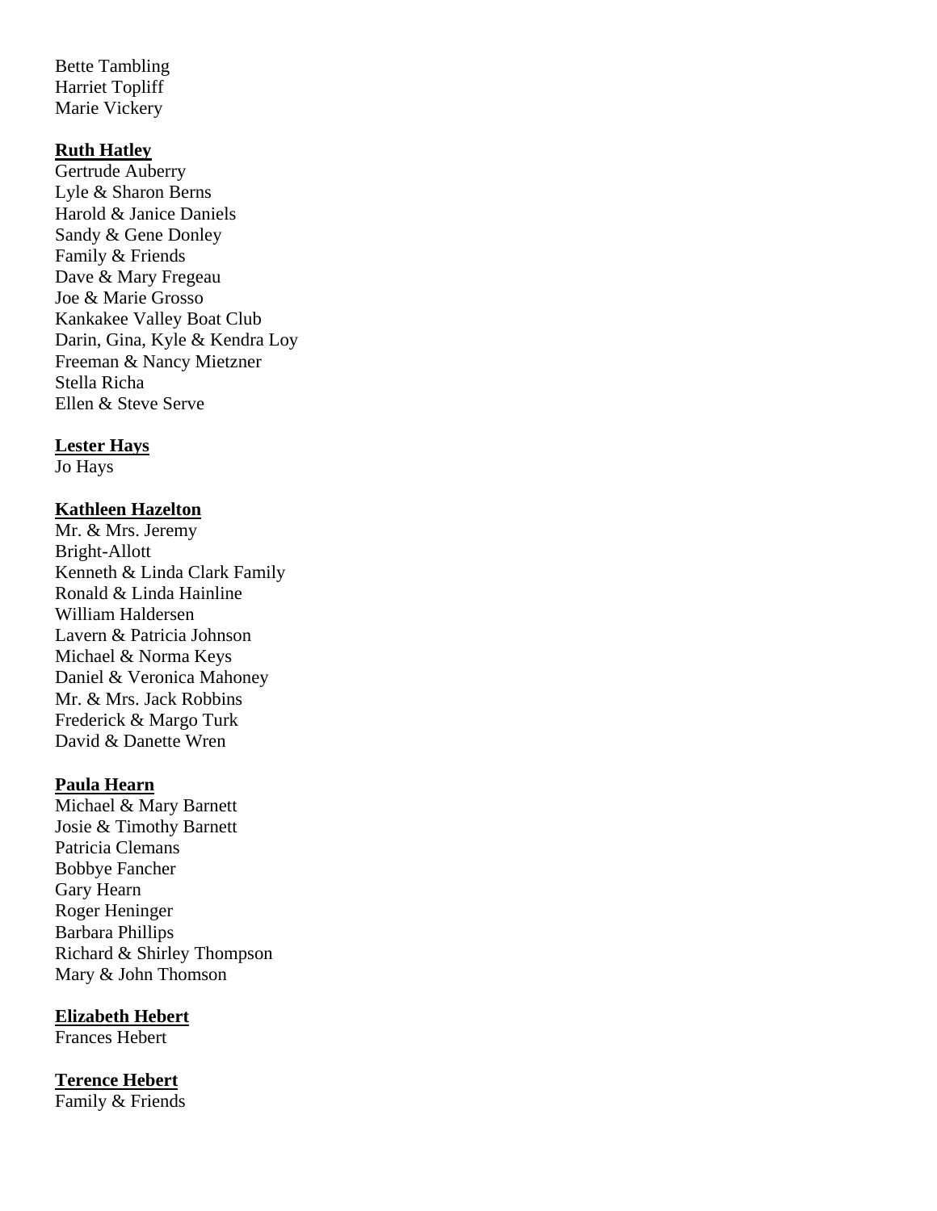Bette Tambling
Harriet Topliff
Marie Vickery

**Ruth Hatley**
Gertrude Auberry
Lyle & Sharon Berns
Harold & Janice Daniels
Sandy & Gene Donley
Family & Friends
Dave & Mary Fregeau
Joe & Marie Grosso
Kankakee Valley Boat Club
Darin, Gina, Kyle & Kendra Loy
Freeman & Nancy Mietzner
Stella Richa
Ellen & Steve Serve

**Lester Hays**
Jo Hays

**Kathleen Hazelton**
Mr. & Mrs. Jeremy
Bright-Allott
Kenneth & Linda Clark Family
Ronald & Linda Hainline
William Haldersen
Lavern & Patricia Johnson
Michael & Norma Keys
Daniel & Veronica Mahoney
Mr. & Mrs. Jack Robbins
Frederick & Margo Turk
David & Danette Wren

**Paula Hearn**
Michael & Mary Barnett
Josie & Timothy Barnett
Patricia Clemans
Bobbye Fancher
Gary Hearn
Roger Heninger
Barbara Phillips
Richard & Shirley Thompson
Mary & John Thomson

**Elizabeth Hebert**
Frances Hebert

**Terence Hebert**
Family & Friends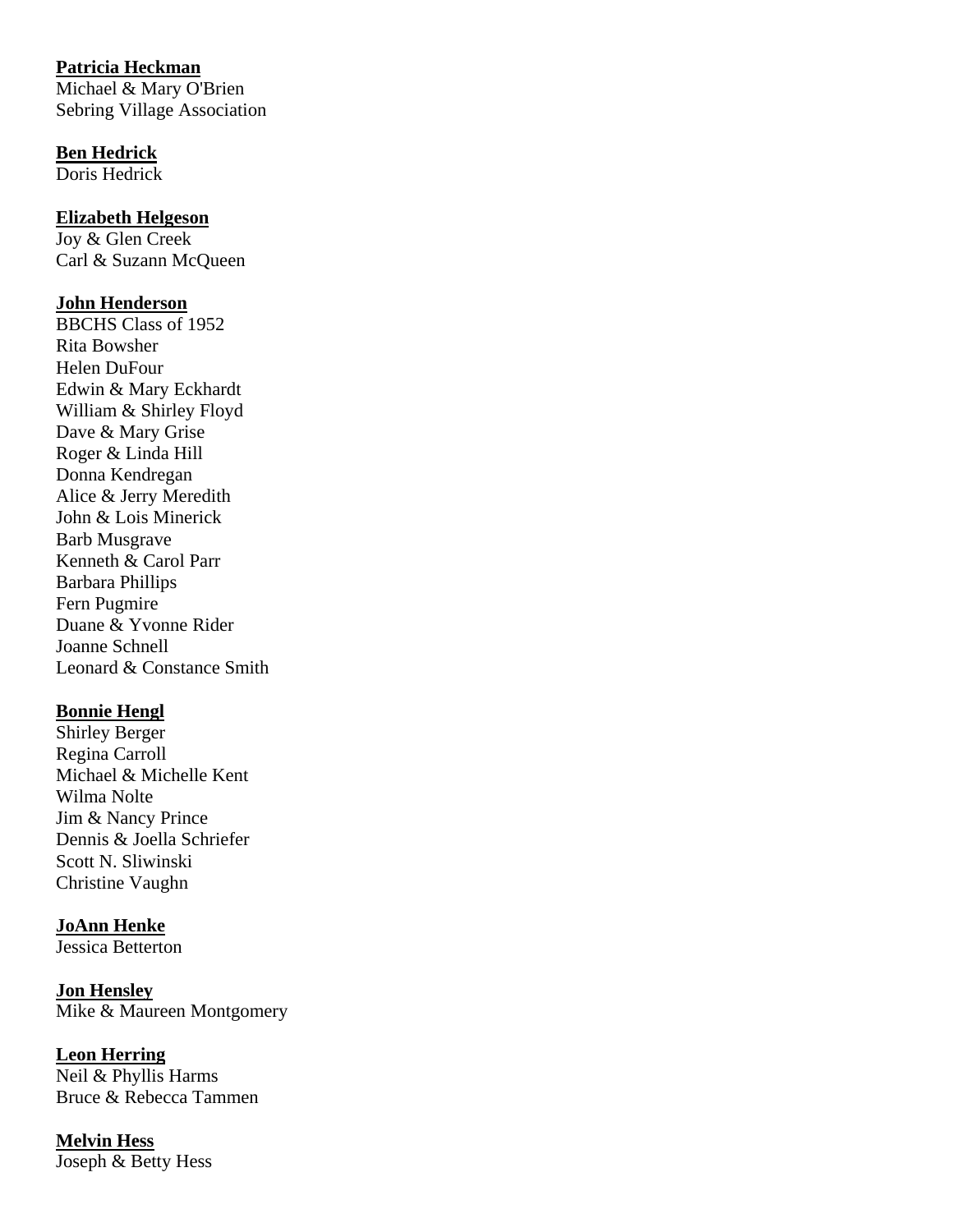**Patricia Heckman**
Michael & Mary O'Brien
Sebring Village Association

**Ben Hedrick**
Doris Hedrick

**Elizabeth Helgeson**
Joy & Glen Creek
Carl & Suzann McQueen

**John Henderson**
BBCHS Class of 1952
Rita Bowsher
Helen DuFour
Edwin & Mary Eckhardt
William & Shirley Floyd
Dave & Mary Grise
Roger & Linda Hill
Donna Kendregan
Alice & Jerry Meredith
John & Lois Minerick
Barb Musgrave
Kenneth & Carol Parr
Barbara Phillips
Fern Pugmire
Duane & Yvonne Rider
Joanne Schnell
Leonard & Constance Smith

**Bonnie Hengl**
Shirley Berger
Regina Carroll
Michael & Michelle Kent
Wilma Nolte
Jim & Nancy Prince
Dennis & Joella Schriefer
Scott N. Sliwinski
Christine Vaughn

**JoAnn Henke**
Jessica Betterton

**Jon Hensley**
Mike & Maureen Montgomery

**Leon Herring**
Neil & Phyllis Harms
Bruce & Rebecca Tammen

**Melvin Hess**
Joseph & Betty Hess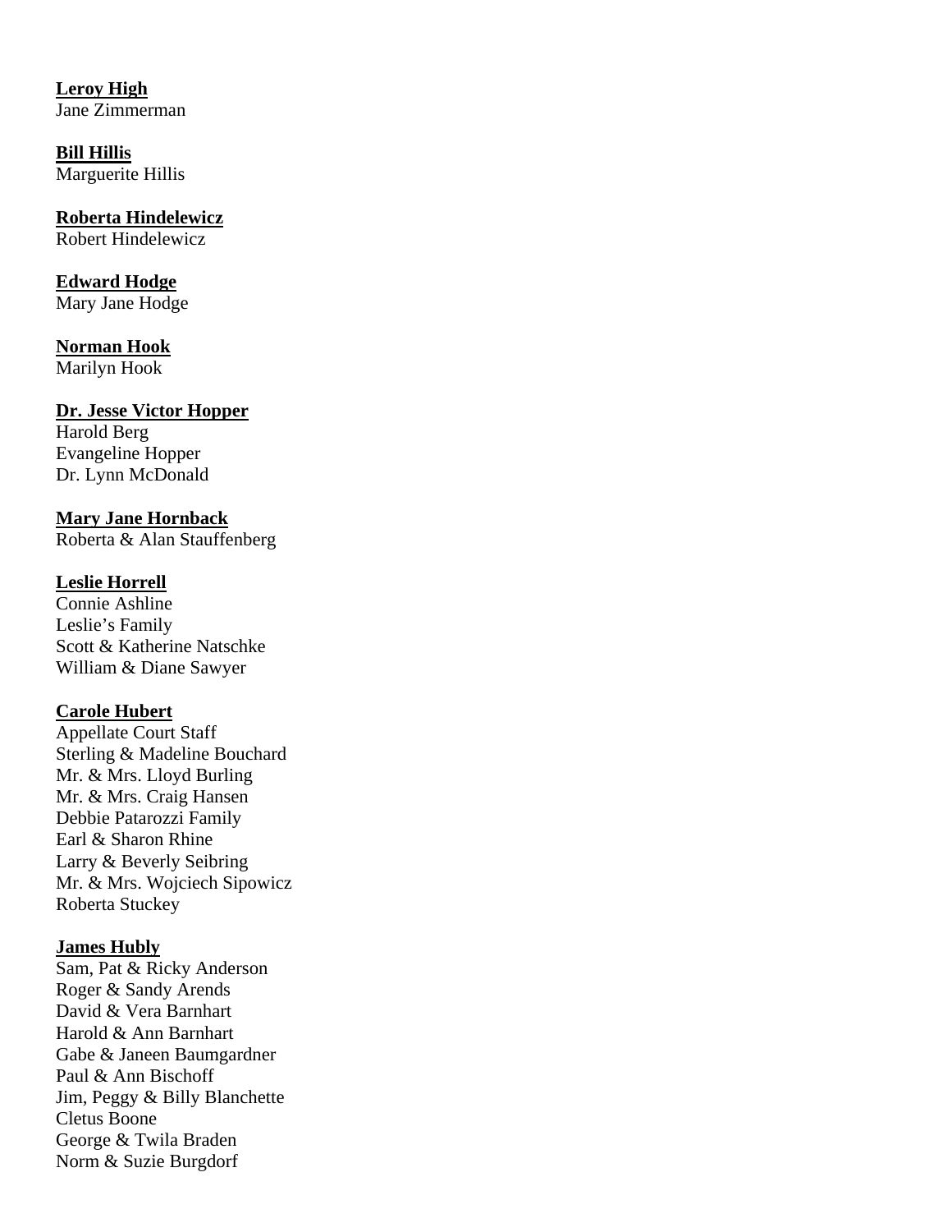**Leroy High**
Jane Zimmerman

**Bill Hillis**
Marguerite Hillis

**Roberta Hindelewicz**
Robert Hindelewicz

**Edward Hodge**
Mary Jane Hodge

**Norman Hook**
Marilyn Hook

**Dr. Jesse Victor Hopper**
Harold Berg
Evangeline Hopper
Dr. Lynn McDonald

**Mary Jane Hornback**
Roberta & Alan Stauffenberg

**Leslie Horrell**
Connie Ashline
Leslie's Family
Scott & Katherine Natschke
William & Diane Sawyer

**Carole Hubert**
Appellate Court Staff
Sterling & Madeline Bouchard
Mr. & Mrs. Lloyd Burling
Mr. & Mrs. Craig Hansen
Debbie Patarozzi Family
Earl & Sharon Rhine
Larry & Beverly Seibring
Mr. & Mrs. Wojciech Sipowicz
Roberta Stuckey

**James Hubly**
Sam, Pat & Ricky Anderson
Roger & Sandy Arends
David & Vera Barnhart
Harold & Ann Barnhart
Gabe & Janeen Baumgardner
Paul & Ann Bischoff
Jim, Peggy & Billy Blanchette
Cletus Boone
George & Twila Braden
Norm & Suzie Burgdorf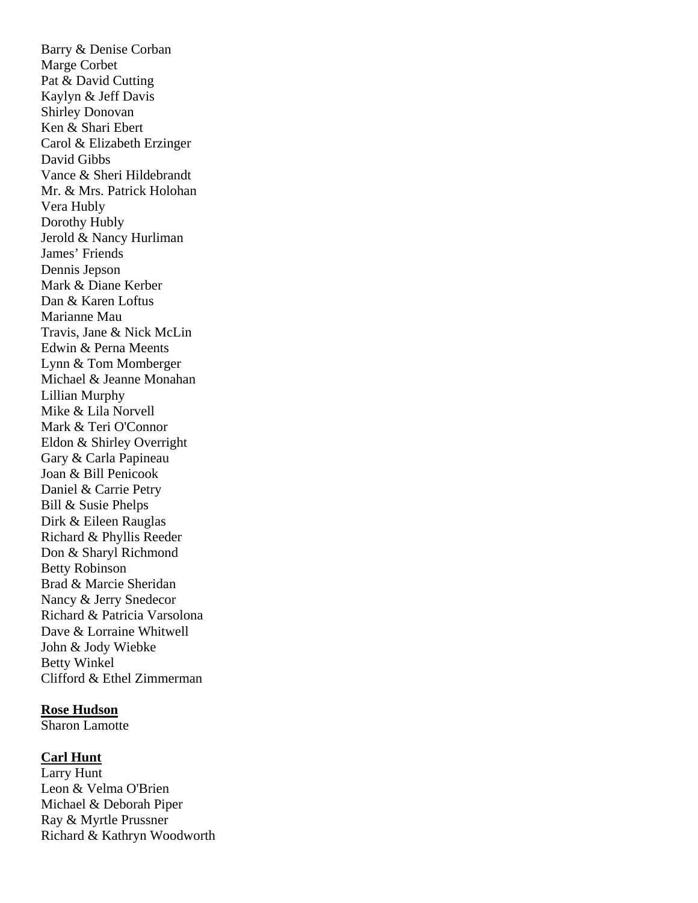Barry & Denise Corban
Marge Corbet
Pat & David Cutting
Kaylyn & Jeff Davis
Shirley Donovan
Ken & Shari Ebert
Carol & Elizabeth Erzinger
David Gibbs
Vance & Sheri Hildebrandt
Mr. & Mrs. Patrick Holohan
Vera Hubly
Dorothy Hubly
Jerold & Nancy Hurliman
James' Friends
Dennis Jepson
Mark & Diane Kerber
Dan & Karen Loftus
Marianne Mau
Travis, Jane & Nick McLin
Edwin & Perna Meents
Lynn & Tom Momberger
Michael & Jeanne Monahan
Lillian Murphy
Mike & Lila Norvell
Mark & Teri O'Connor
Eldon & Shirley Overright
Gary & Carla Papineau
Joan & Bill Penicook
Daniel & Carrie Petry
Bill & Susie Phelps
Dirk & Eileen Rauglas
Richard & Phyllis Reeder
Don & Sharyl Richmond
Betty Robinson
Brad & Marcie Sheridan
Nancy & Jerry Snedecor
Richard & Patricia Varsolona
Dave & Lorraine Whitwell
John & Jody Wiebke
Betty Winkel
Clifford & Ethel Zimmerman

**Rose Hudson**

Sharon Lamotte

**Carl Hunt**

Larry Hunt
Leon & Velma O'Brien
Michael & Deborah Piper
Ray & Myrtle Prussner
Richard & Kathryn Woodworth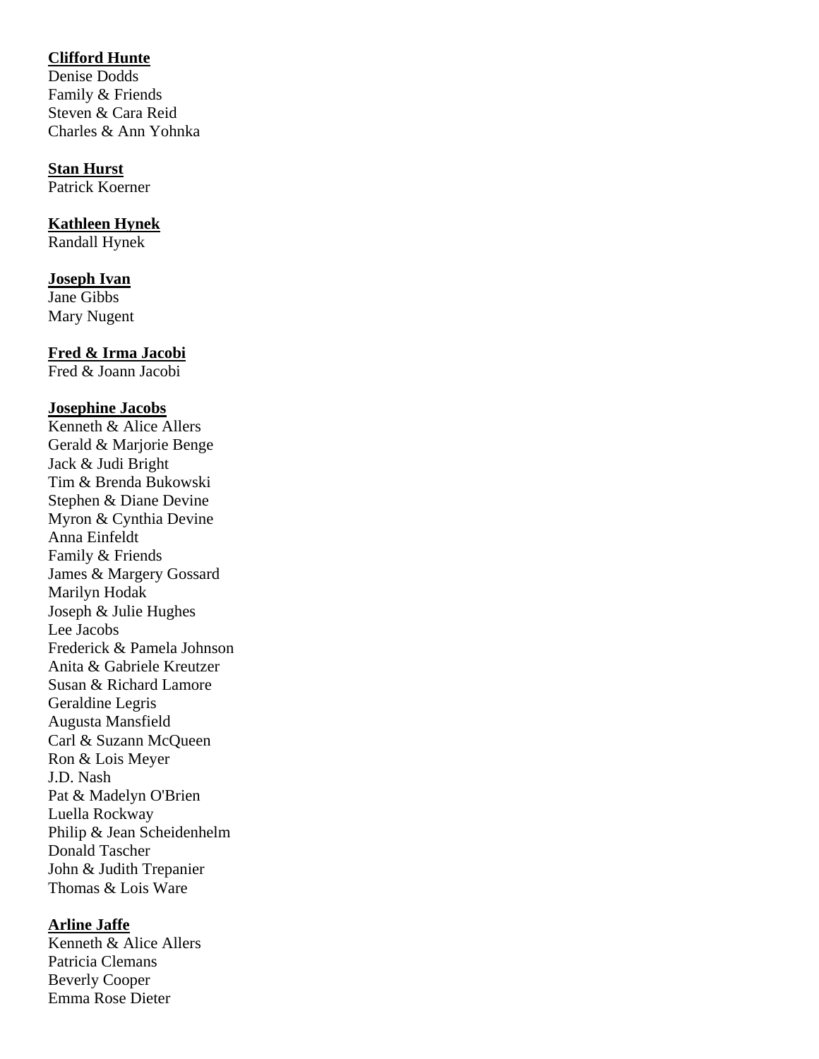**Clifford Hunte**

Denise Dodds
Family & Friends
Steven & Cara Reid
Charles & Ann Yohnka

**Stan Hurst**

Patrick Koerner

**Kathleen Hynek**

Randall Hynek

**Joseph Ivan**

Jane Gibbs
Mary Nugent

**Fred & Irma Jacobi**

Fred & Joann Jacobi

**Josephine Jacobs**

Kenneth & Alice Allers
Gerald & Marjorie Benge
Jack & Judi Bright
Tim & Brenda Bukowski
Stephen & Diane Devine
Myron & Cynthia Devine
Anna Einfeldt
Family & Friends
James & Margery Gossard
Marilyn Hodak
Joseph & Julie Hughes
Lee Jacobs
Frederick & Pamela Johnson
Anita & Gabriele Kreutzer
Susan & Richard Lamore
Geraldine Legris
Augusta Mansfield
Carl & Suzann McQueen
Ron & Lois Meyer
J.D. Nash
Pat & Madelyn O'Brien
Luella Rockway
Philip & Jean Scheidenhelm
Donald Tascher
John & Judith Trepanier
Thomas & Lois Ware

**Arline Jaffe**

Kenneth & Alice Allers
Patricia Clemans
Beverly Cooper
Emma Rose Dieter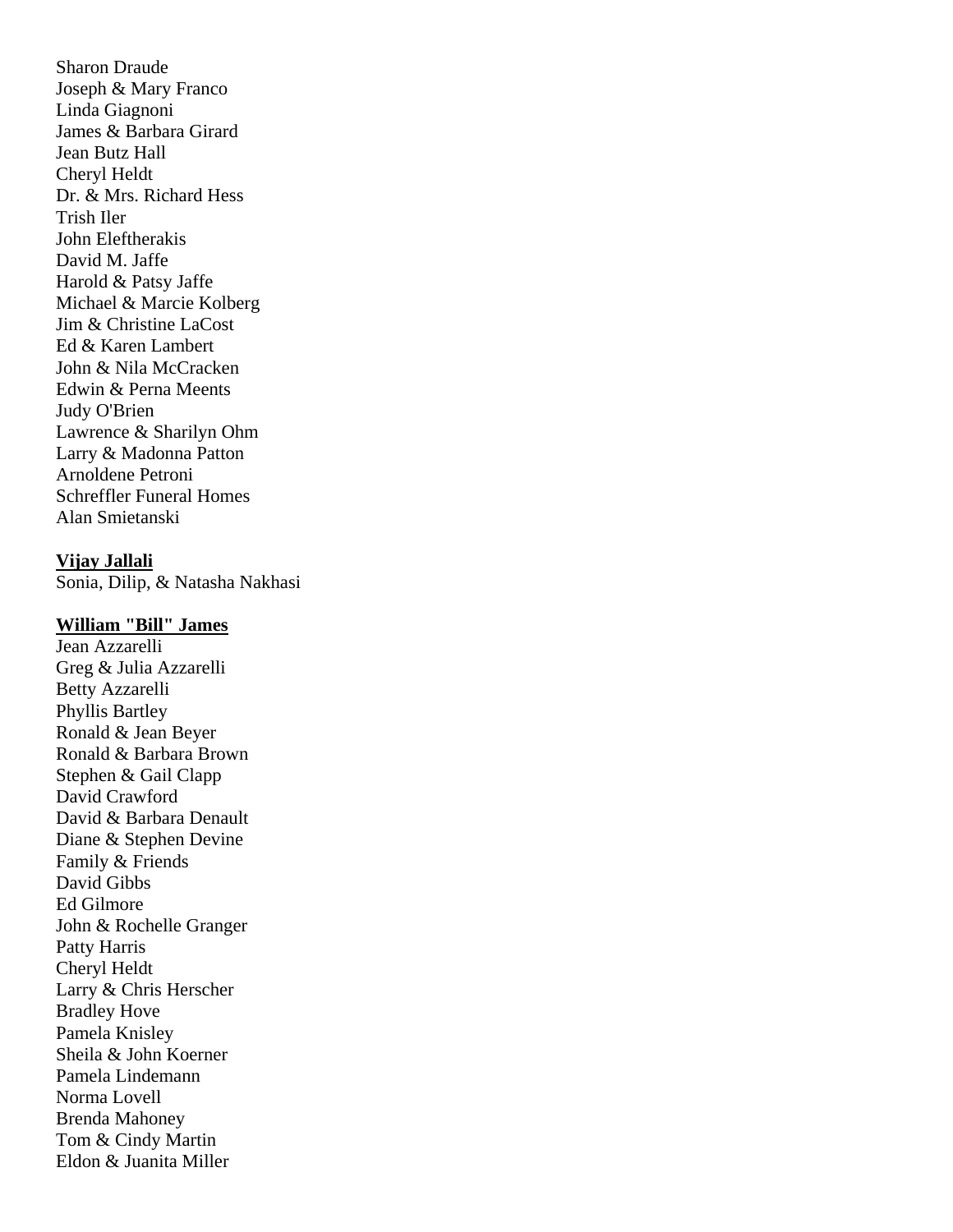Sharon Draude
Joseph & Mary Franco
Linda Giagnoni
James & Barbara Girard
Jean Butz Hall
Cheryl Heldt
Dr. & Mrs. Richard Hess
Trish Iler
John Eleftherakis
David M. Jaffe
Harold & Patsy Jaffe
Michael & Marcie Kolberg
Jim & Christine LaCost
Ed & Karen Lambert
John & Nila McCracken
Edwin & Perna Meents
Judy O'Brien
Lawrence & Sharilyn Ohm
Larry & Madonna Patton
Arnoldene Petroni
Schreffler Funeral Homes
Alan Smietanski

**Vijay Jallali**
Sonia, Dilip, & Natasha Nakhasi

**William "Bill" James**
Jean Azzarelli
Greg & Julia Azzarelli
Betty Azzarelli
Phyllis Bartley
Ronald & Jean Beyer
Ronald & Barbara Brown
Stephen & Gail Clapp
David Crawford
David & Barbara Denault
Diane & Stephen Devine
Family & Friends
David Gibbs
Ed Gilmore
John & Rochelle Granger
Patty Harris
Cheryl Heldt
Larry & Chris Herscher
Bradley Hove
Pamela Knisley
Sheila & John Koerner
Pamela Lindemann
Norma Lovell
Brenda Mahoney
Tom & Cindy Martin
Eldon & Juanita Miller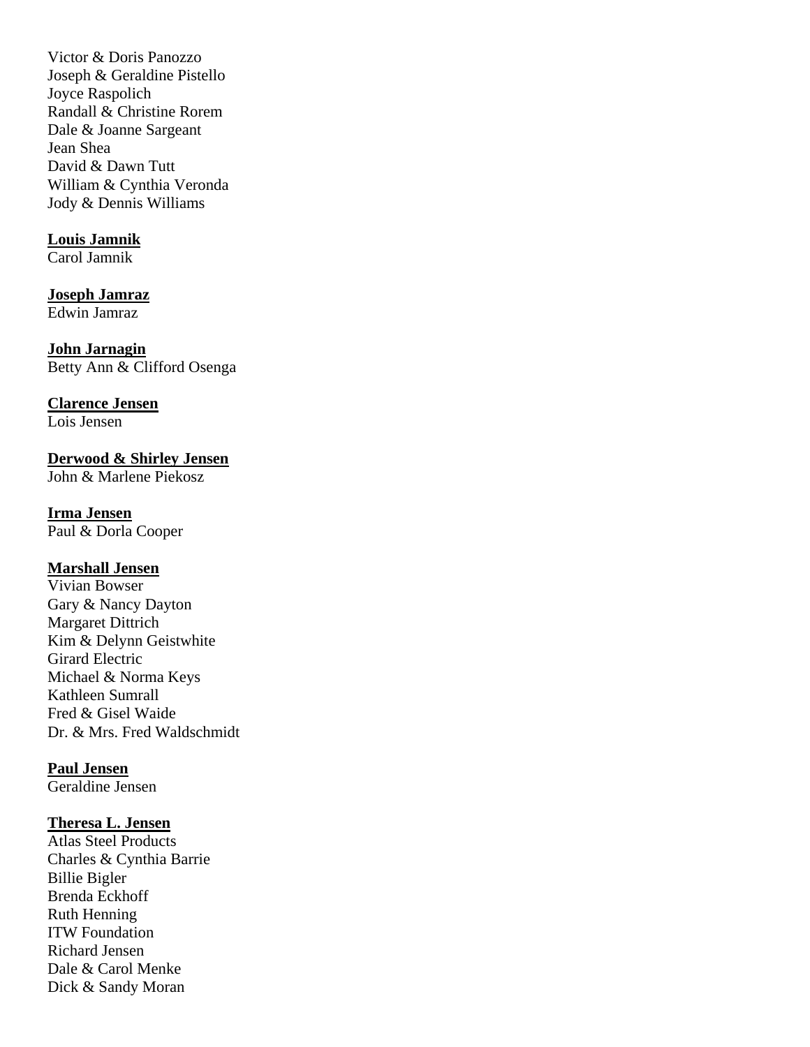Victor & Doris Panozzo
Joseph & Geraldine Pistello
Joyce Raspolich
Randall & Christine Rorem
Dale & Joanne Sargeant
Jean Shea
David & Dawn Tutt
William & Cynthia Veronda
Jody & Dennis Williams

**Louis Jamnik**
Carol Jamnik

**Joseph Jamraz**
Edwin Jamraz

**John Jarnagin**
Betty Ann & Clifford Osenga

**Clarence Jensen**
Lois Jensen

**Derwood & Shirley Jensen**
John & Marlene Piekosz

**Irma Jensen**
Paul & Dorla Cooper

**Marshall Jensen**
Vivian Bowser
Gary & Nancy Dayton
Margaret Dittrich
Kim & Delynn Geistwhite
Girard Electric
Michael & Norma Keys
Kathleen Sumrall
Fred & Gisel Waide
Dr. & Mrs. Fred Waldschmidt

**Paul Jensen**
Geraldine Jensen

**Theresa L. Jensen**
Atlas Steel Products
Charles & Cynthia Barrie
Billie Bigler
Brenda Eckhoff
Ruth Henning
ITW Foundation
Richard Jensen
Dale & Carol Menke
Dick & Sandy Moran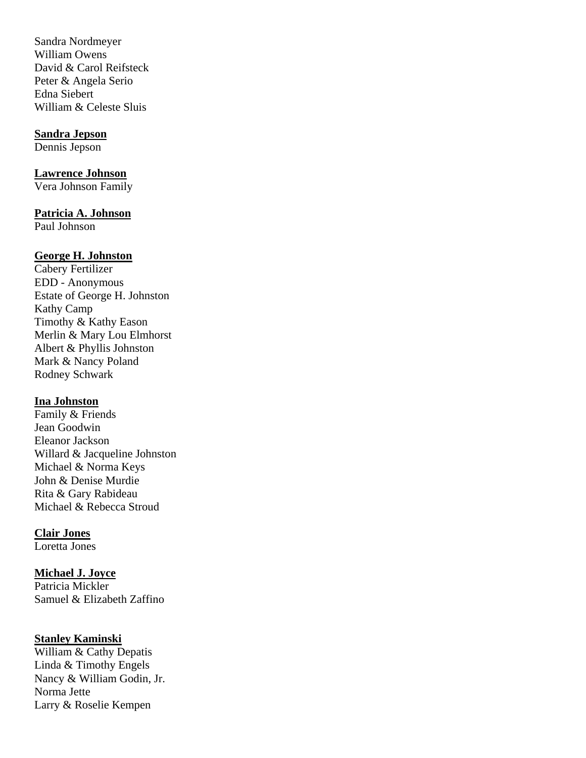Sandra Nordmeyer
William Owens
David & Carol Reifsteck
Peter & Angela Serio
Edna Siebert
William & Celeste Sluis

**Sandra Jepson**
Dennis Jepson

**Lawrence Johnson**
Vera Johnson Family

**Patricia A. Johnson**
Paul Johnson

**George H. Johnston**
Cabery Fertilizer
EDD - Anonymous
Estate of George H. Johnston
Kathy Camp
Timothy & Kathy Eason
Merlin & Mary Lou Elmhorst
Albert & Phyllis Johnston
Mark & Nancy Poland
Rodney Schwark

**Ina Johnston**
Family & Friends
Jean Goodwin
Eleanor Jackson
Willard & Jacqueline Johnston
Michael & Norma Keys
John & Denise Murdie
Rita & Gary Rabideau
Michael & Rebecca Stroud

**Clair Jones**
Loretta Jones

**Michael J. Joyce**
Patricia Mickler
Samuel & Elizabeth Zaffino

**Stanley Kaminski**
William & Cathy Depatis
Linda & Timothy Engels
Nancy & William Godin, Jr.
Norma Jette
Larry & Roselie Kempen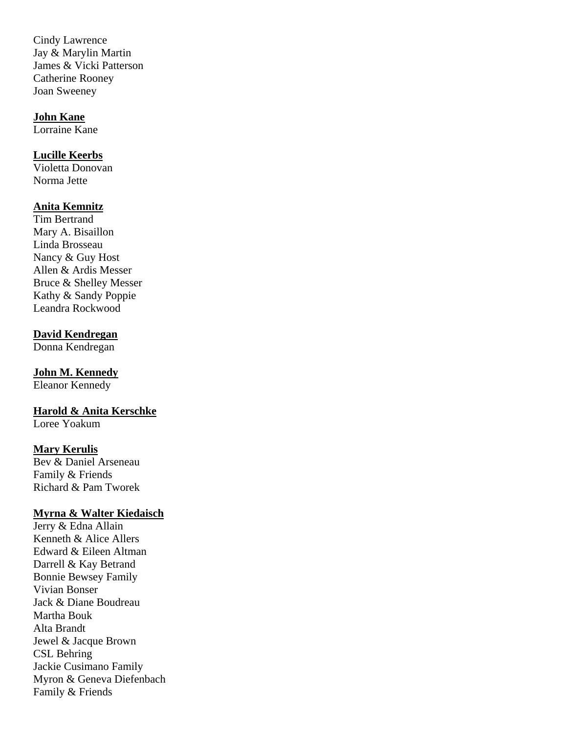Cindy Lawrence
Jay & Marylin Martin
James & Vicki Patterson
Catherine Rooney
Joan Sweeney

**John Kane**
Lorraine Kane

**Lucille Keerbs**
Violetta Donovan
Norma Jette

**Anita Kemnitz**
Tim Bertrand
Mary A. Bisaillon
Linda Brosseau
Nancy & Guy Host
Allen & Ardis Messer
Bruce & Shelley Messer
Kathy & Sandy Poppie
Leandra Rockwood

**David Kendregan**
Donna Kendregan

**John M. Kennedy**
Eleanor Kennedy

**Harold & Anita Kerschke**
Loree Yoakum

**Mary Kerulis**
Bev & Daniel Arseneau
Family & Friends
Richard & Pam Tworek

**Myrna & Walter Kiedaisch**
Jerry & Edna Allain
Kenneth & Alice Allers
Edward & Eileen Altman
Darrell & Kay Betrand
Bonnie Bewsey Family
Vivian Bonser
Jack & Diane Boudreau
Martha Bouk
Alta Brandt
Jewel & Jacque Brown
CSL Behring
Jackie Cusimano Family
Myron & Geneva Diefenbach
Family & Friends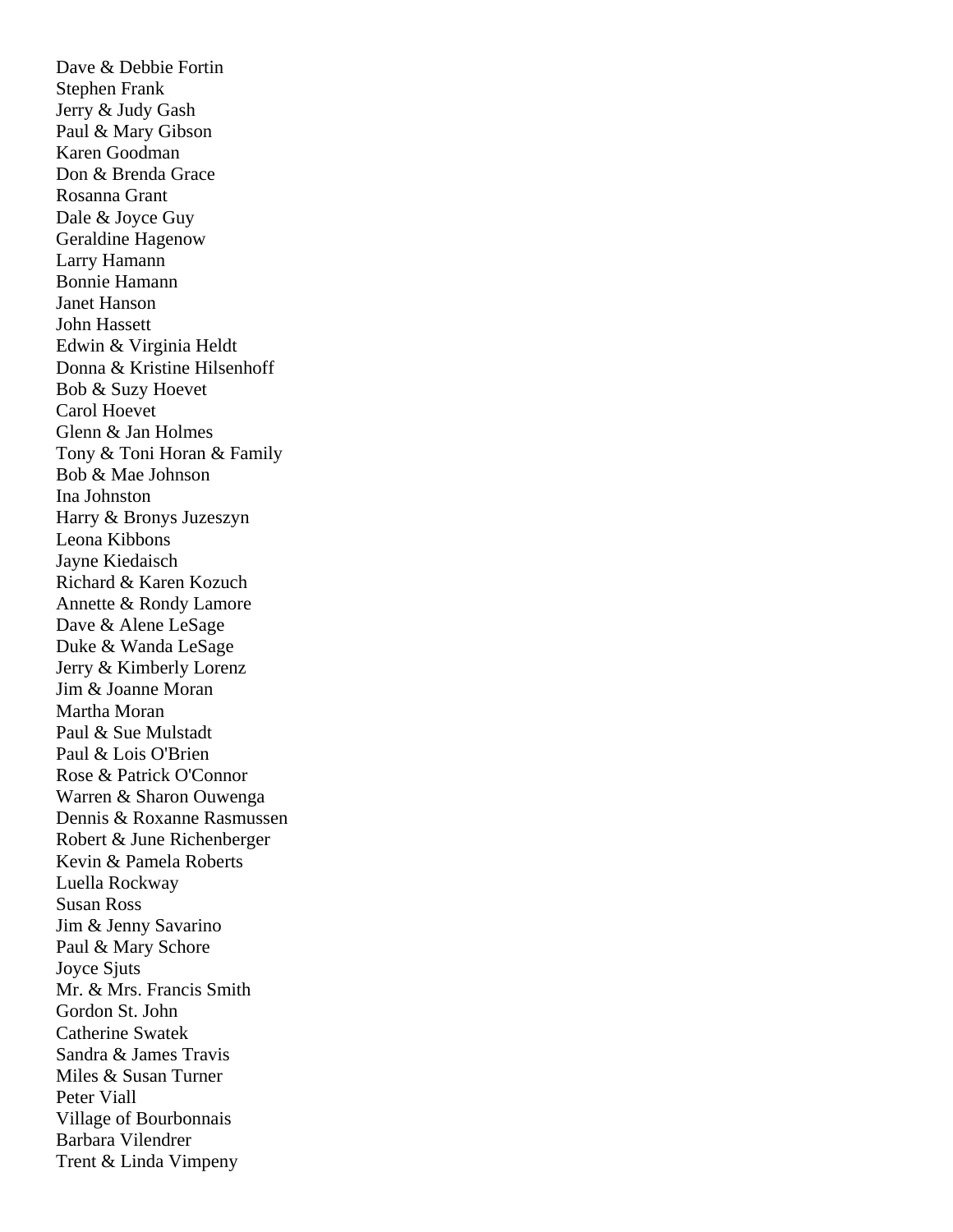Dave & Debbie Fortin
Stephen Frank
Jerry & Judy Gash
Paul & Mary Gibson
Karen Goodman
Don & Brenda Grace
Rosanna Grant
Dale & Joyce Guy
Geraldine Hagenow
Larry Hamann
Bonnie Hamann
Janet Hanson
John Hassett
Edwin & Virginia Heldt
Donna & Kristine Hilsenhoff
Bob & Suzy Hoevet
Carol Hoevet
Glenn & Jan Holmes
Tony & Toni Horan & Family
Bob & Mae Johnson
Ina Johnston
Harry & Bronys Juzeszyn
Leona Kibbons
Jayne Kiedaisch
Richard & Karen Kozuch
Annette & Rondy Lamore
Dave & Alene LeSage
Duke & Wanda LeSage
Jerry & Kimberly Lorenz
Jim & Joanne Moran
Martha Moran
Paul & Sue Mulstadt
Paul & Lois O'Brien
Rose & Patrick O'Connor
Warren & Sharon Ouwenga
Dennis & Roxanne Rasmussen
Robert & June Richenberger
Kevin & Pamela Roberts
Luella Rockway
Susan Ross
Jim & Jenny Savarino
Paul & Mary Schore
Joyce Sjuts
Mr. & Mrs. Francis Smith
Gordon St. John
Catherine Swatek
Sandra & James Travis
Miles & Susan Turner
Peter Viall
Village of Bourbonnais
Barbara Vilendrer
Trent & Linda Vimpeny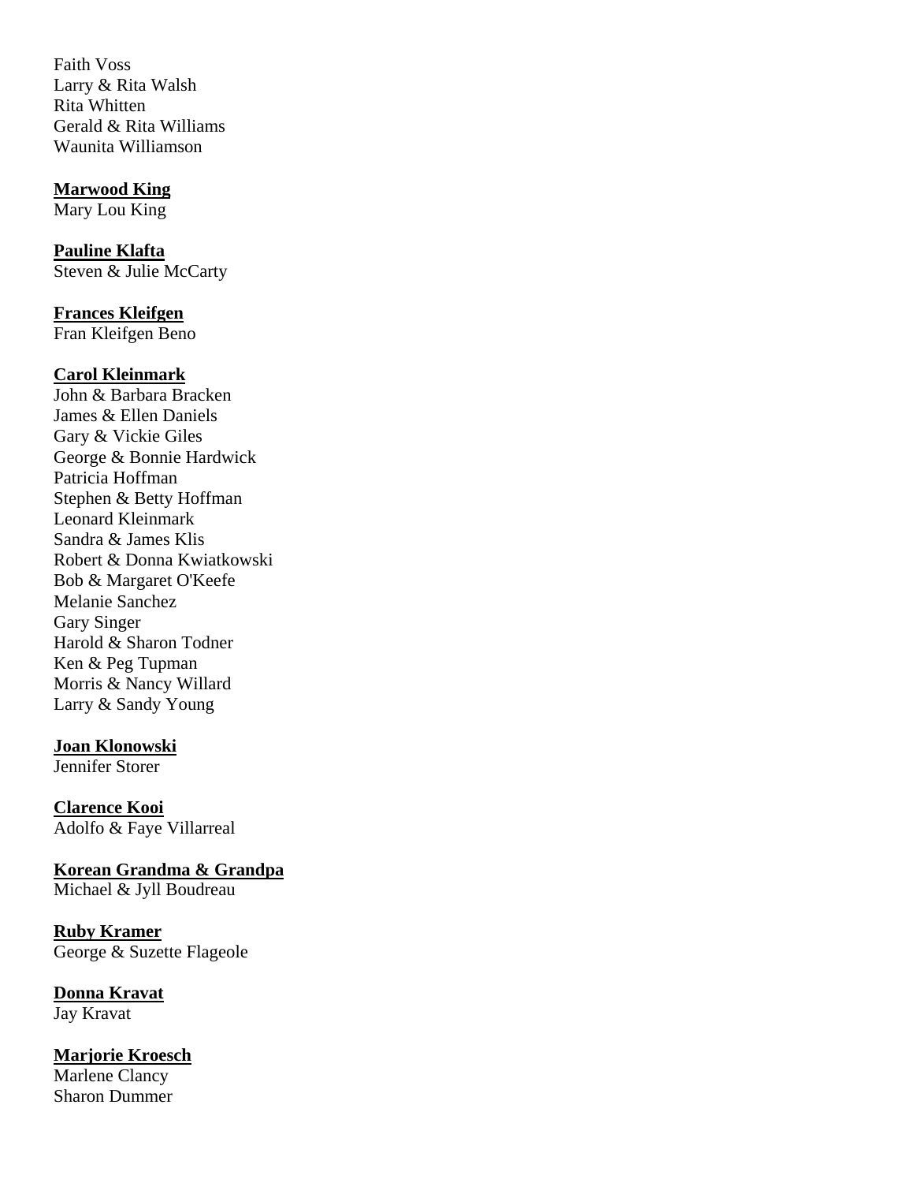Faith Voss
Larry & Rita Walsh
Rita Whitten
Gerald & Rita Williams
Waunita Williamson

**Marwood King**
Mary Lou King

**Pauline Klafta**
Steven & Julie McCarty

**Frances Kleifgen**
Fran Kleifgen Beno

**Carol Kleinmark**
John & Barbara Bracken
James & Ellen Daniels
Gary & Vickie Giles
George & Bonnie Hardwick
Patricia Hoffman
Stephen & Betty Hoffman
Leonard Kleinmark
Sandra & James Klis
Robert & Donna Kwiatkowski
Bob & Margaret O'Keefe
Melanie Sanchez
Gary Singer
Harold & Sharon Todner
Ken & Peg Tupman
Morris & Nancy Willard
Larry & Sandy Young

**Joan Klonowski**
Jennifer Storer

**Clarence Kooi**
Adolfo & Faye Villarreal

**Korean Grandma & Grandpa**
Michael & Jyll Boudreau

**Ruby Kramer**
George & Suzette Flageole

**Donna Kravat**
Jay Kravat

**Marjorie Kroesch**
Marlene Clancy
Sharon Dummer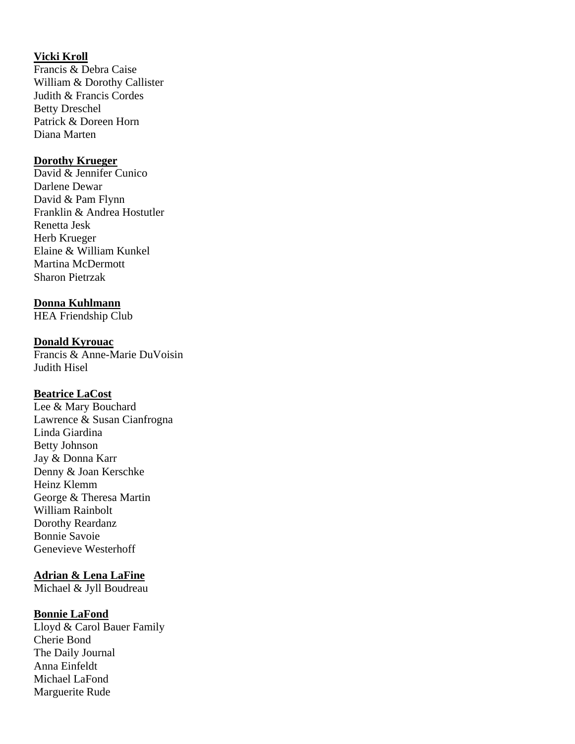**Vicki Kroll**
Francis & Debra Caise
William & Dorothy Callister
Judith & Francis Cordes
Betty Dreschel
Patrick & Doreen Horn
Diana Marten

**Dorothy Krueger**
David & Jennifer Cunico
Darlene Dewar
David & Pam Flynn
Franklin & Andrea Hostutler
Renetta Jesk
Herb Krueger
Elaine & William Kunkel
Martina McDermott
Sharon Pietrzak

**Donna Kuhlmann**
HEA Friendship Club

**Donald Kyrouac**
Francis & Anne-Marie DuVoisin
Judith Hisel

**Beatrice LaCost**
Lee & Mary Bouchard
Lawrence & Susan Cianfrogna
Linda Giardina
Betty Johnson
Jay & Donna Karr
Denny & Joan Kerschke
Heinz Klemm
George & Theresa Martin
William Rainbolt
Dorothy Reardanz
Bonnie Savoie
Genevieve Westerhoff

**Adrian & Lena LaFine**
Michael & Jyll Boudreau

**Bonnie LaFond**
Lloyd & Carol Bauer Family
Cherie Bond
The Daily Journal
Anna Einfeldt
Michael LaFond
Marguerite Rude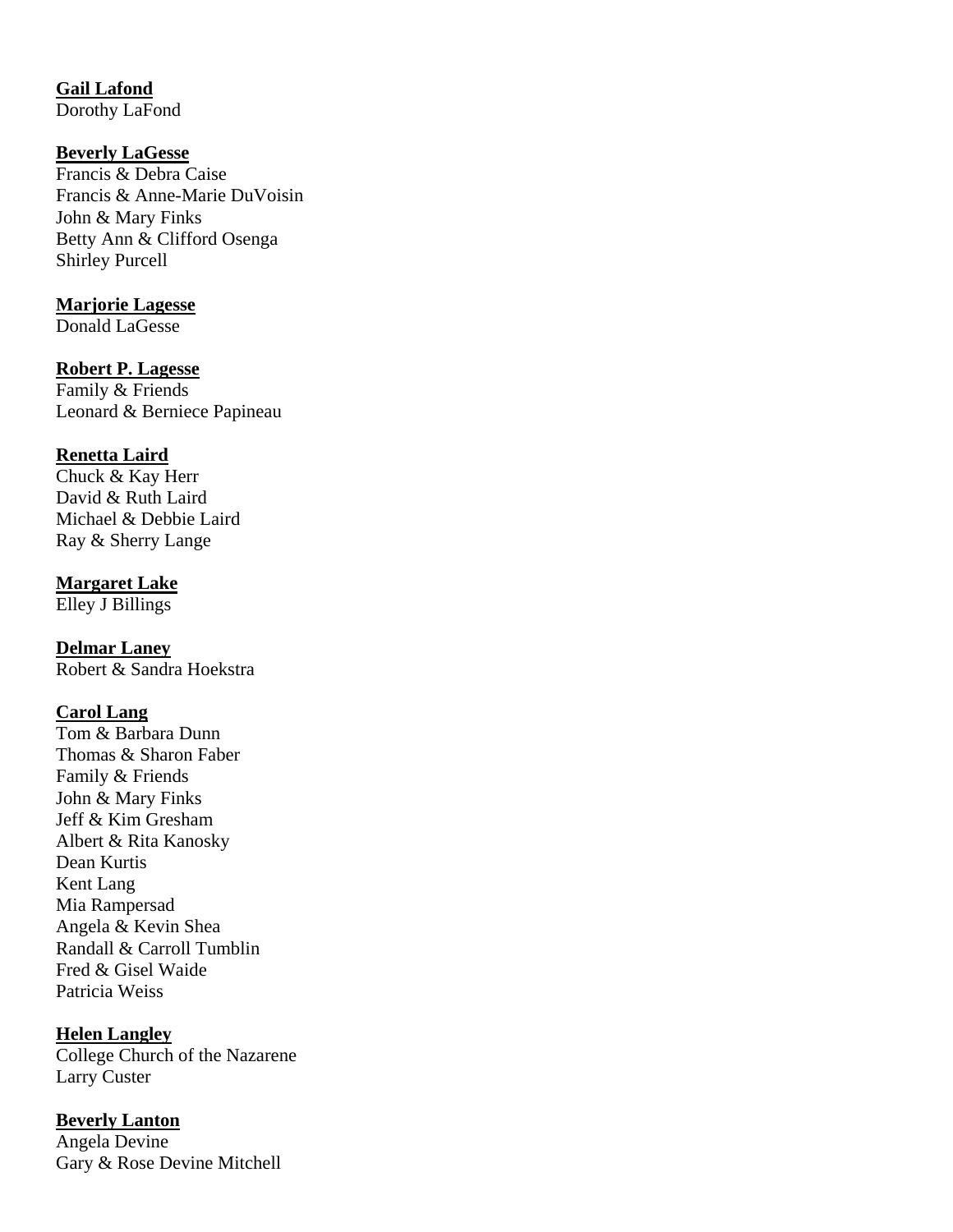**Gail Lafond**
Dorothy LaFond

**Beverly LaGesse**
Francis & Debra Caise
Francis & Anne-Marie DuVoisin
John & Mary Finks
Betty Ann & Clifford Osenga
Shirley Purcell

**Marjorie Lagesse**
Donald LaGesse

**Robert P. Lagesse**
Family & Friends
Leonard & Berniece Papineau

**Renetta Laird**
Chuck & Kay Herr
David & Ruth Laird
Michael & Debbie Laird
Ray & Sherry Lange

**Margaret Lake**
Elley J Billings

**Delmar Laney**
Robert & Sandra Hoekstra

**Carol Lang**
Tom & Barbara Dunn
Thomas & Sharon Faber
Family & Friends
John & Mary Finks
Jeff & Kim Gresham
Albert & Rita Kanosky
Dean Kurtis
Kent Lang
Mia Rampersad
Angela & Kevin Shea
Randall & Carroll Tumblin
Fred & Gisel Waide
Patricia Weiss

**Helen Langley**
College Church of the Nazarene
Larry Custer

**Beverly Lanton**
Angela Devine
Gary & Rose Devine Mitchell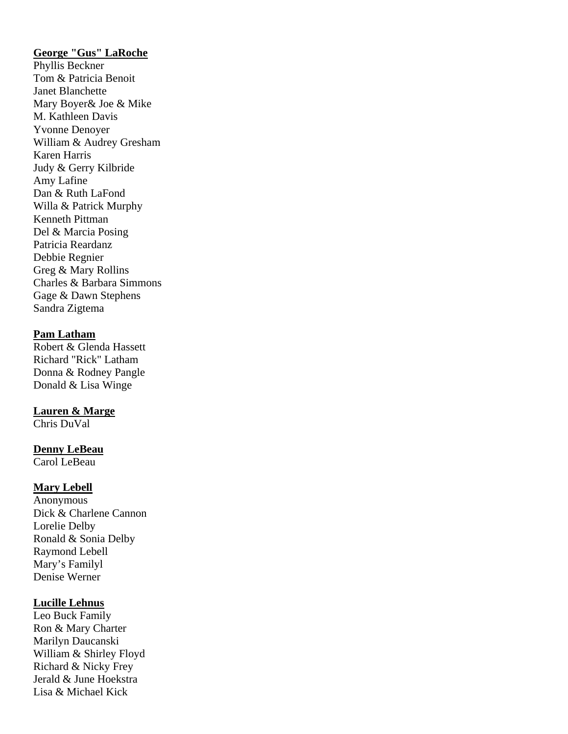**George "Gus" LaRoche**

Phyllis Beckner
Tom & Patricia Benoit
Janet Blanchette
Mary Boyer& Joe & Mike
M. Kathleen Davis
Yvonne Denoyer
William & Audrey Gresham
Karen Harris
Judy & Gerry Kilbride
Amy Lafine
Dan & Ruth LaFond
Willa & Patrick Murphy
Kenneth Pittman
Del & Marcia Posing
Patricia Reardanz
Debbie Regnier
Greg & Mary Rollins
Charles & Barbara Simmons
Gage & Dawn Stephens
Sandra Zigtema

**Pam Latham**

Robert & Glenda Hassett
Richard "Rick" Latham
Donna & Rodney Pangle
Donald & Lisa Winge

**Lauren & Marge**

Chris DuVal

**Denny LeBeau**

Carol LeBeau

**Mary Lebell**

Anonymous
Dick & Charlene Cannon
Lorelie Delby
Ronald & Sonia Delby
Raymond Lebell
Mary's Familyl
Denise Werner

**Lucille Lehnus**

Leo Buck Family
Ron & Mary Charter
Marilyn Daucanski
William & Shirley Floyd
Richard & Nicky Frey
Jerald & June Hoekstra
Lisa & Michael Kick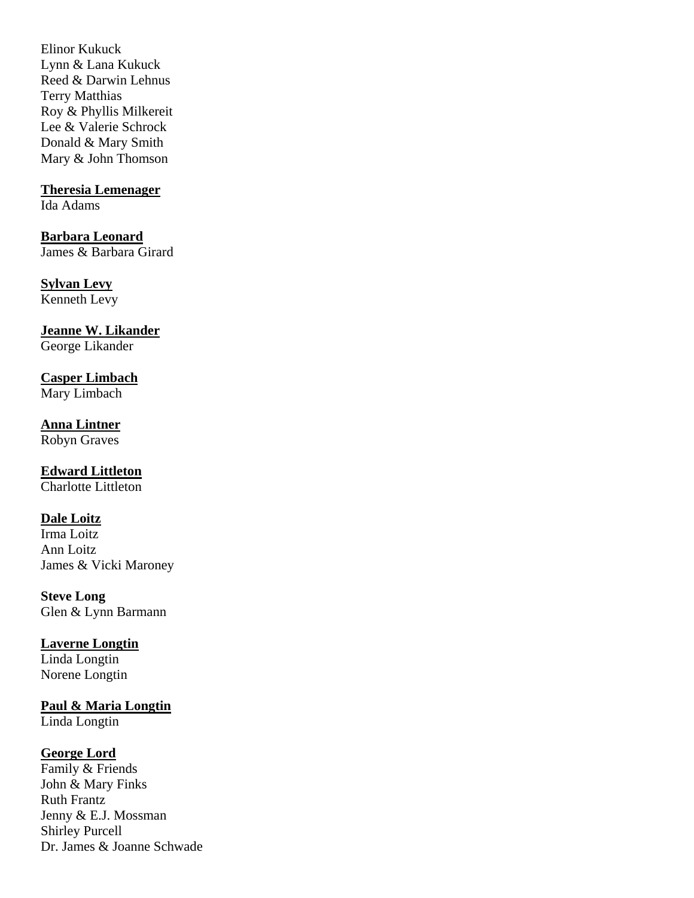Elinor Kukuck
Lynn & Lana Kukuck
Reed & Darwin Lehnus
Terry Matthias
Roy & Phyllis Milkereit
Lee & Valerie Schrock
Donald & Mary Smith
Mary & John Thomson

**Theresia Lemenager**
Ida Adams

**Barbara Leonard**
James & Barbara Girard

**Sylvan Levy**
Kenneth Levy

**Jeanne W. Likander**
George Likander

**Casper Limbach**
Mary Limbach

**Anna Lintner**
Robyn Graves

**Edward Littleton**
Charlotte Littleton

**Dale Loitz**
Irma Loitz
Ann Loitz
James & Vicki Maroney

**Steve Long**
Glen & Lynn Barmann

**Laverne Longtin**
Linda Longtin
Norene Longtin

**Paul & Maria Longtin**
Linda Longtin

**George Lord**
Family & Friends
John & Mary Finks
Ruth Frantz
Jenny & E.J. Mossman
Shirley Purcell
Dr. James & Joanne Schwade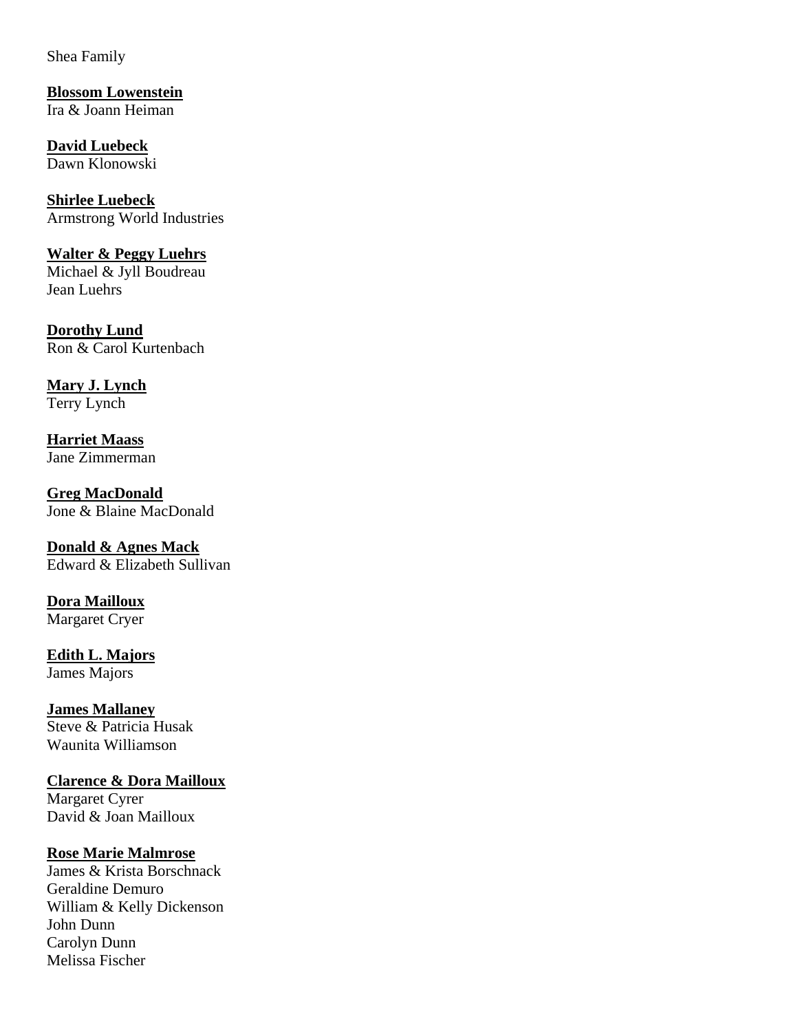Shea Family

**Blossom Lowenstein**
Ira & Joann Heiman

**David Luebeck**
Dawn Klonowski

**Shirlee Luebeck**
Armstrong World Industries

**Walter & Peggy Luehrs**
Michael & Jyll Boudreau
Jean Luehrs

**Dorothy Lund**
Ron & Carol Kurtenbach

**Mary J. Lynch**
Terry Lynch

**Harriet Maass**
Jane Zimmerman

**Greg MacDonald**
Jone & Blaine MacDonald

**Donald & Agnes Mack**
Edward & Elizabeth Sullivan

**Dora Mailloux**
Margaret Cryer

**Edith L. Majors**
James Majors

**James Mallaney**
Steve & Patricia Husak
Waunita Williamson

**Clarence & Dora Mailloux**
Margaret Cyrer
David & Joan Mailloux

**Rose Marie Malmrose**
James & Krista Borschnack
Geraldine Demuro
William & Kelly Dickenson
John Dunn
Carolyn Dunn
Melissa Fischer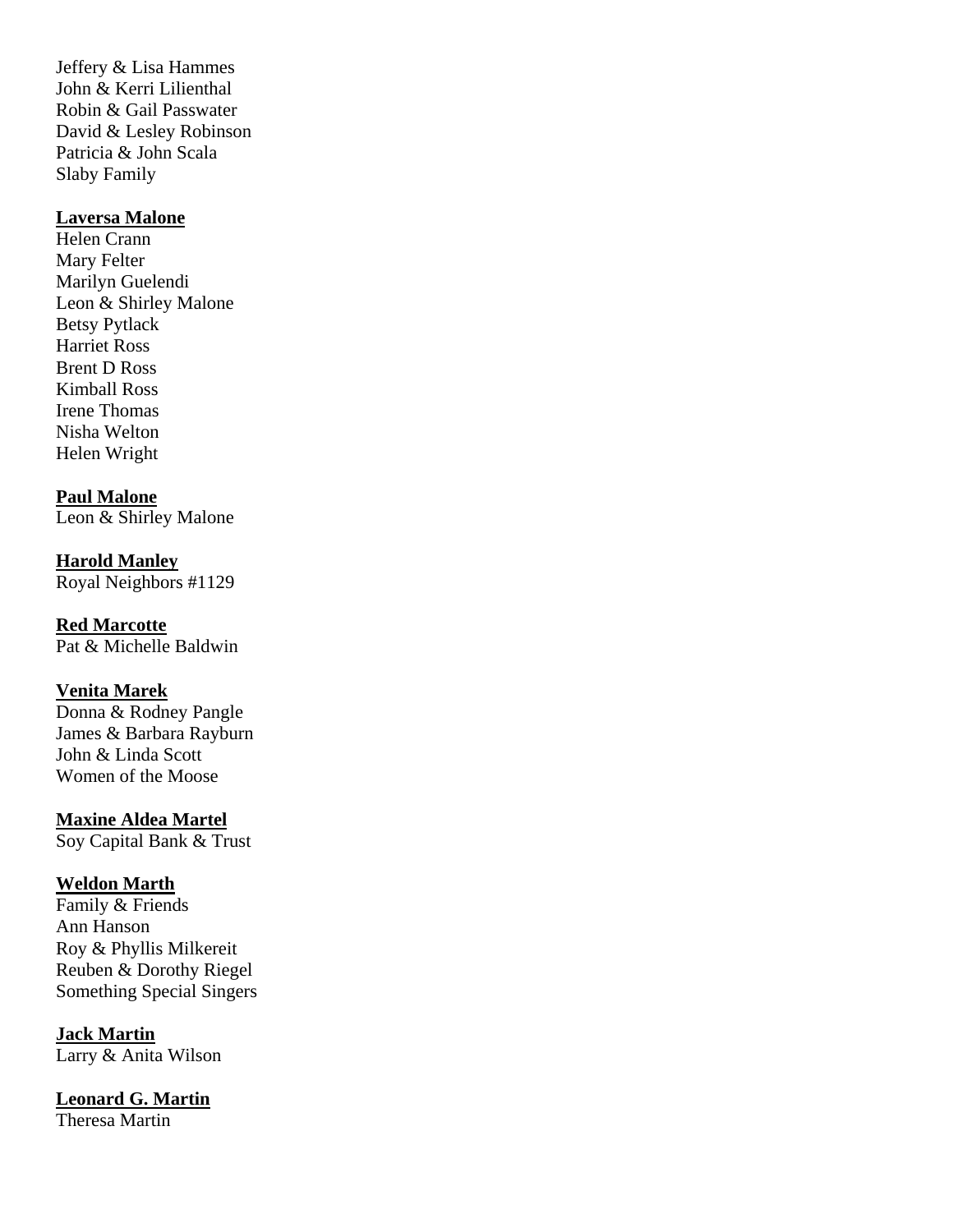Jeffery & Lisa Hammes
John & Kerri Lilienthal
Robin & Gail Passwater
David & Lesley Robinson
Patricia & John Scala
Slaby Family

**Laversa Malone**

Helen Crann
Mary Felter
Marilyn Guelendi
Leon & Shirley Malone
Betsy Pytlack
Harriet Ross
Brent D Ross
Kimball Ross
Irene Thomas
Nisha Welton
Helen Wright

**Paul Malone**

Leon & Shirley Malone

**Harold Manley**

Royal Neighbors #1129

**Red Marcotte**

Pat & Michelle Baldwin

**Venita Marek**

Donna & Rodney Pangle
James & Barbara Rayburn
John & Linda Scott
Women of the Moose

**Maxine Aldea Martel**

Soy Capital Bank & Trust

**Weldon Marth**

Family & Friends
Ann Hanson
Roy & Phyllis Milkereit
Reuben & Dorothy Riegel
Something Special Singers

**Jack Martin**

Larry & Anita Wilson

**Leonard G. Martin**

Theresa Martin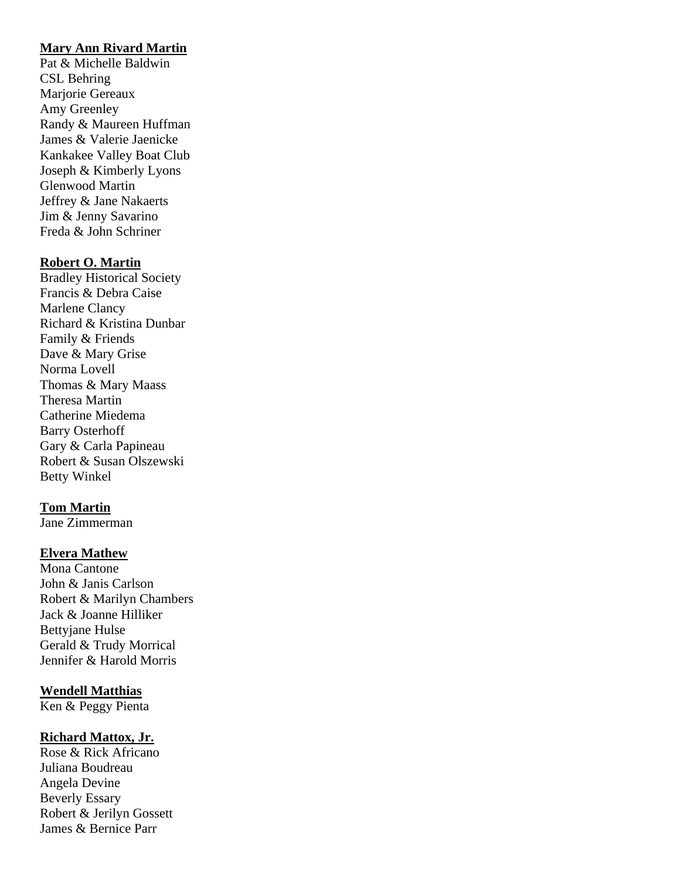**Mary Ann Rivard Martin**

Pat & Michelle Baldwin
CSL Behring
Marjorie Gereaux
Amy Greenley
Randy & Maureen Huffman
James & Valerie Jaenicke
Kankakee Valley Boat Club
Joseph & Kimberly Lyons
Glenwood Martin
Jeffrey & Jane Nakaerts
Jim & Jenny Savarino
Freda & John Schriner

**Robert O. Martin**

Bradley Historical Society
Francis & Debra Caise
Marlene Clancy
Richard & Kristina Dunbar
Family & Friends
Dave & Mary Grise
Norma Lovell
Thomas & Mary Maass
Theresa Martin
Catherine Miedema
Barry Osterhoff
Gary & Carla Papineau
Robert & Susan Olszewski
Betty Winkel

**Tom Martin**

Jane Zimmerman

**Elvera Mathew**

Mona Cantone
John & Janis Carlson
Robert & Marilyn Chambers
Jack & Joanne Hilliker
Bettyjane Hulse
Gerald & Trudy Morrical
Jennifer & Harold Morris

**Wendell Matthias**

Ken & Peggy Pienta

**Richard Mattox, Jr.**

Rose & Rick Africano
Juliana Boudreau
Angela Devine
Beverly Essary
Robert & Jerilyn Gossett
James & Bernice Parr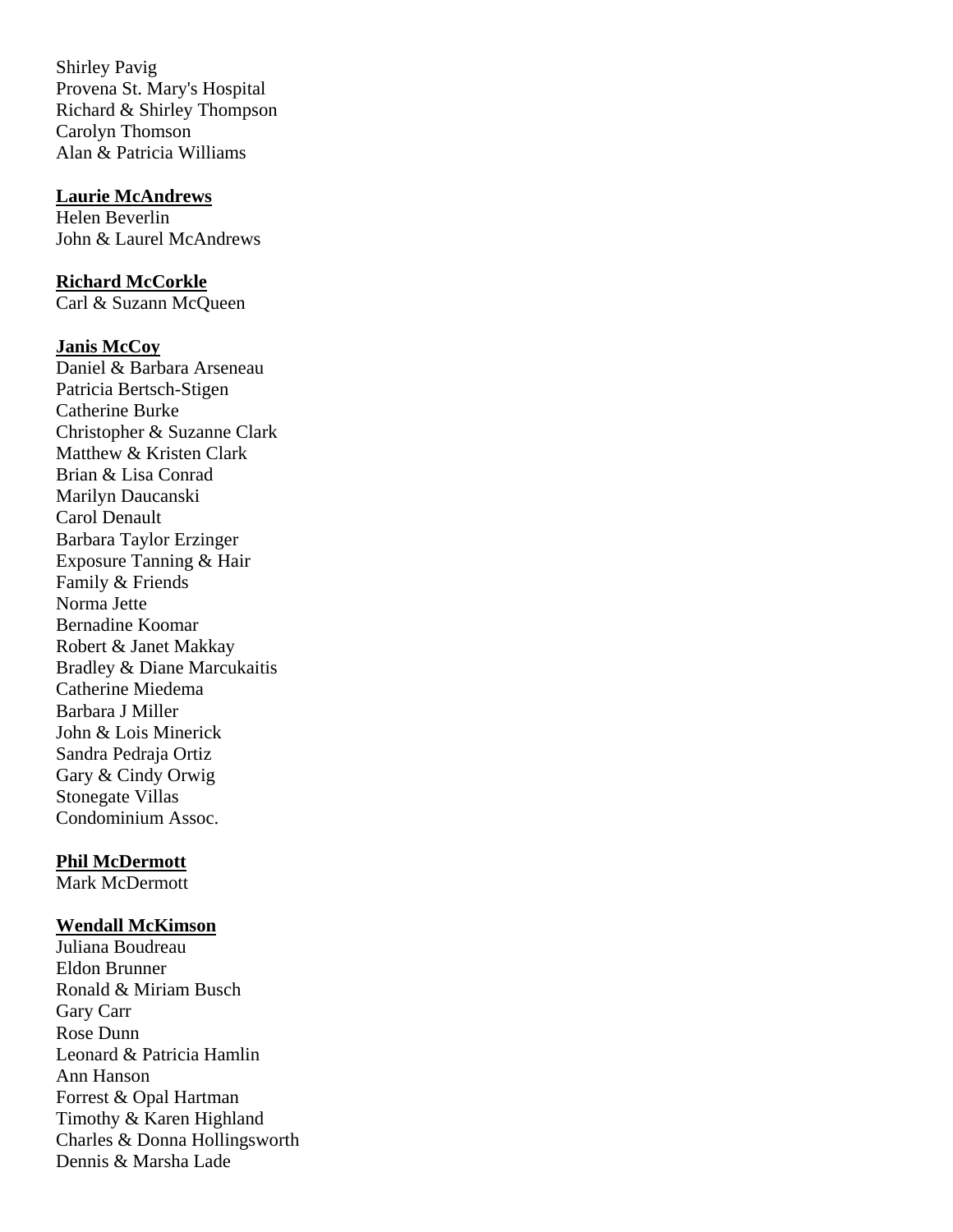Shirley Pavig
Provena St. Mary's Hospital
Richard & Shirley Thompson
Carolyn Thomson
Alan & Patricia Williams

**Laurie McAndrews**
Helen Beverlin
John & Laurel McAndrews

**Richard McCorkle**
Carl & Suzann McQueen

**Janis McCoy**
Daniel & Barbara Arseneau
Patricia Bertsch-Stigen
Catherine Burke
Christopher & Suzanne Clark
Matthew & Kristen Clark
Brian & Lisa Conrad
Marilyn Daucanski
Carol Denault
Barbara Taylor Erzinger
Exposure Tanning & Hair
Family & Friends
Norma Jette
Bernadine Koomar
Robert & Janet Makkay
Bradley & Diane Marcukaitis
Catherine Miedema
Barbara J Miller
John & Lois Minerick
Sandra Pedraja Ortiz
Gary & Cindy Orwig
Stonegate Villas
Condominium Assoc.

**Phil McDermott**
Mark McDermott

**Wendall McKimson**
Juliana Boudreau
Eldon Brunner
Ronald & Miriam Busch
Gary Carr
Rose Dunn
Leonard & Patricia Hamlin
Ann Hanson
Forrest & Opal Hartman
Timothy & Karen Highland
Charles & Donna Hollingsworth
Dennis & Marsha Lade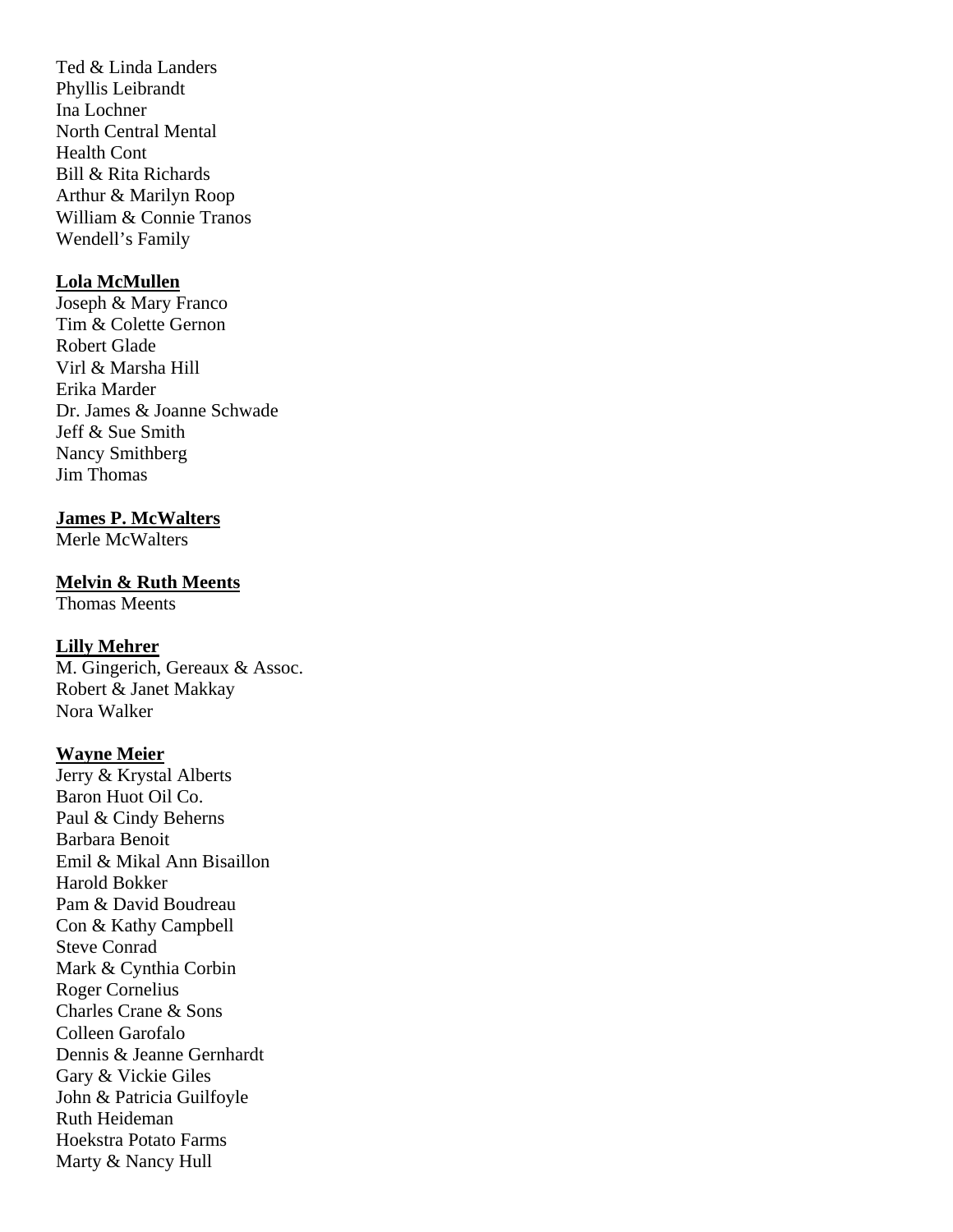Ted & Linda Landers
Phyllis Leibrandt
Ina Lochner
North Central Mental
Health Cont
Bill & Rita Richards
Arthur & Marilyn Roop
William & Connie Tranos
Wendell's Family

**Lola McMullen**
Joseph & Mary Franco
Tim & Colette Gernon
Robert Glade
Virl & Marsha Hill
Erika Marder
Dr. James & Joanne Schwade
Jeff & Sue Smith
Nancy Smithberg
Jim Thomas

**James P. McWalters**
Merle McWalters

**Melvin & Ruth Meents**
Thomas Meents

**Lilly Mehrer**
M. Gingerich, Gereaux & Assoc.
Robert & Janet Makkay
Nora Walker

**Wayne Meier**
Jerry & Krystal Alberts
Baron Huot Oil Co.
Paul & Cindy Beherns
Barbara Benoit
Emil & Mikal Ann Bisaillon
Harold Bokker
Pam & David Boudreau
Con & Kathy Campbell
Steve Conrad
Mark & Cynthia Corbin
Roger Cornelius
Charles Crane & Sons
Colleen Garofalo
Dennis & Jeanne Gernhardt
Gary & Vickie Giles
John & Patricia Guilfoyle
Ruth Heideman
Hoekstra Potato Farms
Marty & Nancy Hull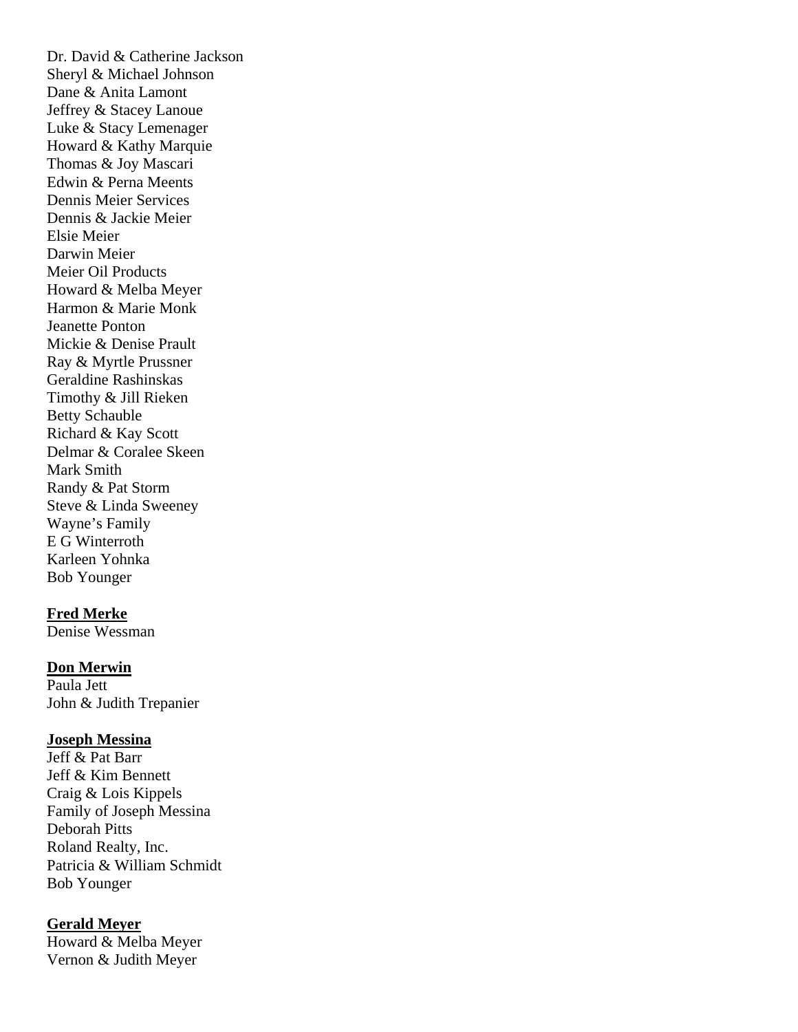Dr. David & Catherine Jackson
Sheryl & Michael Johnson
Dane & Anita Lamont
Jeffrey & Stacey Lanoue
Luke & Stacy Lemenager
Howard & Kathy Marquie
Thomas & Joy Mascari
Edwin & Perna Meents
Dennis Meier Services
Dennis & Jackie Meier
Elsie Meier
Darwin Meier
Meier Oil Products
Howard & Melba Meyer
Harmon & Marie Monk
Jeanette Ponton
Mickie & Denise Prault
Ray & Myrtle Prussner
Geraldine Rashinskas
Timothy & Jill Rieken
Betty Schauble
Richard & Kay Scott
Delmar & Coralee Skeen
Mark Smith
Randy & Pat Storm
Steve & Linda Sweeney
Wayne's Family
E G Winterroth
Karleen Yohnka
Bob Younger

**Fred Merke**

Denise Wessman

**Don Merwin**

Paula Jett
John & Judith Trepanier

**Joseph Messina**

Jeff & Pat Barr
Jeff & Kim Bennett
Craig & Lois Kippels
Family of Joseph Messina
Deborah Pitts
Roland Realty, Inc.
Patricia & William Schmidt
Bob Younger

**Gerald Meyer**

Howard & Melba Meyer
Vernon & Judith Meyer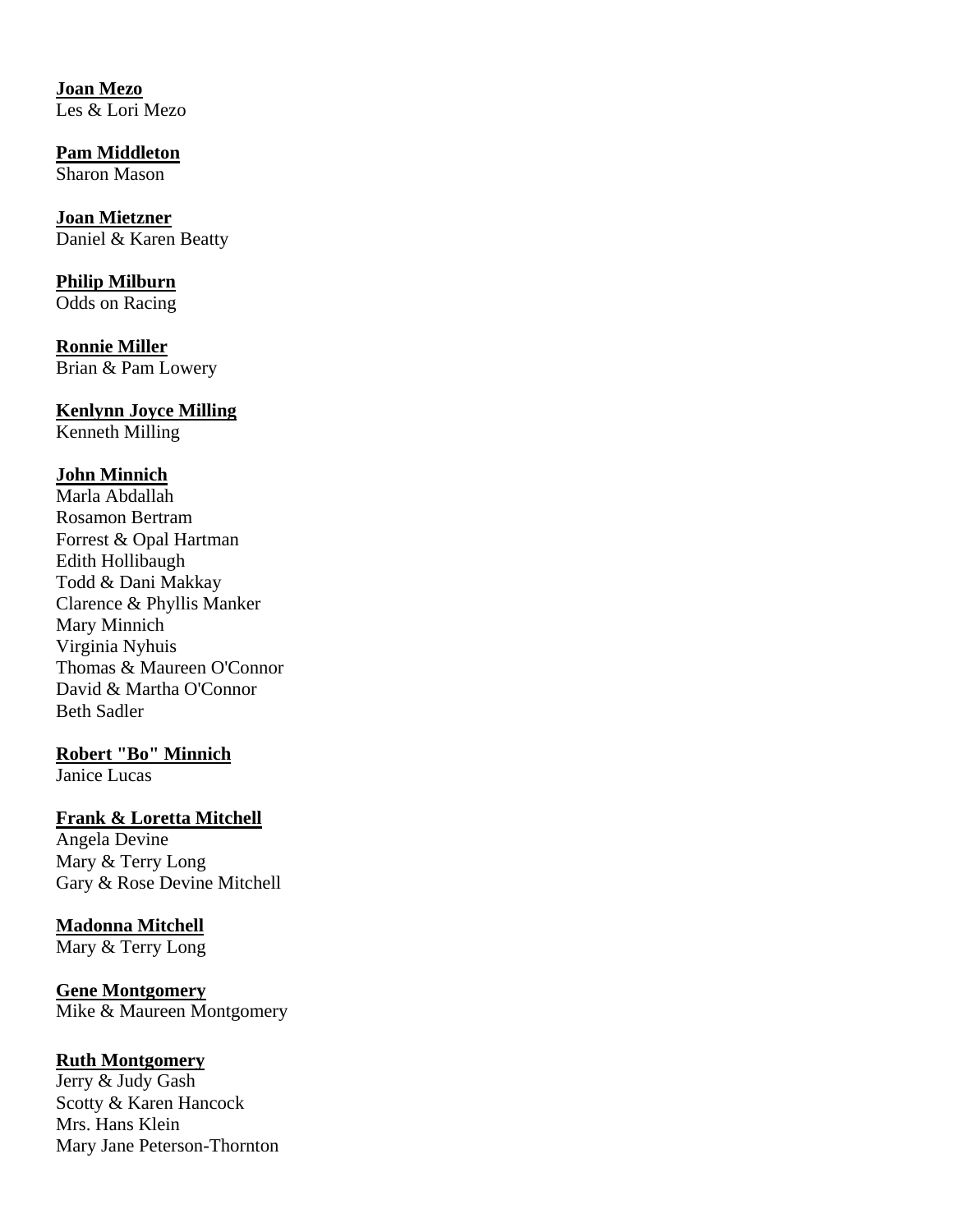**Joan Mezo**
Les & Lori Mezo

**Pam Middleton**
Sharon Mason

**Joan Mietzner**
Daniel & Karen Beatty

**Philip Milburn**
Odds on Racing

**Ronnie Miller**
Brian & Pam Lowery

**Kenlynn Joyce Milling**
Kenneth Milling

**John Minnich**
Marla Abdallah
Rosamon Bertram
Forrest & Opal Hartman
Edith Hollibaugh
Todd & Dani Makkay
Clarence & Phyllis Manker
Mary Minnich
Virginia Nyhuis
Thomas & Maureen O'Connor
David & Martha O'Connor
Beth Sadler

**Robert "Bo" Minnich**
Janice Lucas

**Frank & Loretta Mitchell**
Angela Devine
Mary & Terry Long
Gary & Rose Devine Mitchell

**Madonna Mitchell**
Mary & Terry Long

**Gene Montgomery**
Mike & Maureen Montgomery

**Ruth Montgomery**
Jerry & Judy Gash
Scotty & Karen Hancock
Mrs. Hans Klein
Mary Jane Peterson-Thornton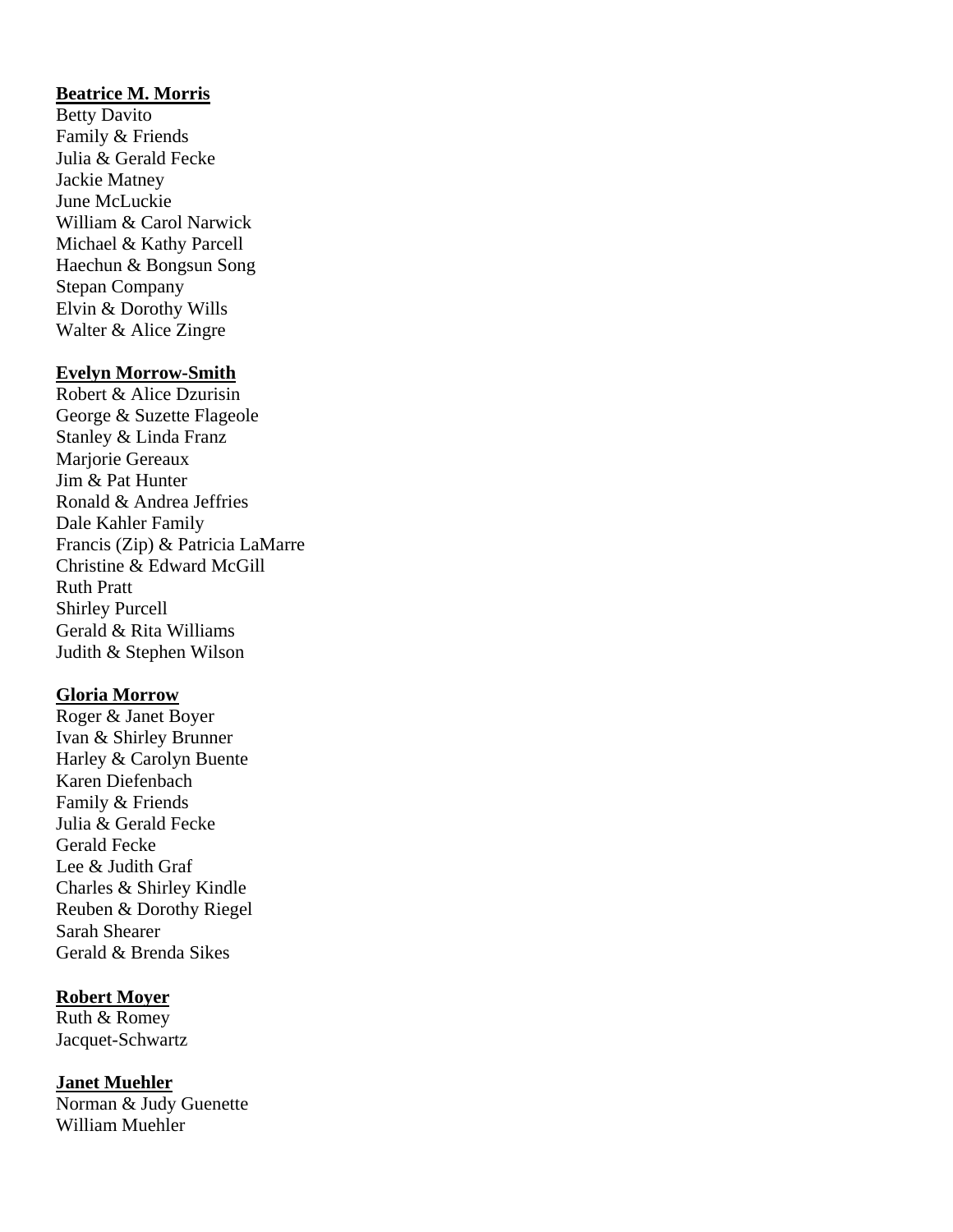**Beatrice M. Morris**

Betty Davito
Family & Friends
Julia & Gerald Fecke
Jackie Matney
June McLuckie
William & Carol Narwick
Michael & Kathy Parcell
Haechun & Bongsun Song
Stepan Company
Elvin & Dorothy Wills
Walter & Alice Zingre

**Evelyn Morrow-Smith**

Robert & Alice Dzurisin
George & Suzette Flageole
Stanley & Linda Franz
Marjorie Gereaux
Jim & Pat Hunter
Ronald & Andrea Jeffries
Dale Kahler Family
Francis (Zip) & Patricia LaMarre
Christine & Edward McGill
Ruth Pratt
Shirley Purcell
Gerald & Rita Williams
Judith & Stephen Wilson

**Gloria Morrow**

Roger & Janet Boyer
Ivan & Shirley Brunner
Harley & Carolyn Buente
Karen Diefenbach
Family & Friends
Julia & Gerald Fecke
Gerald Fecke
Lee & Judith Graf
Charles & Shirley Kindle
Reuben & Dorothy Riegel
Sarah Shearer
Gerald & Brenda Sikes

**Robert Moyer**

Ruth & Romey
Jacquet-Schwartz

**Janet Muehler**

Norman & Judy Guenette
William Muehler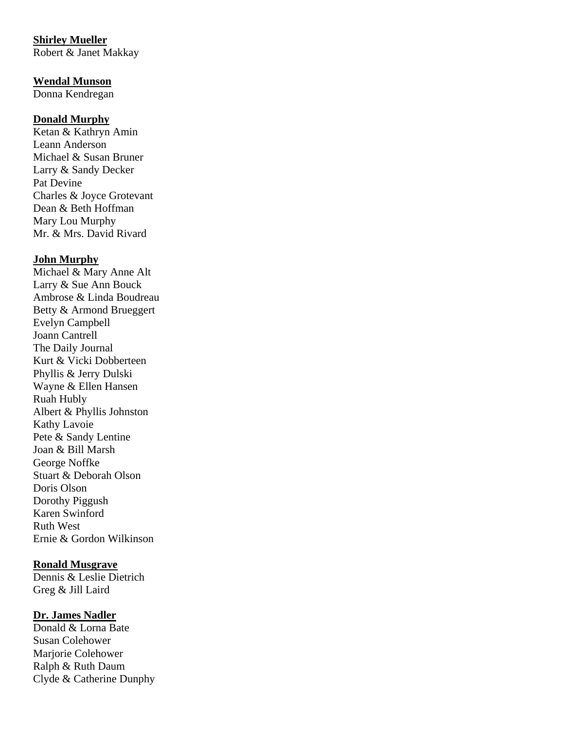**Shirley Mueller**
Robert & Janet Makkay

**Wendal Munson**
Donna Kendregan

**Donald Murphy**
Ketan & Kathryn Amin
Leann Anderson
Michael & Susan Bruner
Larry & Sandy Decker
Pat Devine
Charles & Joyce Grotevant
Dean & Beth Hoffman
Mary Lou Murphy
Mr. & Mrs. David Rivard

**John Murphy**
Michael & Mary Anne Alt
Larry & Sue Ann Bouck
Ambrose & Linda Boudreau
Betty & Armond Brueggert
Evelyn Campbell
Joann Cantrell
The Daily Journal
Kurt & Vicki Dobberteen
Phyllis & Jerry Dulski
Wayne & Ellen Hansen
Ruah Hubly
Albert & Phyllis Johnston
Kathy Lavoie
Pete & Sandy Lentine
Joan & Bill Marsh
George Noffke
Stuart & Deborah Olson
Doris Olson
Dorothy Piggush
Karen Swinford
Ruth West
Ernie & Gordon Wilkinson

**Ronald Musgrave**
Dennis & Leslie Dietrich
Greg & Jill Laird

**Dr. James Nadler**
Donald & Lorna Bate
Susan Colehower
Marjorie Colehower
Ralph & Ruth Daum
Clyde & Catherine Dunphy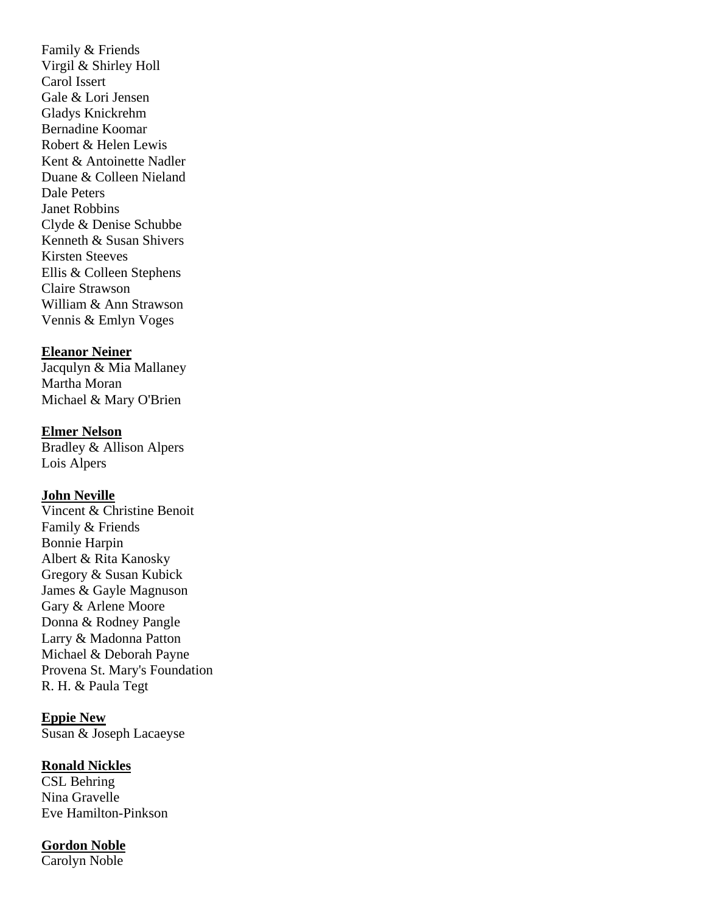Family & Friends
Virgil & Shirley Holl
Carol Issert
Gale & Lori Jensen
Gladys Knickrehm
Bernadine Koomar
Robert & Helen Lewis
Kent & Antoinette Nadler
Duane & Colleen Nieland
Dale Peters
Janet Robbins
Clyde & Denise Schubbe
Kenneth & Susan Shivers
Kirsten Steeves
Ellis & Colleen Stephens
Claire Strawson
William & Ann Strawson
Vennis & Emlyn Voges

**Eleanor Neiner**
Jacqulyn & Mia Mallaney
Martha Moran
Michael & Mary O'Brien

**Elmer Nelson**
Bradley & Allison Alpers
Lois Alpers

**John Neville**
Vincent & Christine Benoit
Family & Friends
Bonnie Harpin
Albert & Rita Kanosky
Gregory & Susan Kubick
James & Gayle Magnuson
Gary & Arlene Moore
Donna & Rodney Pangle
Larry & Madonna Patton
Michael & Deborah Payne
Provena St. Mary's Foundation
R. H. & Paula Tegt

**Eppie New**
Susan & Joseph Lacaeyse

**Ronald Nickles**
CSL Behring
Nina Gravelle
Eve Hamilton-Pinkson

**Gordon Noble**
Carolyn Noble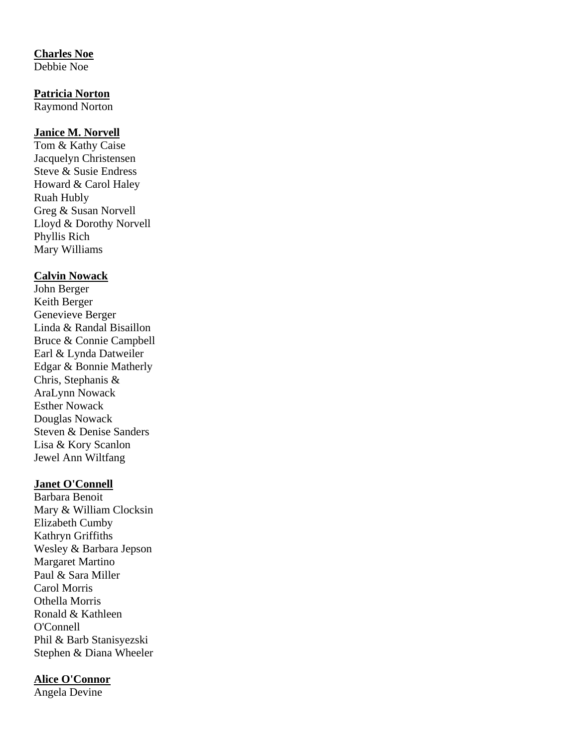**Charles Noe**
Debbie Noe

**Patricia Norton**
Raymond Norton

**Janice M. Norvell**
Tom & Kathy Caise
Jacquelyn Christensen
Steve & Susie Endress
Howard & Carol Haley
Ruah Hubly
Greg & Susan Norvell
Lloyd & Dorothy Norvell
Phyllis Rich
Mary Williams

**Calvin Nowack**
John Berger
Keith Berger
Genevieve Berger
Linda & Randal Bisaillon
Bruce & Connie Campbell
Earl & Lynda Datweiler
Edgar & Bonnie Matherly
Chris, Stephanis &
AraLynn Nowack
Esther Nowack
Douglas Nowack
Steven & Denise Sanders
Lisa & Kory Scanlon
Jewel Ann Wiltfang

**Janet O'Connell**
Barbara Benoit
Mary & William Clocksin
Elizabeth Cumby
Kathryn Griffiths
Wesley & Barbara Jepson
Margaret Martino
Paul & Sara Miller
Carol Morris
Othella Morris
Ronald & Kathleen
O'Connell
Phil & Barb Stanisyezski
Stephen & Diana Wheeler

**Alice O'Connor**
Angela Devine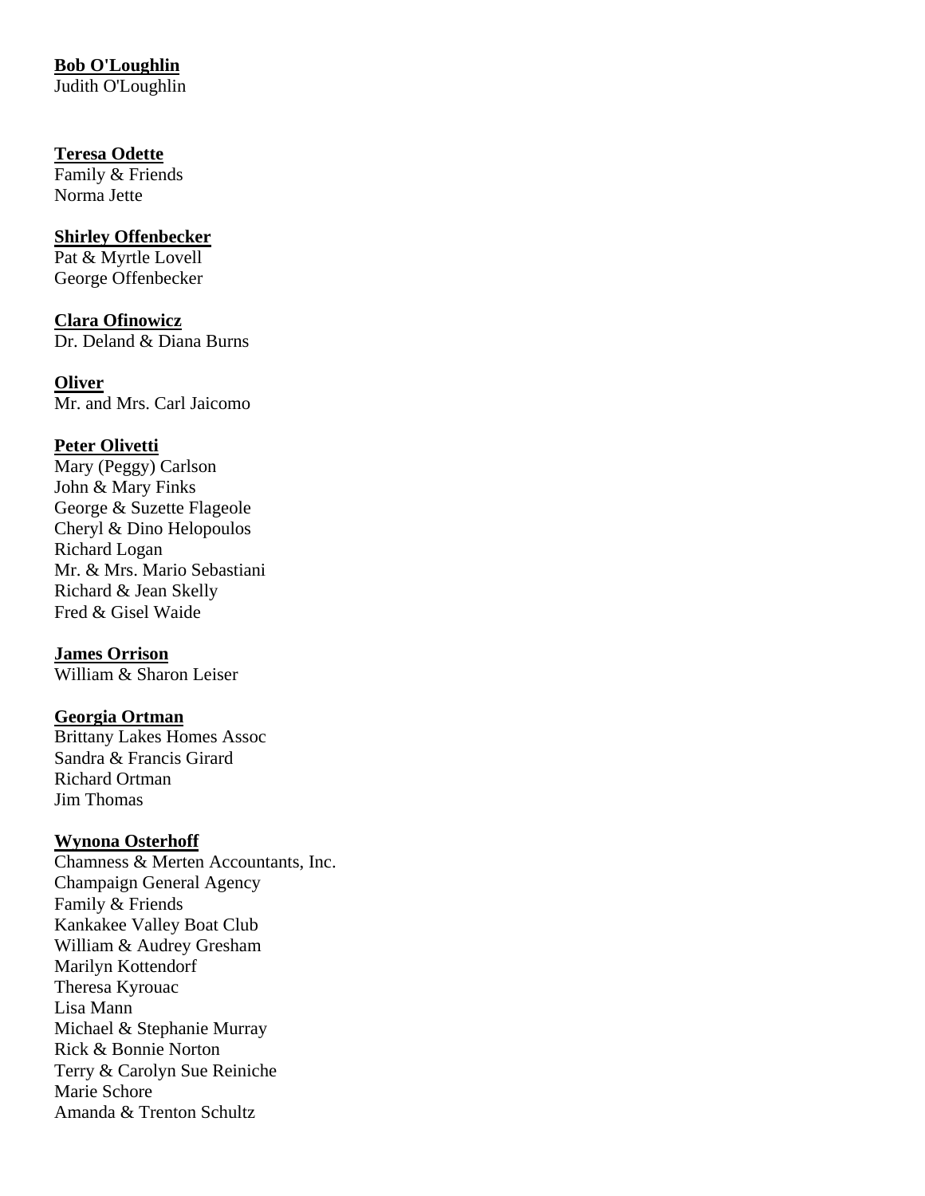**Bob O'Loughlin**
Judith O'Loughlin

**Teresa Odette**
Family & Friends
Norma Jette

**Shirley Offenbecker**
Pat & Myrtle Lovell
George Offenbecker

**Clara Ofinowicz**
Dr. Deland & Diana Burns

**Oliver**
Mr. and Mrs. Carl Jaicomo

**Peter Olivetti**
Mary (Peggy) Carlson
John & Mary Finks
George & Suzette Flageole
Cheryl & Dino Helopoulos
Richard Logan
Mr. & Mrs. Mario Sebastiani
Richard & Jean Skelly
Fred & Gisel Waide

**James Orrison**
William & Sharon Leiser

**Georgia Ortman**
Brittany Lakes Homes Assoc
Sandra & Francis Girard
Richard Ortman
Jim Thomas

**Wynona Osterhoff**
Chamness & Merten Accountants, Inc.
Champaign General Agency
Family & Friends
Kankakee Valley Boat Club
William & Audrey Gresham
Marilyn Kottendorf
Theresa Kyrouac
Lisa Mann
Michael & Stephanie Murray
Rick & Bonnie Norton
Terry & Carolyn Sue Reiniche
Marie Schore
Amanda & Trenton Schultz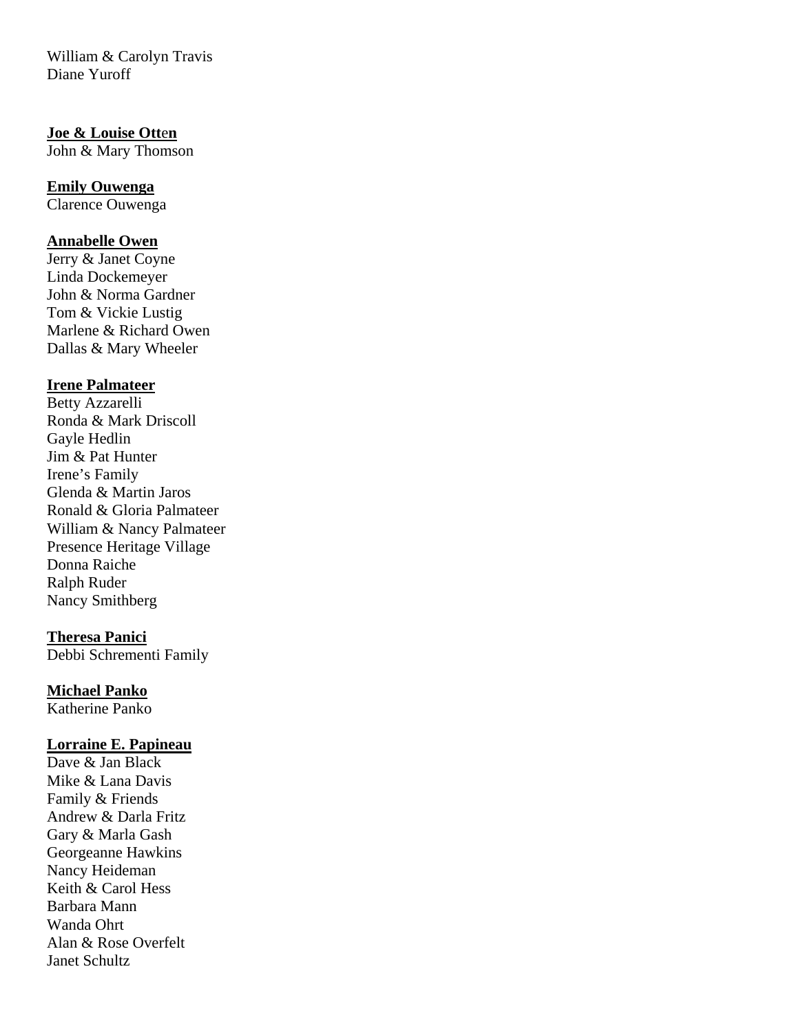William & Carolyn Travis
Diane Yuroff

**Joe & Louise Otten**
John & Mary Thomson

**Emily Ouwenga**
Clarence Ouwenga

**Annabelle Owen**
Jerry & Janet Coyne
Linda Dockemeyer
John & Norma Gardner
Tom & Vickie Lustig
Marlene & Richard Owen
Dallas & Mary Wheeler

**Irene Palmateer**
Betty Azzarelli
Ronda & Mark Driscoll
Gayle Hedlin
Jim & Pat Hunter
Irene's Family
Glenda & Martin Jaros
Ronald & Gloria Palmateer
William & Nancy Palmateer
Presence Heritage Village
Donna Raiche
Ralph Ruder
Nancy Smithberg

**Theresa Panici**
Debbi Schrementi Family

**Michael Panko**
Katherine Panko

**Lorraine E. Papineau**
Dave & Jan Black
Mike & Lana Davis
Family & Friends
Andrew & Darla Fritz
Gary & Marla Gash
Georgeanne Hawkins
Nancy Heideman
Keith & Carol Hess
Barbara Mann
Wanda Ohrt
Alan & Rose Overfelt
Janet Schultz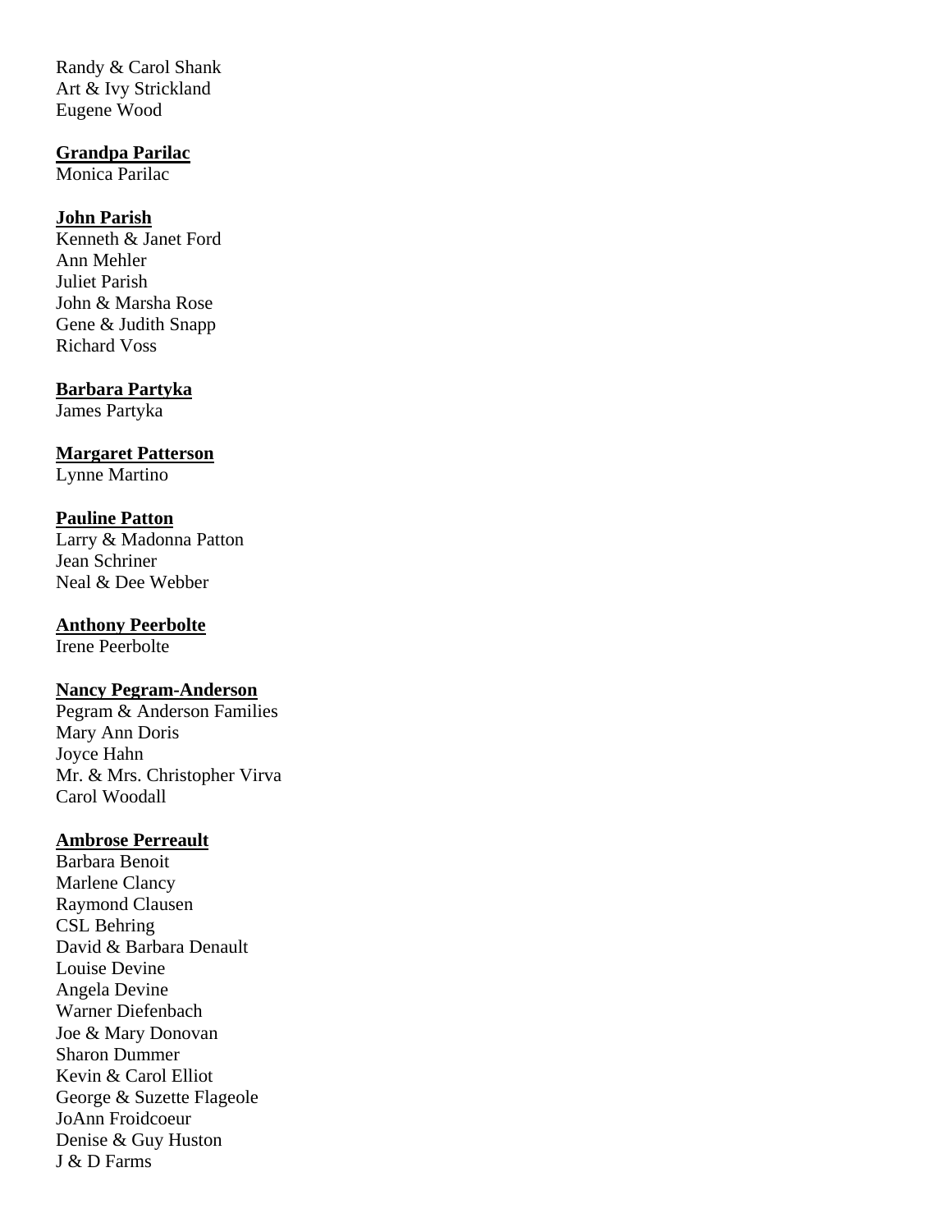Randy & Carol Shank
Art & Ivy Strickland
Eugene Wood

**Grandpa Parilac**
Monica Parilac

**John Parish**
Kenneth & Janet Ford
Ann Mehler
Juliet Parish
John & Marsha Rose
Gene & Judith Snapp
Richard Voss

**Barbara Partyka**
James Partyka

**Margaret Patterson**
Lynne Martino

**Pauline Patton**
Larry & Madonna Patton
Jean Schriner
Neal & Dee Webber

**Anthony Peerbolte**
Irene Peerbolte

**Nancy Pegram-Anderson**
Pegram & Anderson Families
Mary Ann Doris
Joyce Hahn
Mr. & Mrs. Christopher Virva
Carol Woodall

**Ambrose Perreault**
Barbara Benoit
Marlene Clancy
Raymond Clausen
CSL Behring
David & Barbara Denault
Louise Devine
Angela Devine
Warner Diefenbach
Joe & Mary Donovan
Sharon Dummer
Kevin & Carol Elliot
George & Suzette Flageole
JoAnn Froidcoeur
Denise & Guy Huston
J & D Farms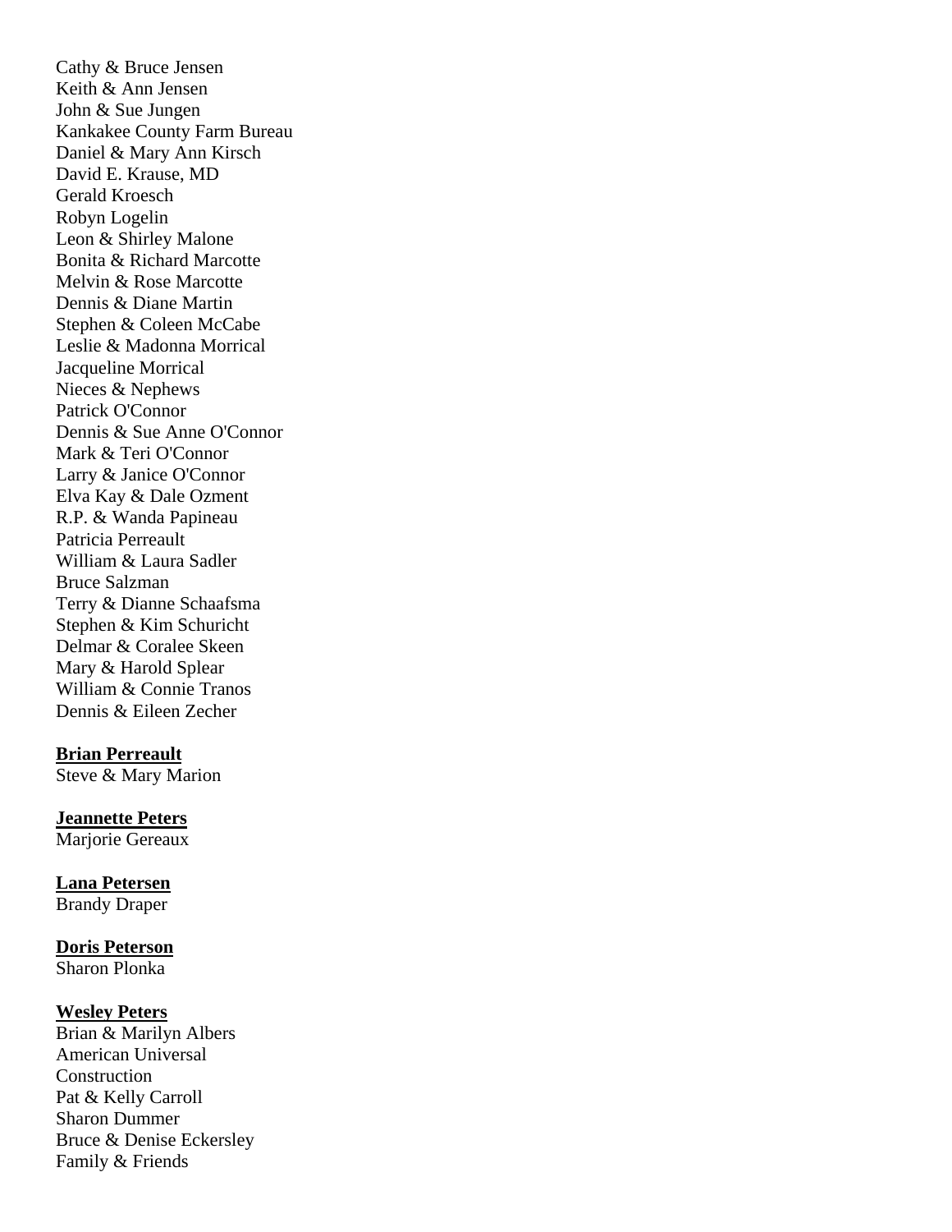Cathy & Bruce Jensen
Keith & Ann Jensen
John & Sue Jungen
Kankakee County Farm Bureau
Daniel & Mary Ann Kirsch
David E. Krause, MD
Gerald Kroesch
Robyn Logelin
Leon & Shirley Malone
Bonita & Richard Marcotte
Melvin & Rose Marcotte
Dennis & Diane Martin
Stephen & Coleen McCabe
Leslie & Madonna Morrical
Jacqueline Morrical
Nieces & Nephews
Patrick O'Connor
Dennis & Sue Anne O'Connor
Mark & Teri O'Connor
Larry & Janice O'Connor
Elva Kay & Dale Ozment
R.P. & Wanda Papineau
Patricia Perreault
William & Laura Sadler
Bruce Salzman
Terry & Dianne Schaafsma
Stephen & Kim Schuricht
Delmar & Coralee Skeen
Mary & Harold Splear
William & Connie Tranos
Dennis & Eileen Zecher

**Brian Perreault**
Steve & Mary Marion

**Jeannette Peters**
Marjorie Gereaux

**Lana Petersen**
Brandy Draper

**Doris Peterson**
Sharon Plonka

**Wesley Peters**
Brian & Marilyn Albers
American Universal Construction
Pat & Kelly Carroll
Sharon Dummer
Bruce & Denise Eckersley
Family & Friends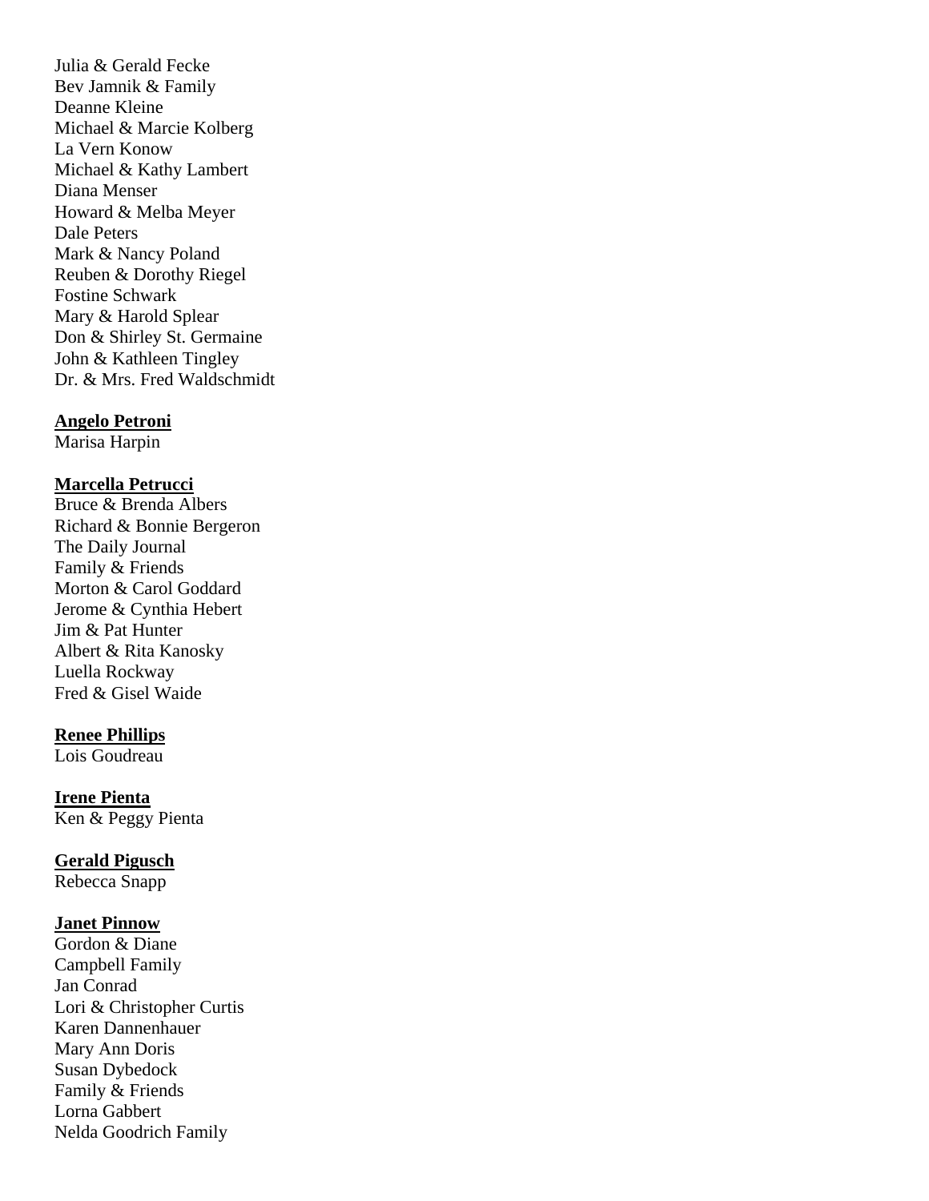Julia & Gerald Fecke
Bev Jamnik & Family
Deanne Kleine
Michael & Marcie Kolberg
La Vern Konow
Michael & Kathy Lambert
Diana Menser
Howard & Melba Meyer
Dale Peters
Mark & Nancy Poland
Reuben & Dorothy Riegel
Fostine Schwark
Mary & Harold Splear
Don & Shirley St. Germaine
John & Kathleen Tingley
Dr. & Mrs. Fred Waldschmidt

**Angelo Petroni**
Marisa Harpin

**Marcella Petrucci**
Bruce & Brenda Albers
Richard & Bonnie Bergeron
The Daily Journal
Family & Friends
Morton & Carol Goddard
Jerome & Cynthia Hebert
Jim & Pat Hunter
Albert & Rita Kanosky
Luella Rockway
Fred & Gisel Waide

**Renee Phillips**
Lois Goudreau

**Irene Pienta**
Ken & Peggy Pienta

**Gerald Pigusch**
Rebecca Snapp

**Janet Pinnow**
Gordon & Diane
Campbell Family
Jan Conrad
Lori & Christopher Curtis
Karen Dannenhauer
Mary Ann Doris
Susan Dybedock
Family & Friends
Lorna Gabbert
Nelda Goodrich Family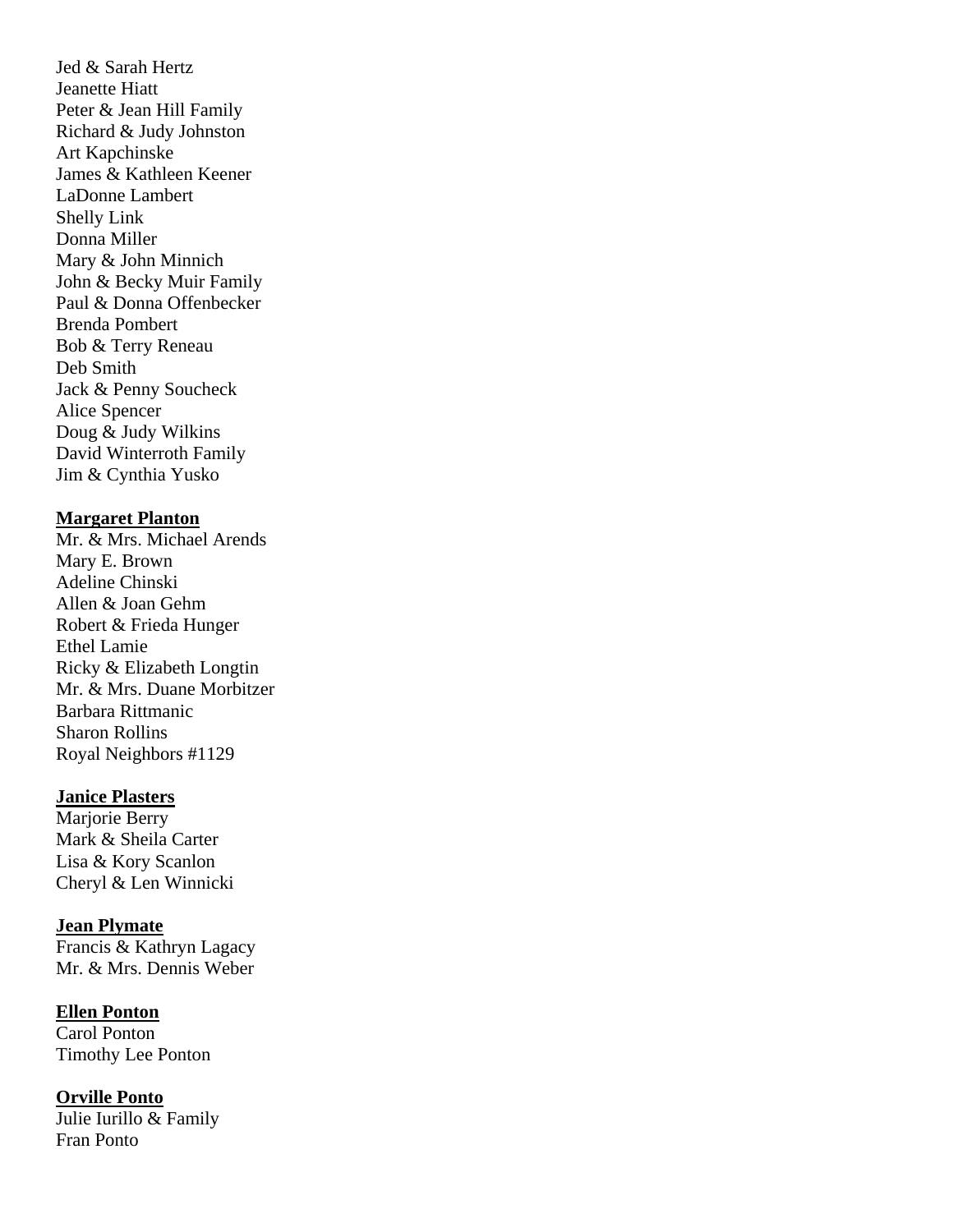Jed & Sarah Hertz
Jeanette Hiatt
Peter & Jean Hill Family
Richard & Judy Johnston
Art Kapchinske
James & Kathleen Keener
LaDonne Lambert
Shelly Link
Donna Miller
Mary & John Minnich
John & Becky Muir Family
Paul & Donna Offenbecker
Brenda Pombert
Bob & Terry Reneau
Deb Smith
Jack & Penny Soucheck
Alice Spencer
Doug & Judy Wilkins
David Winterroth Family
Jim & Cynthia Yusko

**Margaret Planton**
Mr. & Mrs. Michael Arends
Mary E. Brown
Adeline Chinski
Allen & Joan Gehm
Robert & Frieda Hunger
Ethel Lamie
Ricky & Elizabeth Longtin
Mr. & Mrs. Duane Morbitzer
Barbara Rittmanic
Sharon Rollins
Royal Neighbors #1129

**Janice Plasters**
Marjorie Berry
Mark & Sheila Carter
Lisa & Kory Scanlon
Cheryl & Len Winnicki

**Jean Plymate**
Francis & Kathryn Lagacy
Mr. & Mrs. Dennis Weber

**Ellen Ponton**
Carol Ponton
Timothy Lee Ponton

**Orville Ponto**
Julie Iurillo & Family
Fran Ponto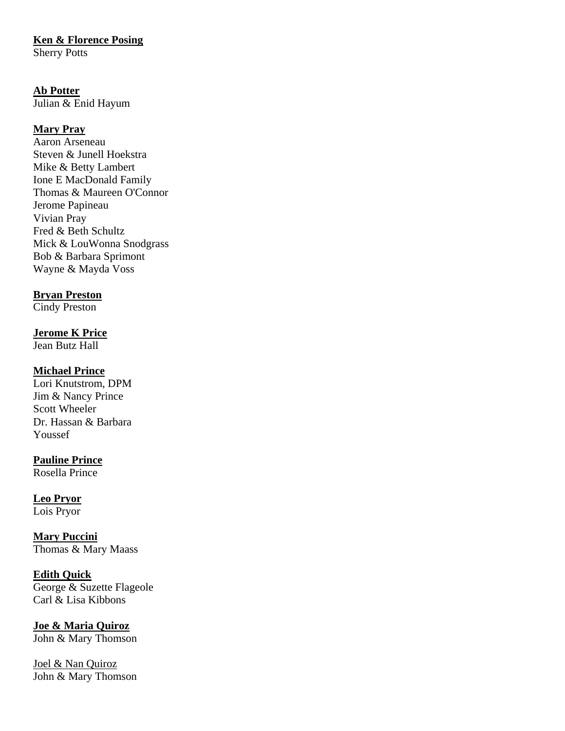**Ken & Florence Posing**
Sherry Potts

**Ab Potter**
Julian & Enid Hayum

**Mary Pray**
Aaron Arseneau
Steven & Junell Hoekstra
Mike & Betty Lambert
Ione E MacDonald Family
Thomas & Maureen O'Connor
Jerome Papineau
Vivian Pray
Fred & Beth Schultz
Mick & LouWonna Snodgrass
Bob & Barbara Sprimont
Wayne & Mayda Voss

**Bryan Preston**
Cindy Preston

**Jerome K Price**
Jean Butz Hall

**Michael Prince**
Lori Knutstrom, DPM
Jim & Nancy Prince
Scott Wheeler
Dr. Hassan & Barbara Youssef

**Pauline Prince**
Rosella Prince

**Leo Pryor**
Lois Pryor

**Mary Puccini**
Thomas & Mary Maass

**Edith Quick**
George & Suzette Flageole
Carl & Lisa Kibbons

**Joe & Maria Quiroz**
John & Mary Thomson

Joel & Nan Quiroz
John & Mary Thomson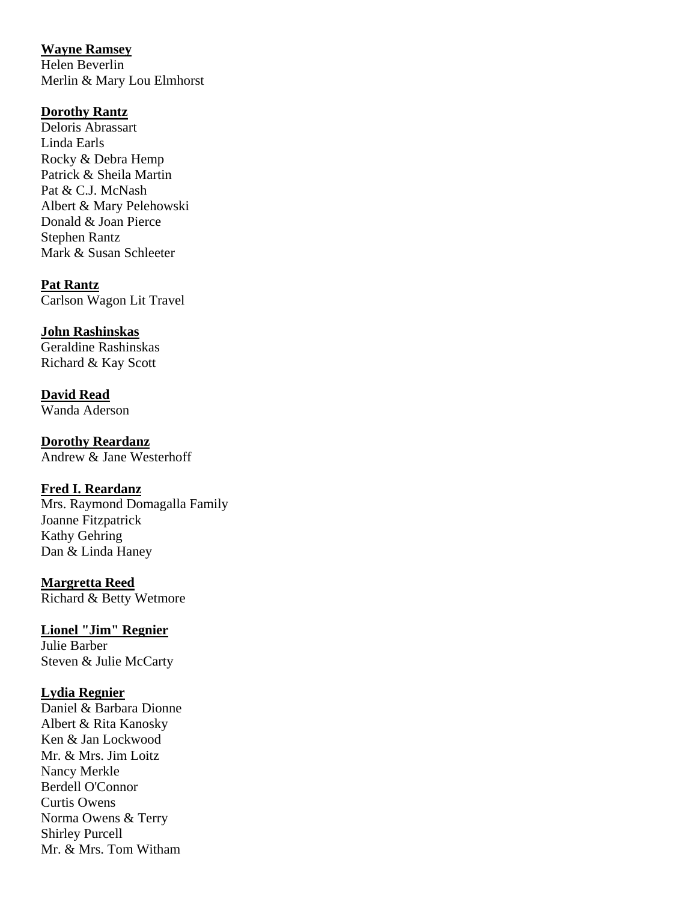**Wayne Ramsey**
Helen Beverlin
Merlin & Mary Lou Elmhorst

**Dorothy Rantz**
Deloris Abrassart
Linda Earls
Rocky & Debra Hemp
Patrick & Sheila Martin
Pat & C.J. McNash
Albert & Mary Pelehowski
Donald & Joan Pierce
Stephen Rantz
Mark & Susan Schleeter

**Pat Rantz**
Carlson Wagon Lit Travel

**John Rashinskas**
Geraldine Rashinskas
Richard & Kay Scott

**David Read**
Wanda Aderson

**Dorothy Reardanz**
Andrew & Jane Westerhoff

**Fred I. Reardanz**
Mrs. Raymond Domagalla Family
Joanne Fitzpatrick
Kathy Gehring
Dan & Linda Haney

**Margretta Reed**
Richard & Betty Wetmore

**Lionel "Jim" Regnier**
Julie Barber
Steven & Julie McCarty

**Lydia Regnier**
Daniel & Barbara Dionne
Albert & Rita Kanosky
Ken & Jan Lockwood
Mr. & Mrs. Jim Loitz
Nancy Merkle
Berdell O'Connor
Curtis Owens
Norma Owens & Terry
Shirley Purcell
Mr. & Mrs. Tom Witham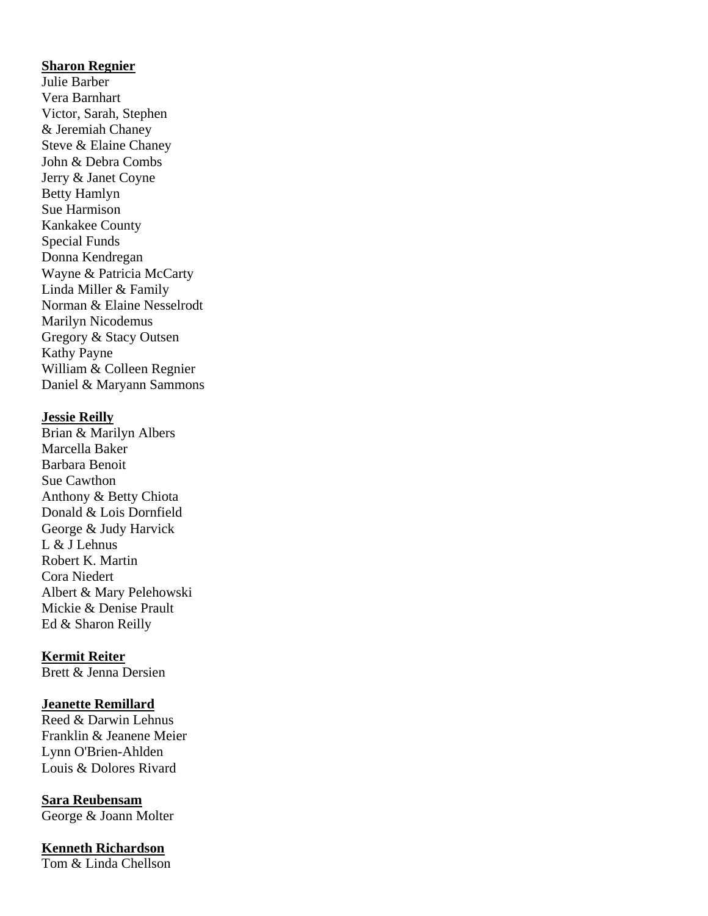**Sharon Regnier**

Julie Barber
Vera Barnhart
Victor, Sarah, Stephen
& Jeremiah Chaney
Steve & Elaine Chaney
John & Debra Combs
Jerry & Janet Coyne
Betty Hamlyn
Sue Harmison
Kankakee County
Special Funds
Donna Kendregan
Wayne & Patricia McCarty
Linda Miller & Family
Norman & Elaine Nesselrodt
Marilyn Nicodemus
Gregory & Stacy Outsen
Kathy Payne
William & Colleen Regnier
Daniel & Maryann Sammons

**Jessie Reilly**

Brian & Marilyn Albers
Marcella Baker
Barbara Benoit
Sue Cawthon
Anthony & Betty Chiota
Donald & Lois Dornfield
George & Judy Harvick
L & J Lehnus
Robert K. Martin
Cora Niedert
Albert & Mary Pelehowski
Mickie & Denise Prault
Ed & Sharon Reilly

**Kermit Reiter**

Brett & Jenna Dersien

**Jeanette Remillard**

Reed & Darwin Lehnus
Franklin & Jeanene Meier
Lynn O'Brien-Ahlden
Louis & Dolores Rivard

**Sara Reubensam**

George & Joann Molter

**Kenneth Richardson**

Tom & Linda Chellson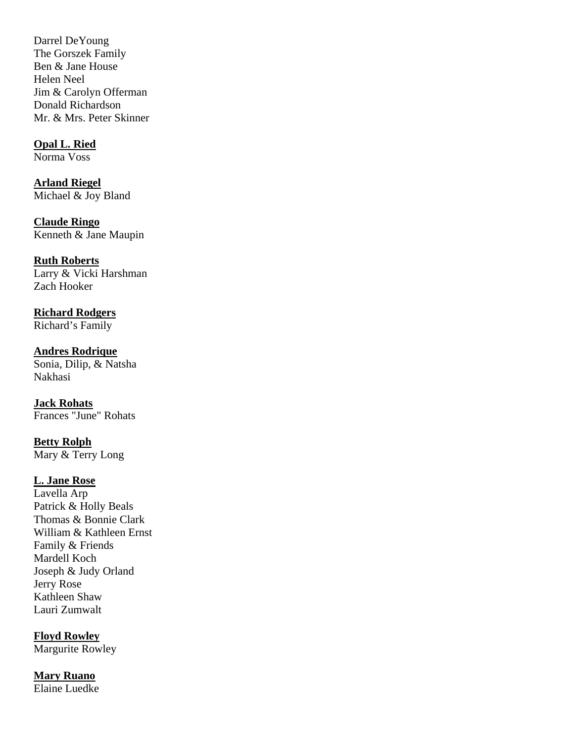Darrel DeYoung
The Gorszek Family
Ben & Jane House
Helen Neel
Jim & Carolyn Offerman
Donald Richardson
Mr. & Mrs. Peter Skinner

**Opal L. Ried**
Norma Voss

**Arland Riegel**
Michael & Joy Bland

**Claude Ringo**
Kenneth & Jane Maupin

**Ruth Roberts**
Larry & Vicki Harshman
Zach Hooker

**Richard Rodgers**
Richard's Family

**Andres Rodrique**
Sonia, Dilip, & Natsha Nakhasi

**Jack Rohats**
Frances "June" Rohats

**Betty Rolph**
Mary & Terry Long

**L. Jane Rose**
Lavella Arp
Patrick & Holly Beals
Thomas & Bonnie Clark
William & Kathleen Ernst
Family & Friends
Mardell Koch
Joseph & Judy Orland
Jerry Rose
Kathleen Shaw
Lauri Zumwalt

**Floyd Rowley**
Margurite Rowley

**Mary Ruano**
Elaine Luedke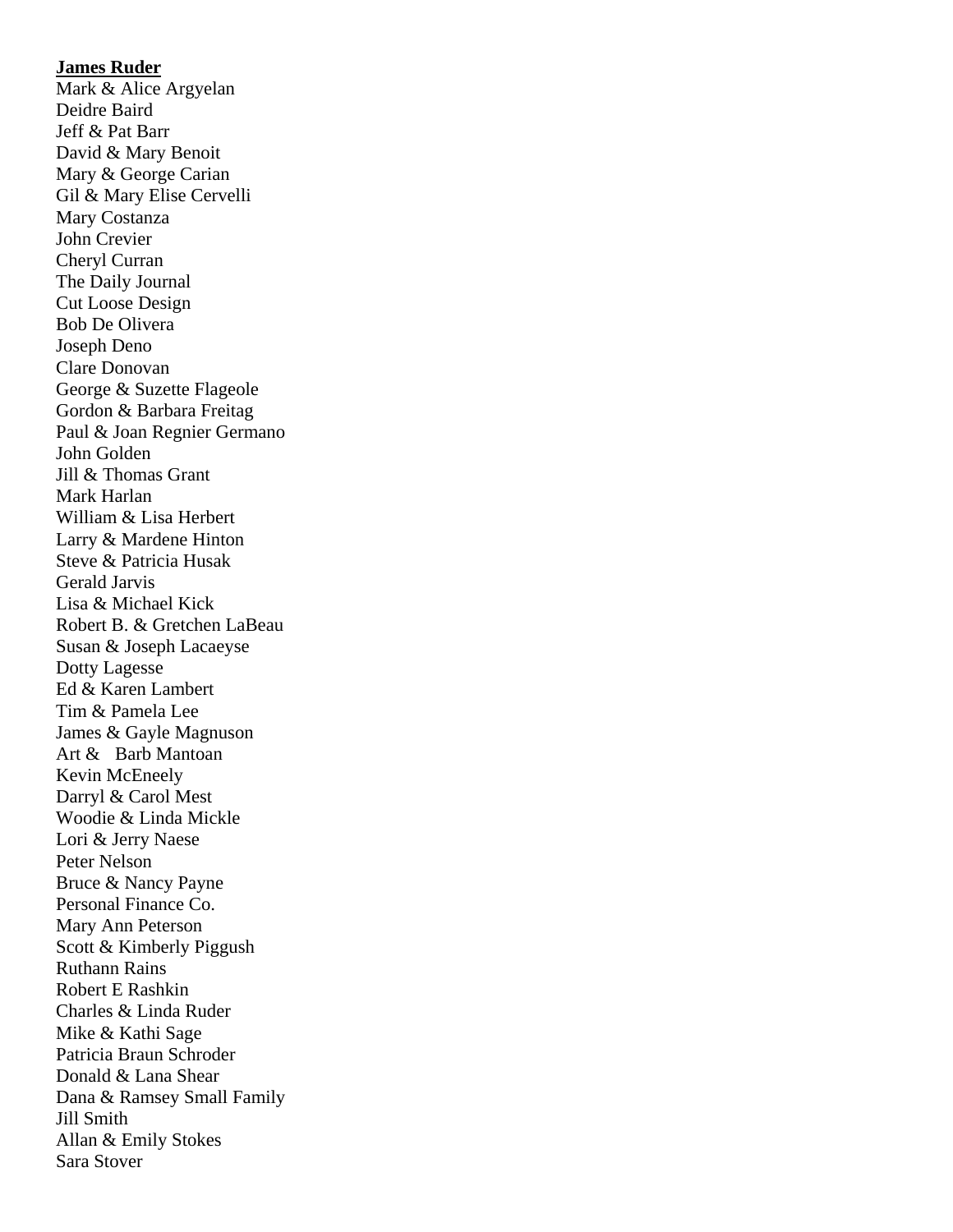**James Ruder**

Mark & Alice Argyelan
Deidre Baird
Jeff & Pat Barr
David & Mary Benoit
Mary & George Carian
Gil & Mary Elise Cervelli
Mary Costanza
John Crevier
Cheryl Curran
The Daily Journal
Cut Loose Design
Bob De Olivera
Joseph Deno
Clare Donovan
George & Suzette Flageole
Gordon & Barbara Freitag
Paul & Joan Regnier Germano
John Golden
Jill & Thomas Grant
Mark Harlan
William & Lisa Herbert
Larry & Mardene Hinton
Steve & Patricia Husak
Gerald Jarvis
Lisa & Michael Kick
Robert B. & Gretchen LaBeau
Susan & Joseph Lacaeyse
Dotty Lagesse
Ed & Karen Lambert
Tim & Pamela Lee
James & Gayle Magnuson
Art & Barb Mantoan
Kevin McEneely
Darryl & Carol Mest
Woodie & Linda Mickle
Lori & Jerry Naese
Peter Nelson
Bruce & Nancy Payne
Personal Finance Co.
Mary Ann Peterson
Scott & Kimberly Piggush
Ruthann Rains
Robert E Rashkin
Charles & Linda Ruder
Mike & Kathi Sage
Patricia Braun Schroder
Donald & Lana Shear
Dana & Ramsey Small Family
Jill Smith
Allan & Emily Stokes
Sara Stover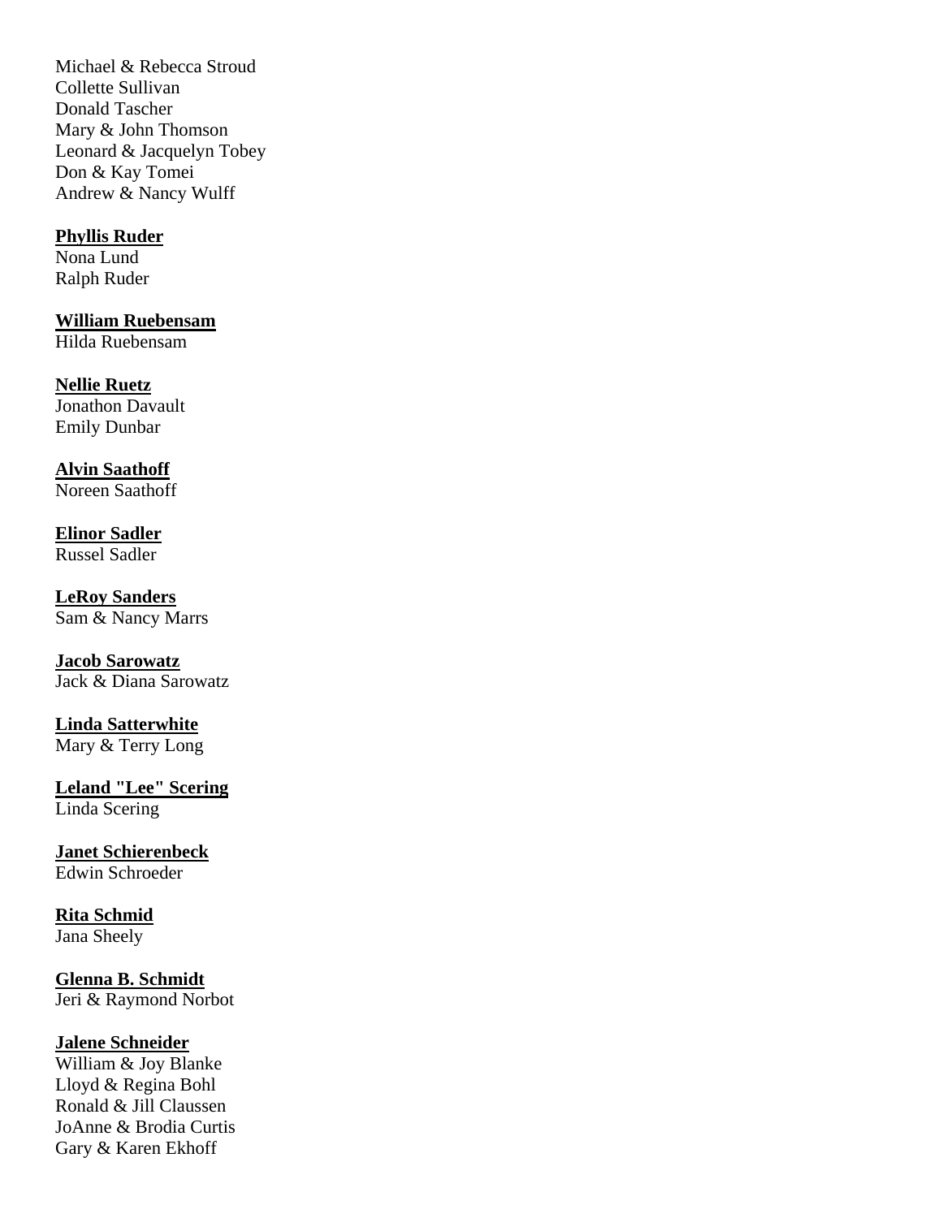Michael & Rebecca Stroud
Collette Sullivan
Donald Tascher
Mary & John Thomson
Leonard & Jacquelyn Tobey
Don & Kay Tomei
Andrew & Nancy Wulff

**Phyllis Ruder**
Nona Lund
Ralph Ruder

**William Ruebensam**
Hilda Ruebensam

**Nellie Ruetz**
Jonathon Davault
Emily Dunbar

**Alvin Saathoff**
Noreen Saathoff

**Elinor Sadler**
Russel Sadler

**LeRoy Sanders**
Sam & Nancy Marrs

**Jacob Sarowatz**
Jack & Diana Sarowatz

**Linda Satterwhite**
Mary & Terry Long

**Leland "Lee" Scering**
Linda Scering

**Janet Schierenbeck**
Edwin Schroeder

**Rita Schmid**
Jana Sheely

**Glenna B. Schmidt**
Jeri & Raymond Norbot

**Jalene Schneider**
William & Joy Blanke
Lloyd & Regina Bohl
Ronald & Jill Claussen
JoAnne & Brodia Curtis
Gary & Karen Ekhoff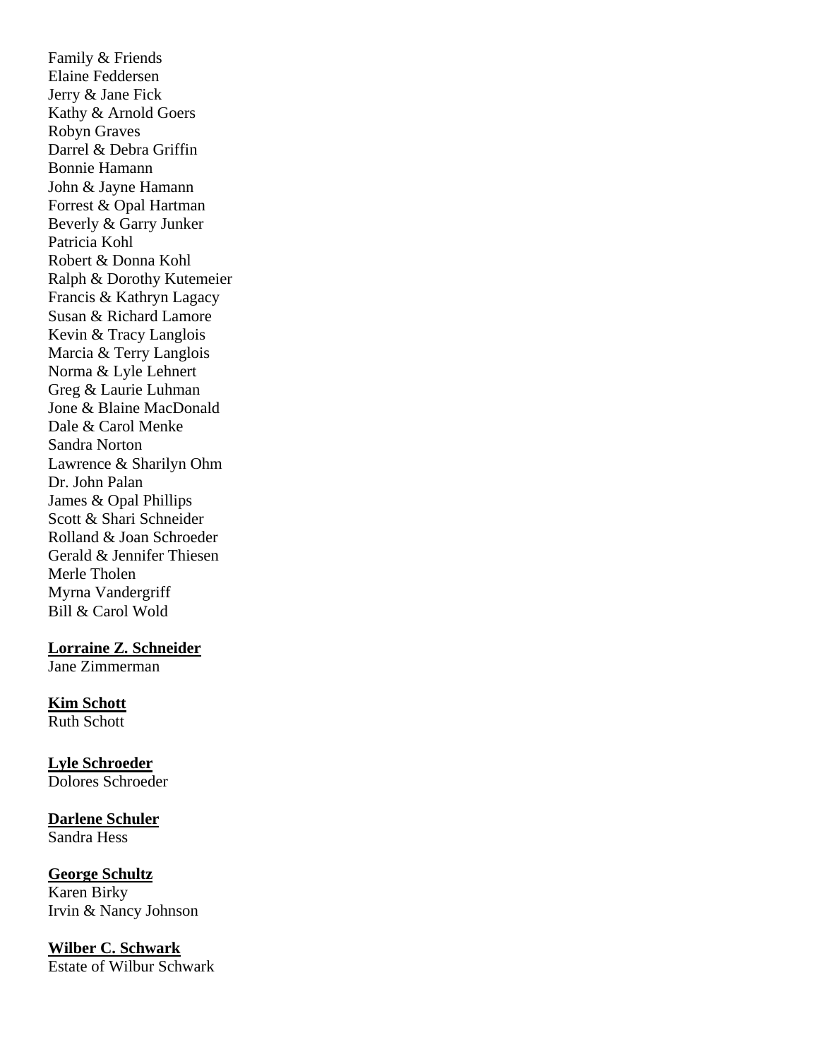Family & Friends
Elaine Feddersen
Jerry & Jane Fick
Kathy & Arnold Goers
Robyn Graves
Darrel & Debra Griffin
Bonnie Hamann
John & Jayne Hamann
Forrest & Opal Hartman
Beverly & Garry Junker
Patricia Kohl
Robert & Donna Kohl
Ralph & Dorothy Kutemeier
Francis & Kathryn Lagacy
Susan & Richard Lamore
Kevin & Tracy Langlois
Marcia & Terry Langlois
Norma & Lyle Lehnert
Greg & Laurie Luhman
Jone & Blaine MacDonald
Dale & Carol Menke
Sandra Norton
Lawrence & Sharilyn Ohm
Dr. John Palan
James & Opal Phillips
Scott & Shari Schneider
Rolland & Joan Schroeder
Gerald & Jennifer Thiesen
Merle Tholen
Myrna Vandergriff
Bill & Carol Wold

**Lorraine Z. Schneider**
Jane Zimmerman

**Kim Schott**
Ruth Schott

**Lyle Schroeder**
Dolores Schroeder

**Darlene Schuler**
Sandra Hess

**George Schultz**
Karen Birky
Irvin & Nancy Johnson

**Wilber C. Schwark**
Estate of Wilbur Schwark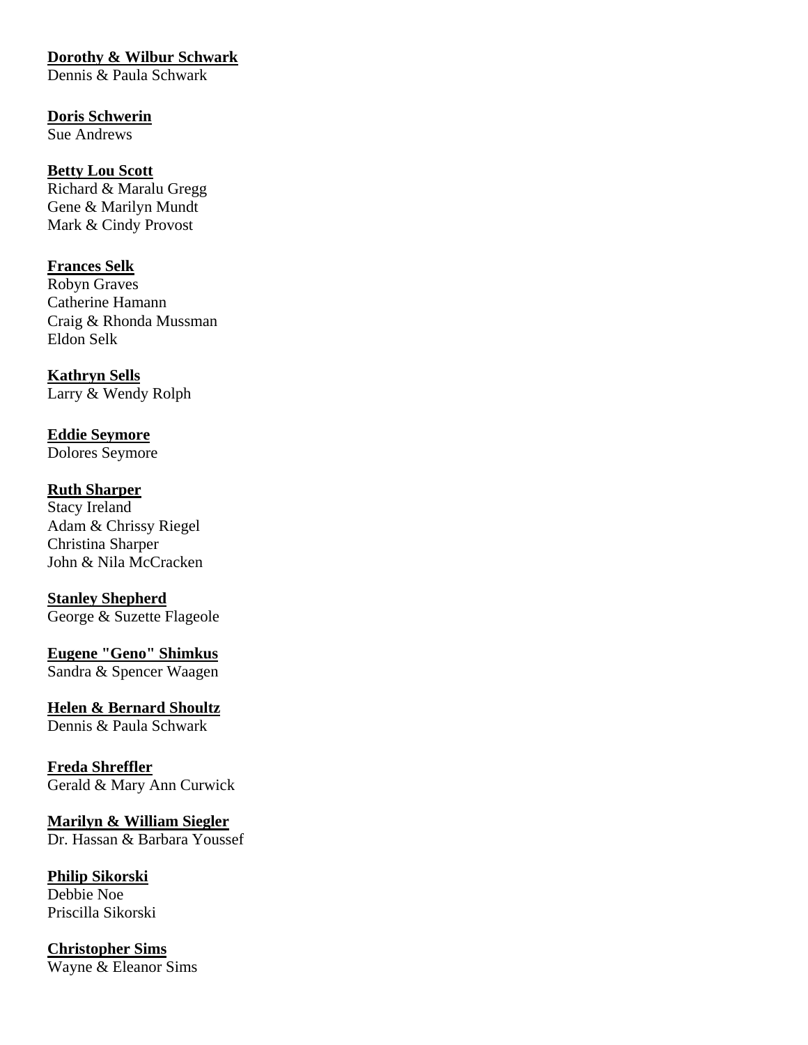**Dorothy & Wilbur Schwark**
Dennis & Paula Schwark

**Doris Schwerin**
Sue Andrews

**Betty Lou Scott**
Richard & Maralu Gregg
Gene & Marilyn Mundt
Mark & Cindy Provost

**Frances Selk**
Robyn Graves
Catherine Hamann
Craig & Rhonda Mussman
Eldon Selk

**Kathryn Sells**
Larry & Wendy Rolph

**Eddie Seymore**
Dolores Seymore

**Ruth Sharper**
Stacy Ireland
Adam & Chrissy Riegel
Christina Sharper
John & Nila McCracken

**Stanley Shepherd**
George & Suzette Flageole

**Eugene "Geno" Shimkus**
Sandra & Spencer Waagen

**Helen & Bernard Shoultz**
Dennis & Paula Schwark

**Freda Shreffler**
Gerald & Mary Ann Curwick

**Marilyn & William Siegler**
Dr. Hassan & Barbara Youssef

**Philip Sikorski**
Debbie Noe
Priscilla Sikorski

**Christopher Sims**
Wayne & Eleanor Sims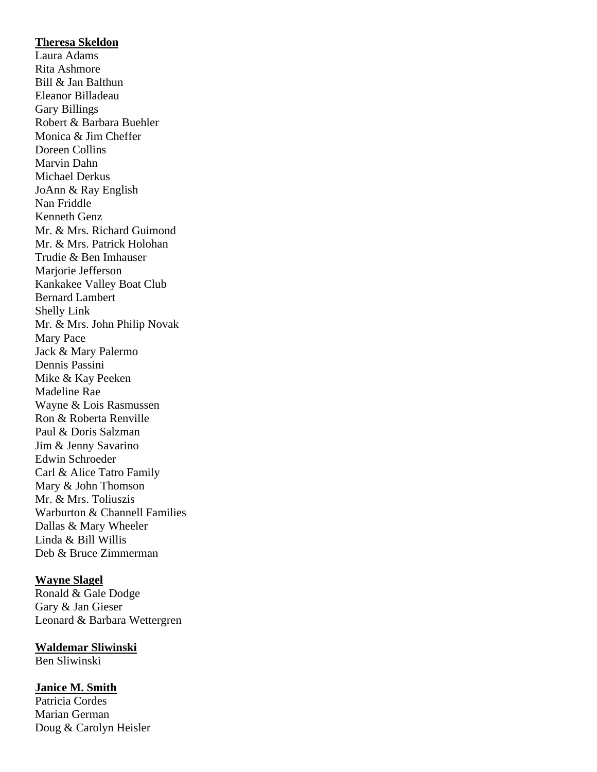**Theresa Skeldon**
Laura Adams
Rita Ashmore
Bill & Jan Balthun
Eleanor Billadeau
Gary Billings
Robert & Barbara Buehler
Monica & Jim Cheffer
Doreen Collins
Marvin Dahn
Michael Derkus
JoAnn & Ray English
Nan Friddle
Kenneth Genz
Mr. & Mrs. Richard Guimond
Mr. & Mrs. Patrick Holohan
Trudie & Ben Imhauser
Marjorie Jefferson
Kankakee Valley Boat Club
Bernard Lambert
Shelly Link
Mr. & Mrs. John Philip Novak
Mary Pace
Jack & Mary Palermo
Dennis Passini
Mike & Kay Peeken
Madeline Rae
Wayne & Lois Rasmussen
Ron & Roberta Renville
Paul & Doris Salzman
Jim & Jenny Savarino
Edwin Schroeder
Carl & Alice Tatro Family
Mary & John Thomson
Mr. & Mrs. Toliuszis
Warburton & Channell Families
Dallas & Mary Wheeler
Linda & Bill Willis
Deb & Bruce Zimmerman

**Wayne Slagel**
Ronald & Gale Dodge
Gary & Jan Gieser
Leonard & Barbara Wettergren

**Waldemar Sliwinski**
Ben Sliwinski

**Janice M. Smith**
Patricia Cordes
Marian German
Doug & Carolyn Heisler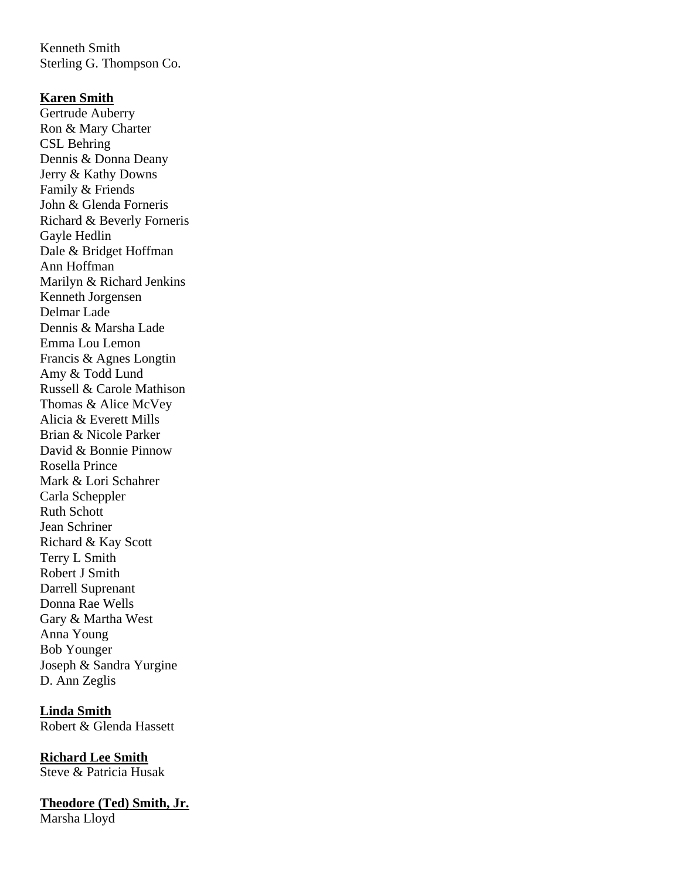Kenneth Smith
Sterling G. Thompson Co.

**Karen Smith**
Gertrude Auberry
Ron & Mary Charter
CSL Behring
Dennis & Donna Deany
Jerry & Kathy Downs
Family & Friends
John & Glenda Forneris
Richard & Beverly Forneris
Gayle Hedlin
Dale & Bridget Hoffman
Ann Hoffman
Marilyn & Richard Jenkins
Kenneth Jorgensen
Delmar Lade
Dennis & Marsha Lade
Emma Lou Lemon
Francis & Agnes Longtin
Amy & Todd Lund
Russell & Carole Mathison
Thomas & Alice McVey
Alicia & Everett Mills
Brian & Nicole Parker
David & Bonnie Pinnow
Rosella Prince
Mark & Lori Schahrer
Carla Scheppler
Ruth Schott
Jean Schriner
Richard & Kay Scott
Terry L Smith
Robert J Smith
Darrell Suprenant
Donna Rae Wells
Gary & Martha West
Anna Young
Bob Younger
Joseph & Sandra Yurgine
D. Ann Zeglis

**Linda Smith**
Robert & Glenda Hassett

**Richard Lee Smith**
Steve & Patricia Husak

**Theodore (Ted) Smith, Jr.**
Marsha Lloyd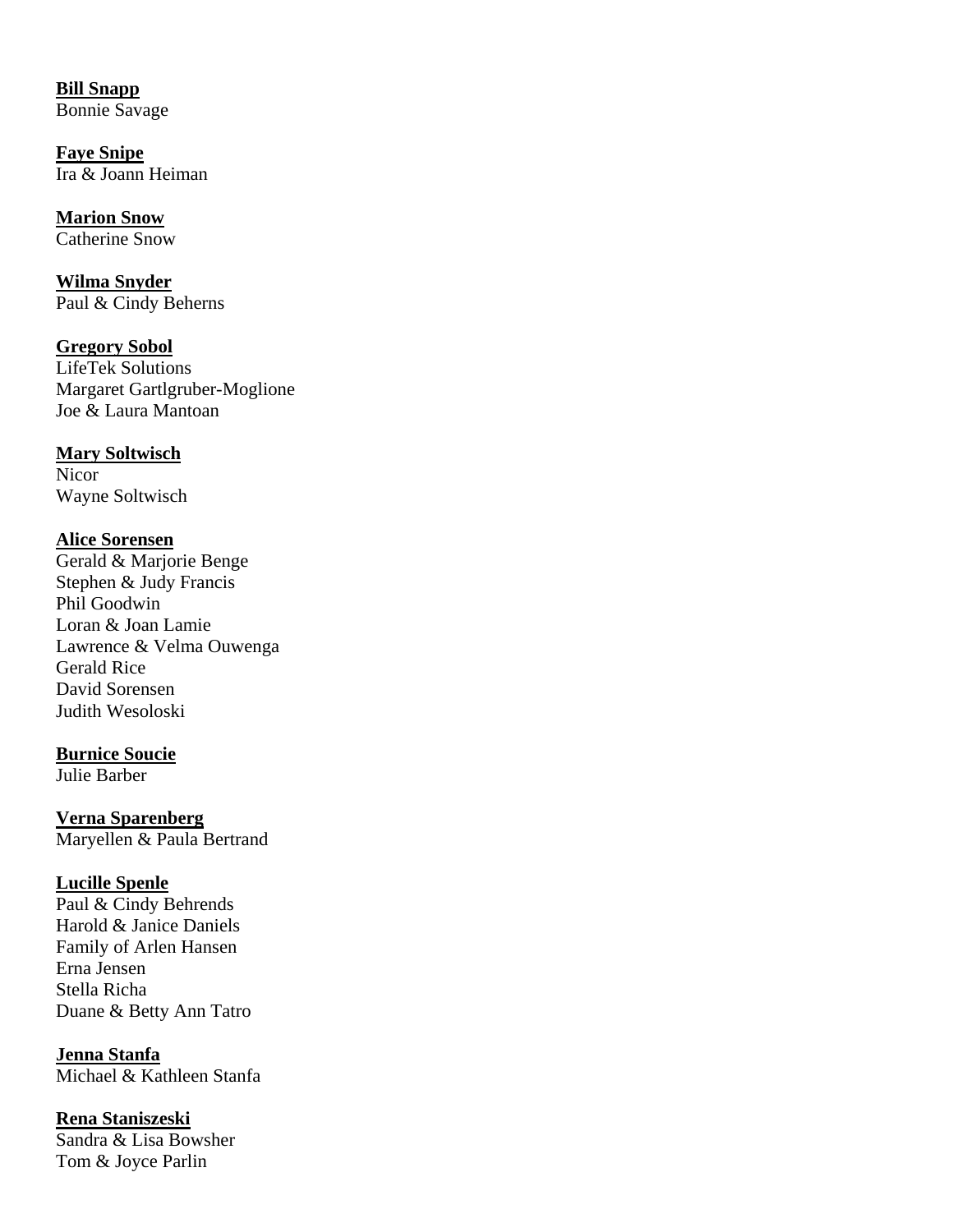**Bill Snapp**
Bonnie Savage

**Faye Snipe**
Ira & Joann Heiman

**Marion Snow**
Catherine Snow

**Wilma Snyder**
Paul & Cindy Beherns

**Gregory Sobol**
LifeTek Solutions
Margaret Gartlgruber-Moglione
Joe & Laura Mantoan

**Mary Soltwisch**
Nicor
Wayne Soltwisch

**Alice Sorensen**
Gerald & Marjorie Benge
Stephen & Judy Francis
Phil Goodwin
Loran & Joan Lamie
Lawrence & Velma Ouwenga
Gerald Rice
David Sorensen
Judith Wesoloski

**Burnice Soucie**
Julie Barber

**Verna Sparenberg**
Maryellen & Paula Bertrand

**Lucille Spenle**
Paul & Cindy Behrends
Harold & Janice Daniels
Family of Arlen Hansen
Erna Jensen
Stella Richa
Duane & Betty Ann Tatro

**Jenna Stanfa**
Michael & Kathleen Stanfa

**Rena Staniszeski**
Sandra & Lisa Bowsher
Tom & Joyce Parlin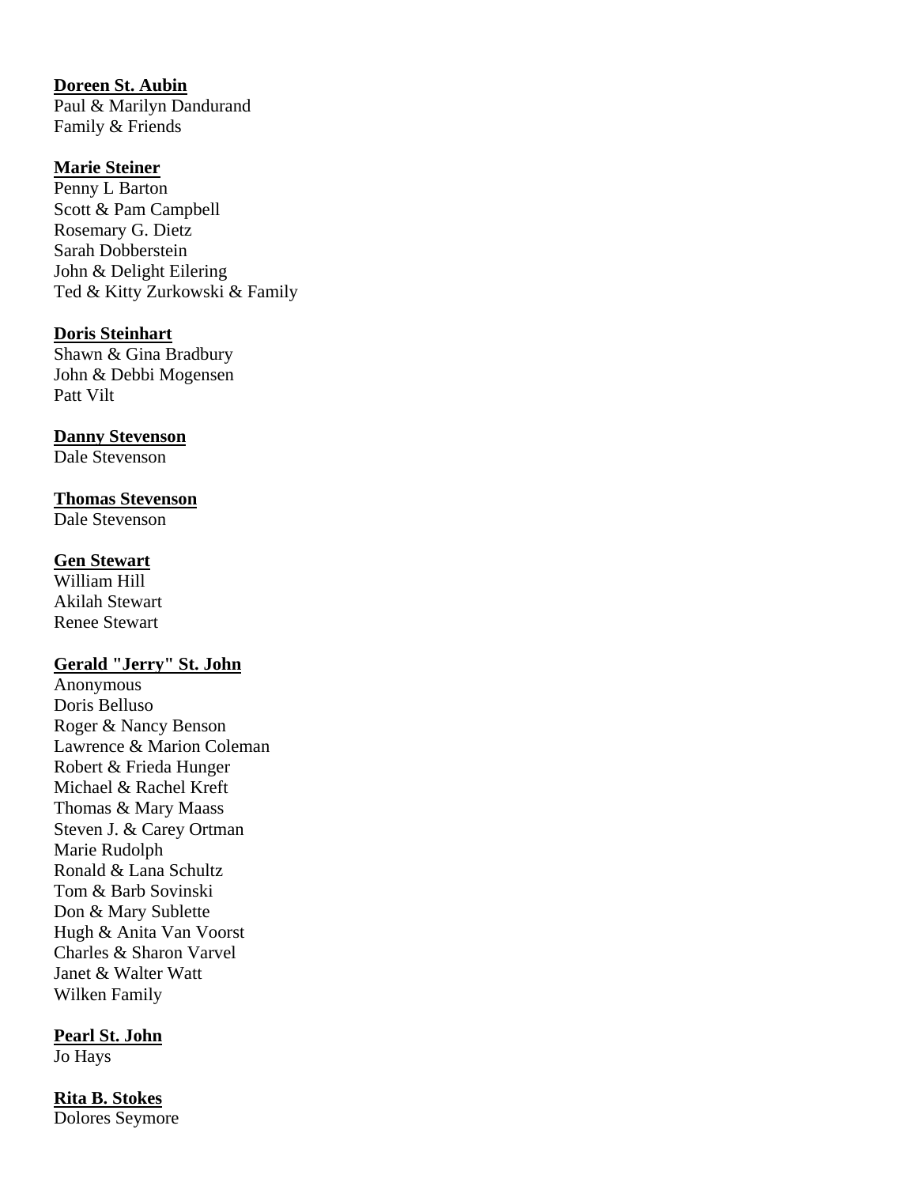**<u>Doreen St. Aubin</u>**
Paul & Marilyn Dandurand
Family & Friends

**<u>Marie Steiner</u>**
Penny L Barton
Scott & Pam Campbell
Rosemary G. Dietz
Sarah Dobberstein
John & Delight Eilering
Ted & Kitty Zurkowski & Family

**<u>Doris Steinhart</u>**
Shawn & Gina Bradbury
John & Debbi Mogensen
Patt Vilt

**<u>Danny Stevenson</u>**
Dale Stevenson

**<u>Thomas Stevenson</u>**
Dale Stevenson

**<u>Gen Stewart</u>**
William Hill
Akilah Stewart
Renee Stewart

**<u>Gerald "Jerry" St. John</u>**
Anonymous
Doris Belluso
Roger & Nancy Benson
Lawrence & Marion Coleman
Robert & Frieda Hunger
Michael & Rachel Kreft
Thomas & Mary Maass
Steven J. & Carey Ortman
Marie Rudolph
Ronald & Lana Schultz
Tom & Barb Sovinski
Don & Mary Sublette
Hugh & Anita Van Voorst
Charles & Sharon Varvel
Janet & Walter Watt
Wilken Family

**<u>Pearl St. John</u>**
Jo Hays

**<u>Rita B. Stokes</u>**
Dolores Seymore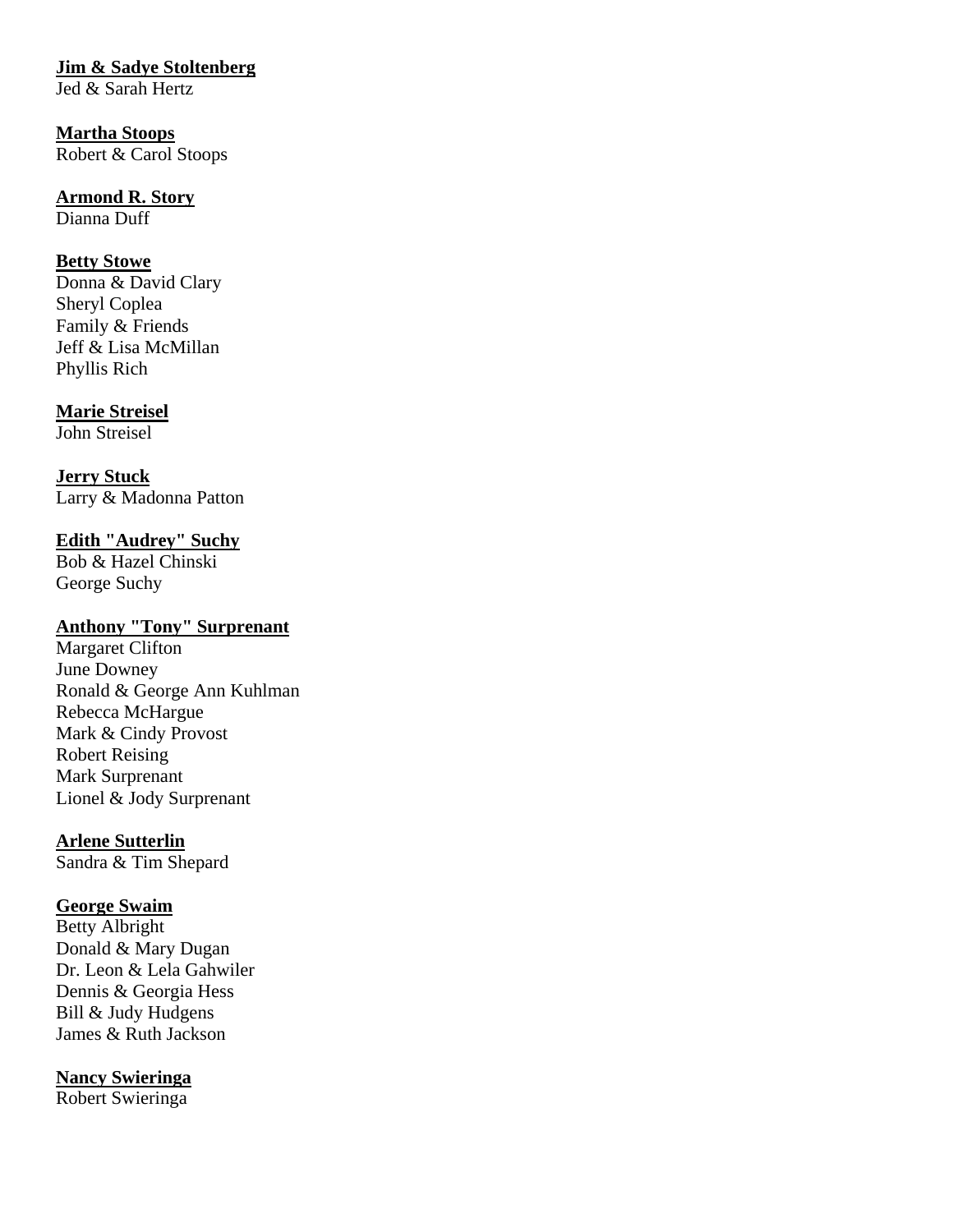**Jim & Sadye Stoltenberg**
Jed & Sarah Hertz

**Martha Stoops**
Robert & Carol Stoops

**Armond R. Story**
Dianna Duff

**Betty Stowe**
Donna & David Clary
Sheryl Coplea
Family & Friends
Jeff & Lisa McMillan
Phyllis Rich

**Marie Streisel**
John Streisel

**Jerry Stuck**
Larry & Madonna Patton

**Edith "Audrey" Suchy**
Bob & Hazel Chinski
George Suchy

**Anthony "Tony" Surprenant**
Margaret Clifton
June Downey
Ronald & George Ann Kuhlman
Rebecca McHargue
Mark & Cindy Provost
Robert Reising
Mark Surprenant
Lionel & Jody Surprenant

**Arlene Sutterlin**
Sandra & Tim Shepard

**George Swaim**
Betty Albright
Donald & Mary Dugan
Dr. Leon & Lela Gahwiler
Dennis & Georgia Hess
Bill & Judy Hudgens
James & Ruth Jackson

**Nancy Swieringa**
Robert Swieringa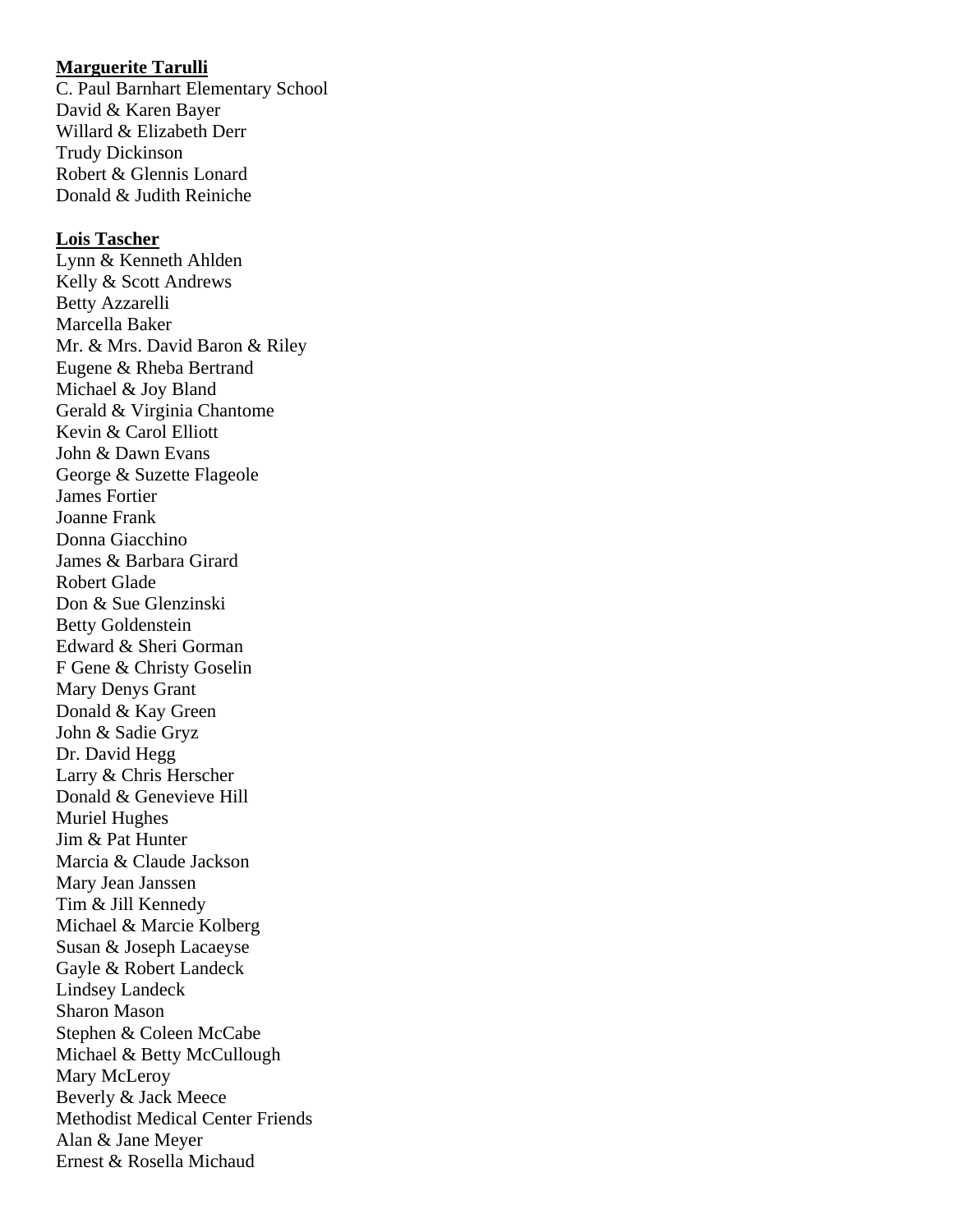**Marguerite Tarulli**

C. Paul Barnhart Elementary School
David & Karen Bayer
Willard & Elizabeth Derr
Trudy Dickinson
Robert & Glennis Lonard
Donald & Judith Reiniche

**Lois Tascher**

Lynn & Kenneth Ahlden
Kelly & Scott Andrews
Betty Azzarelli
Marcella Baker
Mr. & Mrs. David Baron & Riley
Eugene & Rheba Bertrand
Michael & Joy Bland
Gerald & Virginia Chantome
Kevin & Carol Elliott
John & Dawn Evans
George & Suzette Flageole
James Fortier
Joanne Frank
Donna Giacchino
James & Barbara Girard
Robert Glade
Don & Sue Glenzinski
Betty Goldenstein
Edward & Sheri Gorman
F Gene & Christy Goselin
Mary Denys Grant
Donald & Kay Green
John & Sadie Gryz
Dr. David Hegg
Larry & Chris Herscher
Donald & Genevieve Hill
Muriel Hughes
Jim & Pat Hunter
Marcia & Claude Jackson
Mary Jean Janssen
Tim & Jill Kennedy
Michael & Marcie Kolberg
Susan & Joseph Lacaeyse
Gayle & Robert Landeck
Lindsey Landeck
Sharon Mason
Stephen & Coleen McCabe
Michael & Betty McCullough
Mary McLeroy
Beverly & Jack Meece
Methodist Medical Center Friends
Alan & Jane Meyer
Ernest & Rosella Michaud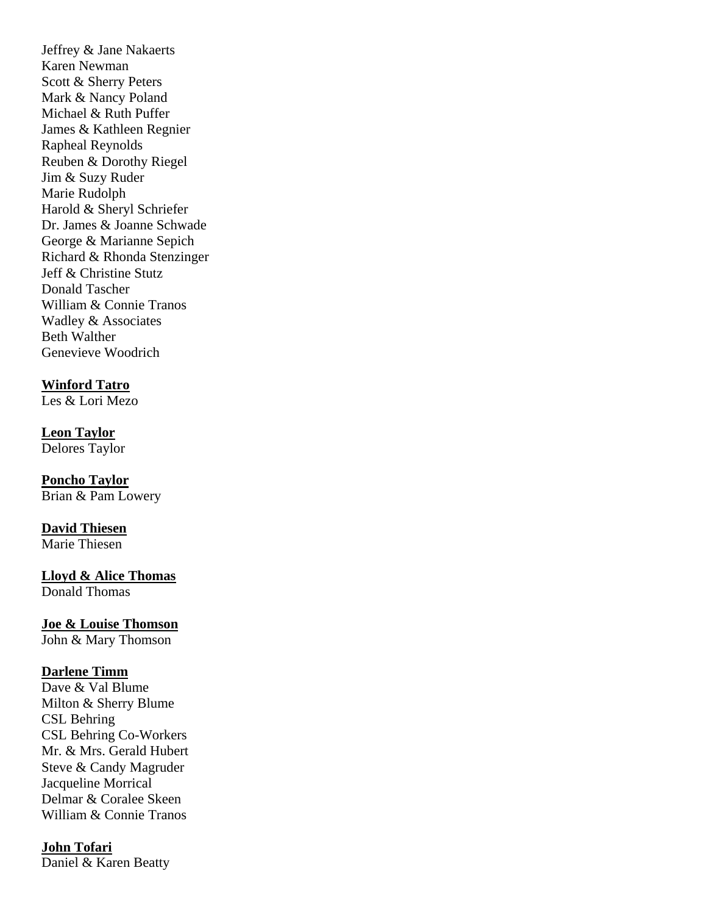Jeffrey & Jane Nakaerts
Karen Newman
Scott & Sherry Peters
Mark & Nancy Poland
Michael & Ruth Puffer
James & Kathleen Regnier
Rapheal Reynolds
Reuben & Dorothy Riegel
Jim & Suzy Ruder
Marie Rudolph
Harold & Sheryl Schriefer
Dr. James & Joanne Schwade
George & Marianne Sepich
Richard & Rhonda Stenzinger
Jeff & Christine Stutz
Donald Tascher
William & Connie Tranos
Wadley & Associates
Beth Walther
Genevieve Woodrich

**Winford Tatro**
Les & Lori Mezo

**Leon Taylor**
Delores Taylor

**Poncho Taylor**
Brian & Pam Lowery

**David Thiesen**
Marie Thiesen

**Lloyd & Alice Thomas**
Donald Thomas

**Joe & Louise Thomson**
John & Mary Thomson

**Darlene Timm**
Dave & Val Blume
Milton & Sherry Blume
CSL Behring
CSL Behring Co-Workers
Mr. & Mrs. Gerald Hubert
Steve & Candy Magruder
Jacqueline Morrical
Delmar & Coralee Skeen
William & Connie Tranos

**John Tofari**
Daniel & Karen Beatty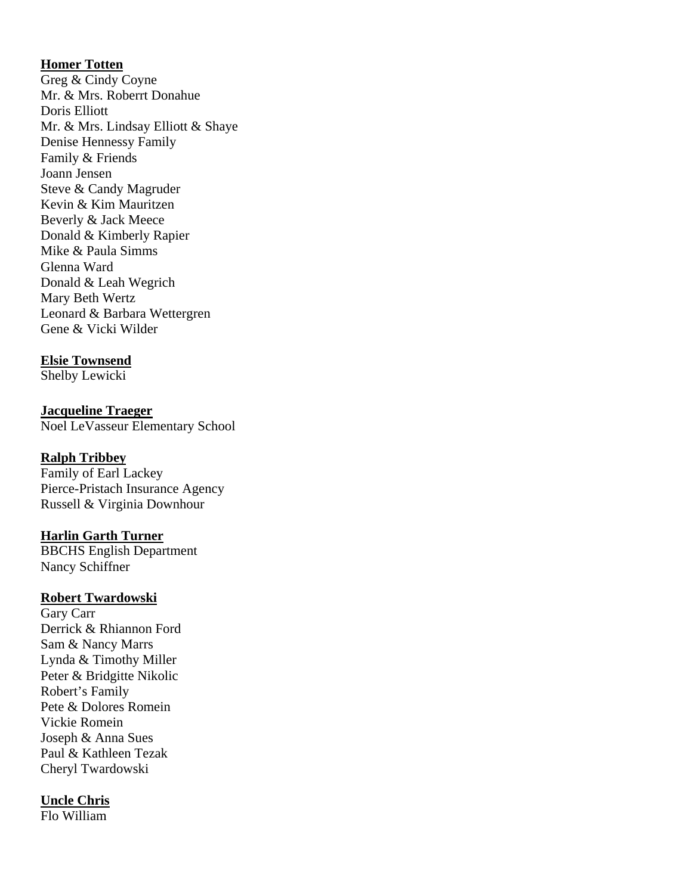**Homer Totten**
Greg & Cindy Coyne
Mr. & Mrs. Roberrt Donahue
Doris Elliott
Mr. & Mrs. Lindsay Elliott & Shaye
Denise Hennessy Family
Family & Friends
Joann Jensen
Steve & Candy Magruder
Kevin & Kim Mauritzen
Beverly & Jack Meece
Donald & Kimberly Rapier
Mike & Paula Simms
Glenna Ward
Donald & Leah Wegrich
Mary Beth Wertz
Leonard & Barbara Wettergren
Gene & Vicki Wilder

**Elsie Townsend**
Shelby Lewicki

**Jacqueline Traeger**
Noel LeVasseur Elementary School

**Ralph Tribbey**
Family of Earl Lackey
Pierce-Pristach Insurance Agency
Russell & Virginia Downhour

**Harlin Garth Turner**
BBCHS English Department
Nancy Schiffner

**Robert Twardowski**
Gary Carr
Derrick & Rhiannon Ford
Sam & Nancy Marrs
Lynda & Timothy Miller
Peter & Bridgitte Nikolic
Robert's Family
Pete & Dolores Romein
Vickie Romein
Joseph & Anna Sues
Paul & Kathleen Tezak
Cheryl Twardowski

**Uncle Chris**
Flo William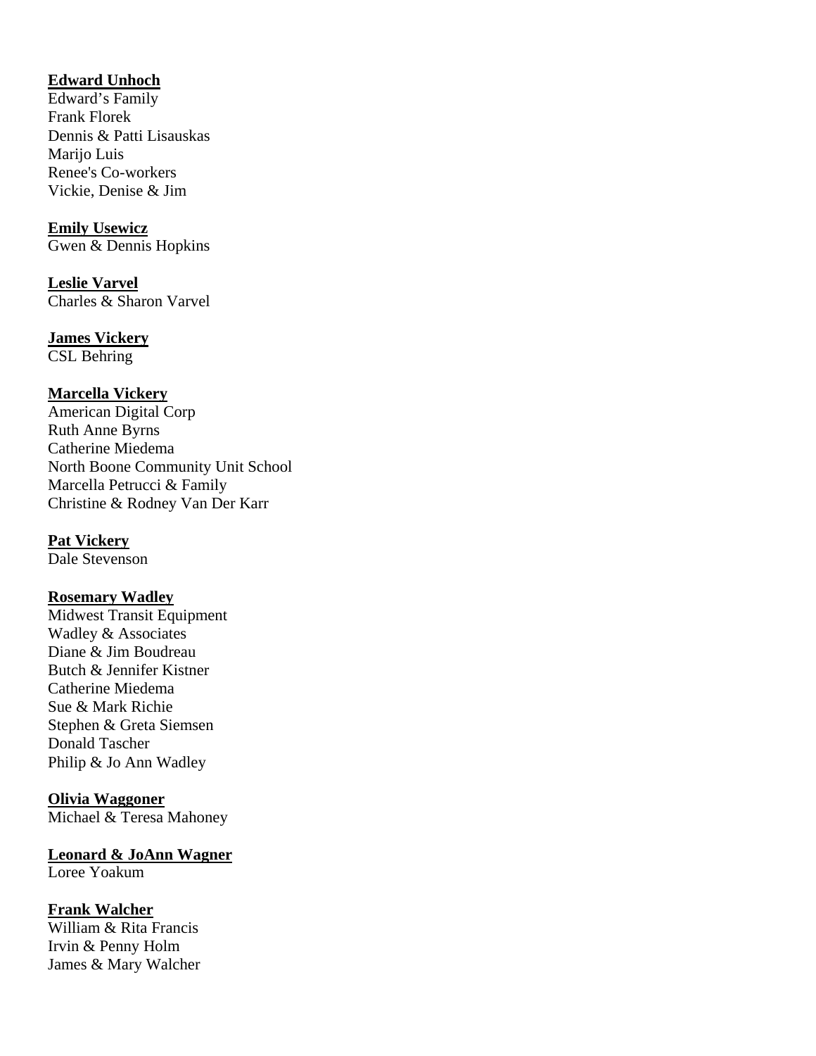**Edward Unhoch**
Edward's Family
Frank Florek
Dennis & Patti Lisauskas
Marijo Luis
Renee's Co-workers
Vickie, Denise & Jim

**Emily Usewicz**
Gwen & Dennis Hopkins

**Leslie Varvel**
Charles & Sharon Varvel

**James Vickery**
CSL Behring

**Marcella Vickery**
American Digital Corp
Ruth Anne Byrns
Catherine Miedema
North Boone Community Unit School
Marcella Petrucci & Family
Christine & Rodney Van Der Karr

**Pat Vickery**
Dale Stevenson

**Rosemary Wadley**
Midwest Transit Equipment
Wadley & Associates
Diane & Jim Boudreau
Butch & Jennifer Kistner
Catherine Miedema
Sue & Mark Richie
Stephen & Greta Siemsen
Donald Tascher
Philip & Jo Ann Wadley

**Olivia Waggoner**
Michael & Teresa Mahoney

**Leonard & JoAnn Wagner**
Loree Yoakum

**Frank Walcher**
William & Rita Francis
Irvin & Penny Holm
James & Mary Walcher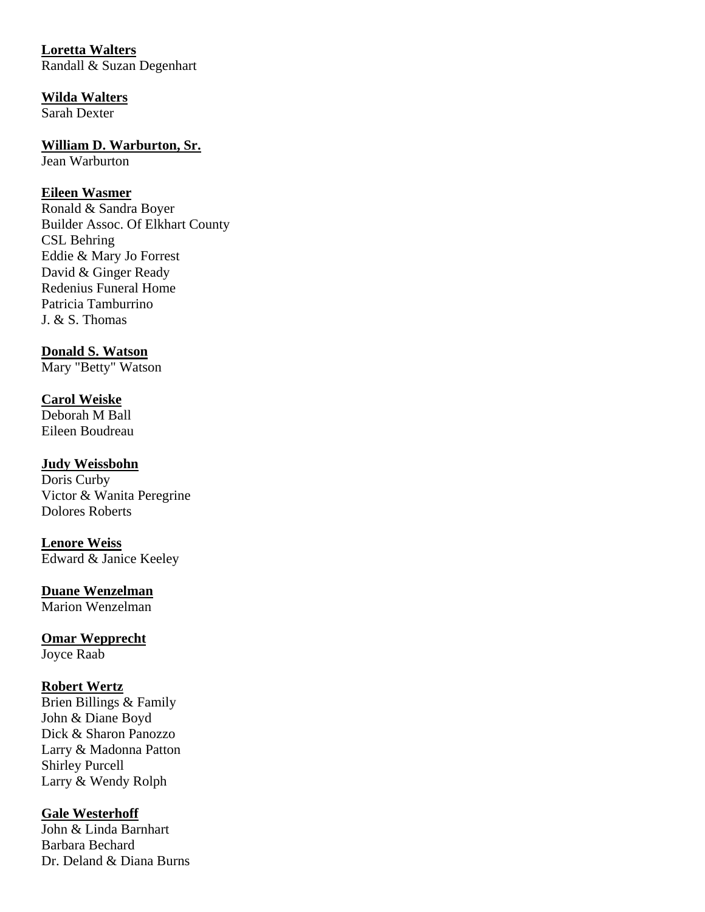**Loretta Walters**
Randall & Suzan Degenhart

**Wilda Walters**
Sarah Dexter

**William D. Warburton, Sr.**
Jean Warburton

**Eileen Wasmer**
Ronald & Sandra Boyer
Builder Assoc. Of Elkhart County
CSL Behring
Eddie & Mary Jo Forrest
David & Ginger Ready
Redenius Funeral Home
Patricia Tamburrino
J. & S. Thomas

**Donald S. Watson**
Mary "Betty" Watson

**Carol Weiske**
Deborah M Ball
Eileen Boudreau

**Judy Weissbohn**
Doris Curby
Victor & Wanita Peregrine
Dolores Roberts

**Lenore Weiss**
Edward & Janice Keeley

**Duane Wenzelman**
Marion Wenzelman

**Omar Wepprecht**
Joyce Raab

**Robert Wertz**
Brien Billings & Family
John & Diane Boyd
Dick & Sharon Panozzo
Larry & Madonna Patton
Shirley Purcell
Larry & Wendy Rolph

**Gale Westerhoff**
John & Linda Barnhart
Barbara Bechard
Dr. Deland & Diana Burns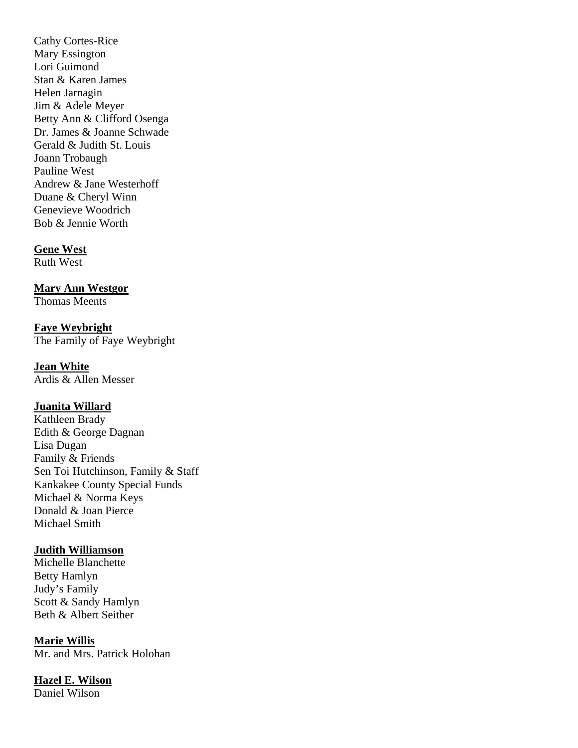Cathy Cortes-Rice
Mary Essington
Lori Guimond
Stan & Karen James
Helen Jarnagin
Jim & Adele Meyer
Betty Ann & Clifford Osenga
Dr. James & Joanne Schwade
Gerald & Judith St. Louis
Joann Trobaugh
Pauline West
Andrew & Jane Westerhoff
Duane & Cheryl Winn
Genevieve Woodrich
Bob & Jennie Worth

**Gene West**
Ruth West

**Mary Ann Westgor**
Thomas Meents

**Faye Weybright**
The Family of Faye Weybright

**Jean White**
Ardis & Allen Messer

**Juanita Willard**
Kathleen Brady
Edith & George Dagnan
Lisa Dugan
Family & Friends
Sen Toi Hutchinson, Family & Staff
Kankakee County Special Funds
Michael & Norma Keys
Donald & Joan Pierce
Michael Smith

**Judith Williamson**
Michelle Blanchette
Betty Hamlyn
Judy's Family
Scott & Sandy Hamlyn
Beth & Albert Seither

**Marie Willis**
Mr. and Mrs. Patrick Holohan

**Hazel E. Wilson**
Daniel Wilson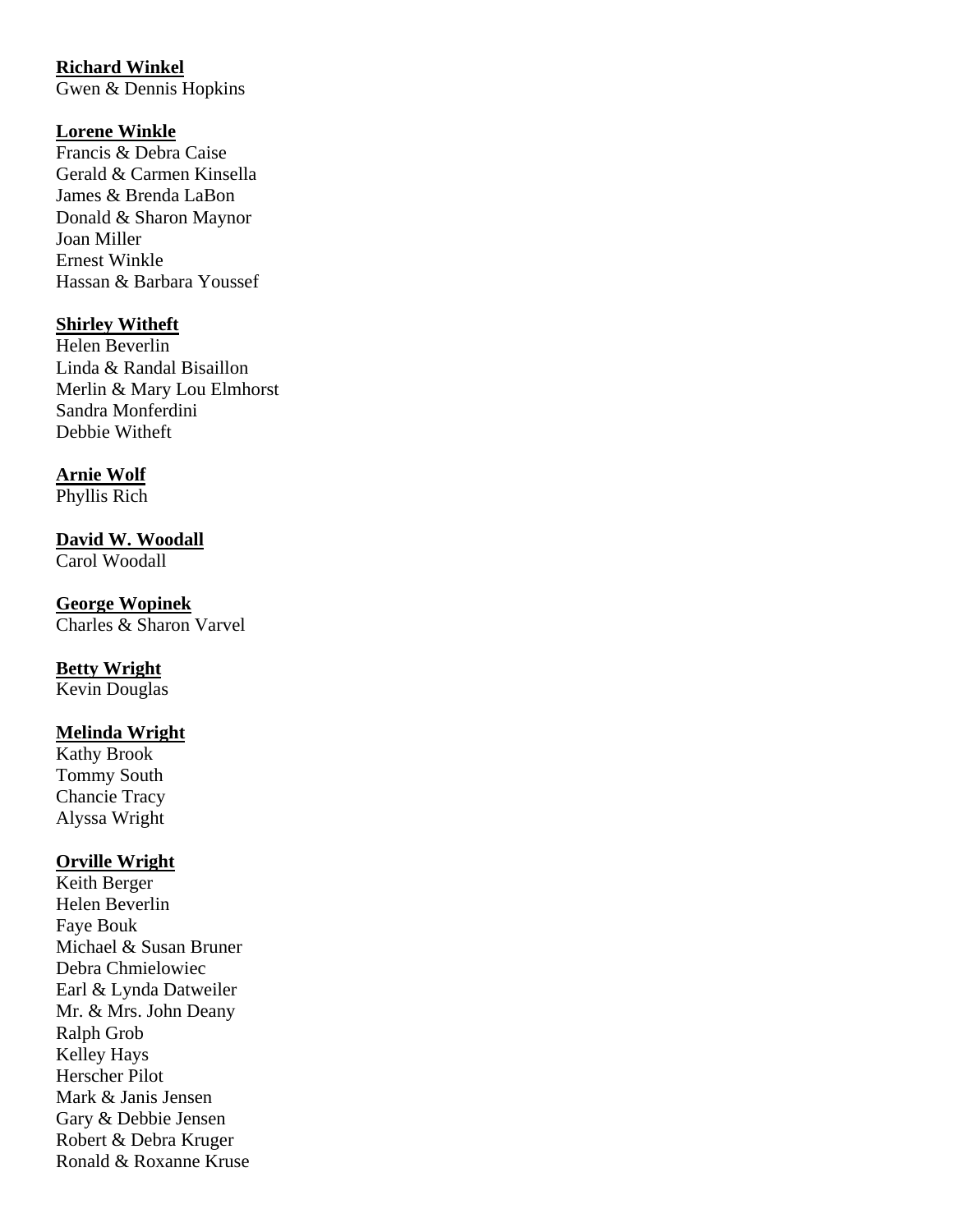**Richard Winkel**
Gwen & Dennis Hopkins

**Lorene Winkle**
Francis & Debra Caise
Gerald & Carmen Kinsella
James & Brenda LaBon
Donald & Sharon Maynor
Joan Miller
Ernest Winkle
Hassan & Barbara Youssef

**Shirley Witheft**
Helen Beverlin
Linda & Randal Bisaillon
Merlin & Mary Lou Elmhorst
Sandra Monferdini
Debbie Witheft

**Arnie Wolf**
Phyllis Rich

**David W. Woodall**
Carol Woodall

**George Wopinek**
Charles & Sharon Varvel

**Betty Wright**
Kevin Douglas

**Melinda Wright**
Kathy Brook
Tommy South
Chancie Tracy
Alyssa Wright

**Orville Wright**
Keith Berger
Helen Beverlin
Faye Bouk
Michael & Susan Bruner
Debra Chmielowiec
Earl & Lynda Datweiler
Mr. & Mrs. John Deany
Ralph Grob
Kelley Hays
Herscher Pilot
Mark & Janis Jensen
Gary & Debbie Jensen
Robert & Debra Kruger
Ronald & Roxanne Kruse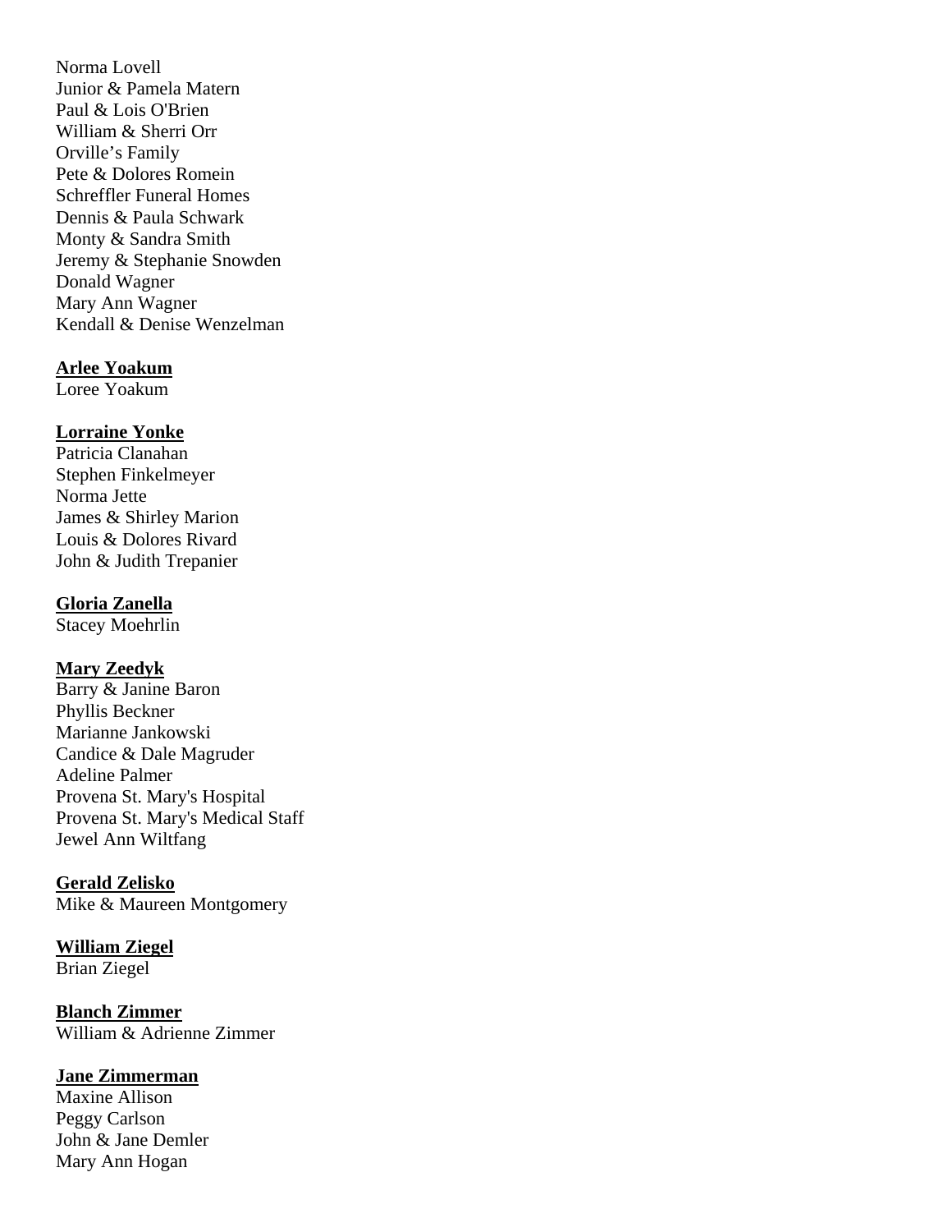Norma Lovell
Junior & Pamela Matern
Paul & Lois O'Brien
William & Sherri Orr
Orville's Family
Pete & Dolores Romein
Schreffler Funeral Homes
Dennis & Paula Schwark
Monty & Sandra Smith
Jeremy & Stephanie Snowden
Donald Wagner
Mary Ann Wagner
Kendall & Denise Wenzelman

**Arlee Yoakum**
Loree Yoakum

**Lorraine Yonke**
Patricia Clanahan
Stephen Finkelmeyer
Norma Jette
James & Shirley Marion
Louis & Dolores Rivard
John & Judith Trepanier

**Gloria Zanella**
Stacey Moehrlin

**Mary Zeedyk**
Barry & Janine Baron
Phyllis Beckner
Marianne Jankowski
Candice & Dale Magruder
Adeline Palmer
Provena St. Mary's Hospital
Provena St. Mary's Medical Staff
Jewel Ann Wiltfang

**Gerald Zelisko**
Mike & Maureen Montgomery

**William Ziegel**
Brian Ziegel

**Blanch Zimmer**
William & Adrienne Zimmer

**Jane Zimmerman**
Maxine Allison
Peggy Carlson
John & Jane Demler
Mary Ann Hogan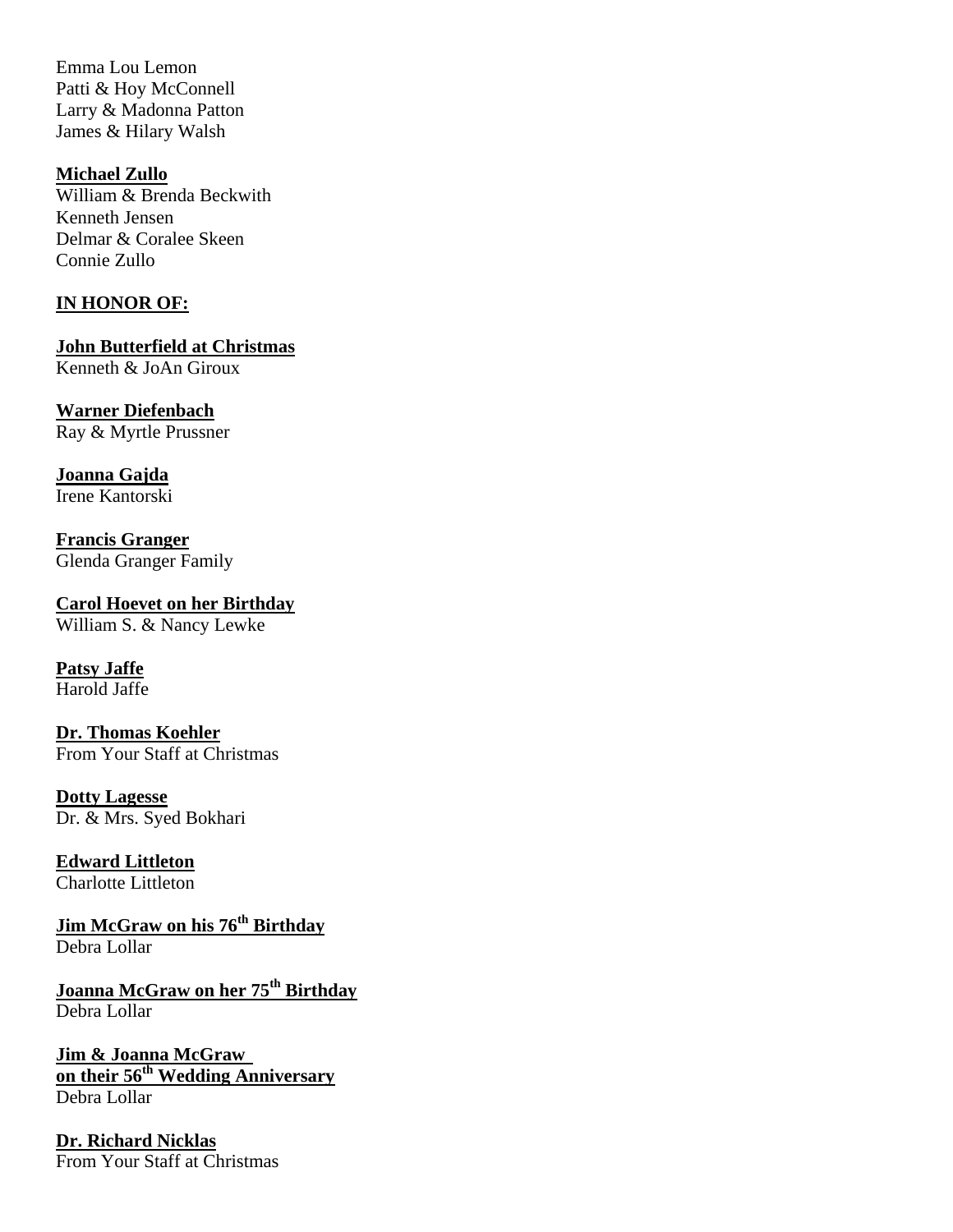Emma Lou Lemon
Patti & Hoy McConnell
Larry & Madonna Patton
James & Hilary Walsh

**Michael Zullo**
William & Brenda Beckwith
Kenneth Jensen
Delmar & Coralee Skeen
Connie Zullo

**IN HONOR OF:**

**John Butterfield at Christmas**
Kenneth & JoAn Giroux

**Warner Diefenbach**
Ray & Myrtle Prussner

**Joanna Gajda**
Irene Kantorski

**Francis Granger**
Glenda Granger Family

**Carol Hoevet on her Birthday**
William S. & Nancy Lewke

**Patsy Jaffe**
Harold Jaffe

**Dr. Thomas Koehler**
From Your Staff at Christmas

**Dotty Lagesse**
Dr. & Mrs. Syed Bokhari

**Edward Littleton**
Charlotte Littleton

**Jim McGraw on his 76th Birthday**
Debra Lollar

**Joanna McGraw on her 75th Birthday**
Debra Lollar

**Jim & Joanna McGraw on their 56th Wedding Anniversary**
Debra Lollar

**Dr. Richard Nicklas**
From Your Staff at Christmas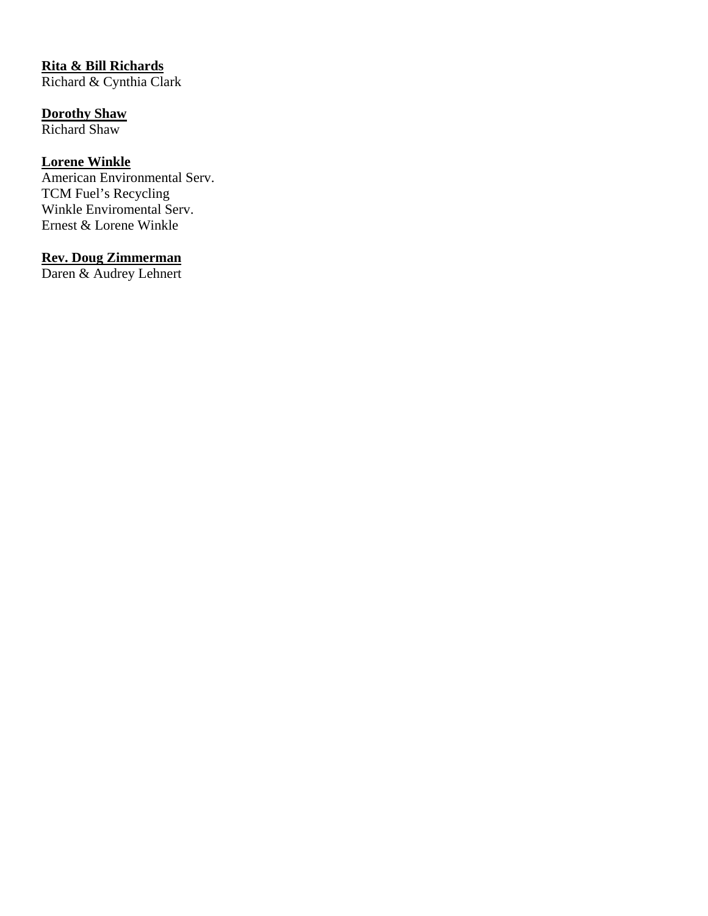**Rita & Bill Richards**
Richard & Cynthia Clark

**Dorothy Shaw**
Richard Shaw

**Lorene Winkle**
American Environmental Serv.
TCM Fuel's Recycling
Winkle Enviromental Serv.
Ernest & Lorene Winkle

**Rev. Doug Zimmerman**
Daren & Audrey Lehnert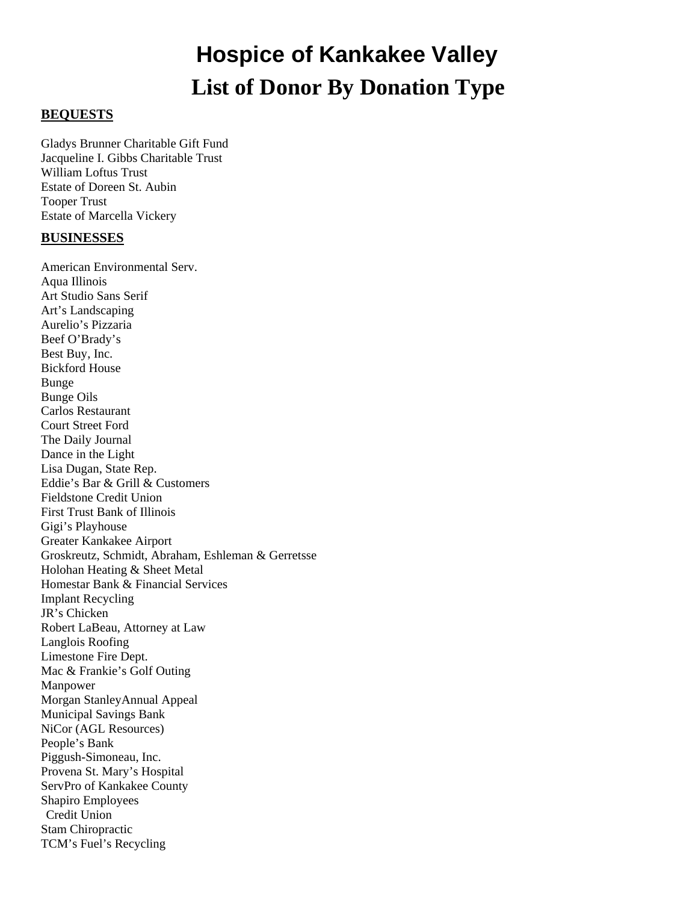# Hospice of Kankakee Valley

# List of Donor By Donation Type

**BEQUESTS**

Gladys Brunner Charitable Gift Fund
Jacqueline I. Gibbs Charitable Trust
William Loftus Trust
Estate of Doreen St. Aubin
Tooper Trust
Estate of Marcella Vickery

**BUSINESSES**

American Environmental Serv.
Aqua Illinois
Art Studio Sans Serif
Art's Landscaping
Aurelio's Pizzaria
Beef O'Brady's
Best Buy, Inc.
Bickford House
Bunge
Bunge Oils
Carlos Restaurant
Court Street Ford
The Daily Journal
Dance in the Light
Lisa Dugan, State Rep.
Eddie's Bar & Grill & Customers
Fieldstone Credit Union
First Trust Bank of Illinois
Gigi's Playhouse
Greater Kankakee Airport
Groskreutz, Schmidt, Abraham, Eshleman & Gerretsse
Holohan Heating & Sheet Metal
Homestar Bank & Financial Services
Implant Recycling
JR's Chicken
Robert LaBeau, Attorney at Law
Langlois Roofing
Limestone Fire Dept.
Mac & Frankie's Golf Outing
Manpower
Morgan StanleyAnnual Appeal
Municipal Savings Bank
NiCor (AGL Resources)
People's Bank
Piggush-Simoneau, Inc.
Provena St. Mary's Hospital
ServPro of Kankakee County
Shapiro Employees
  Credit Union
Stam Chiropractic
TCM's Fuel's Recycling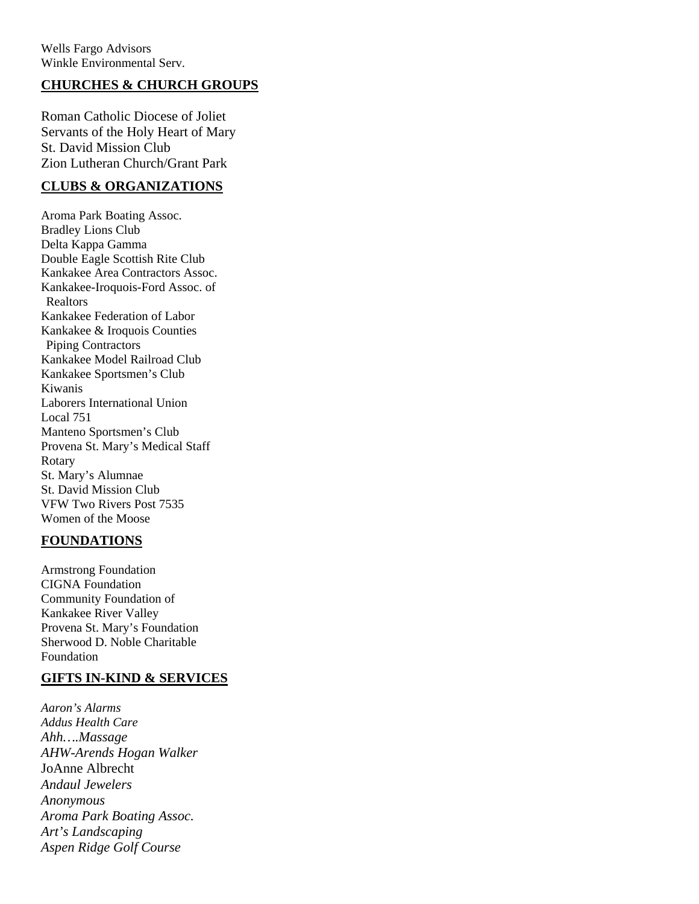Wells Fargo Advisors
Winkle Environmental Serv.

## CHURCHES & CHURCH GROUPS

Roman Catholic Diocese of Joliet
Servants of the Holy Heart of Mary
St. David Mission Club
Zion Lutheran Church/Grant Park

## CLUBS & ORGANIZATIONS

Aroma Park Boating Assoc.
Bradley Lions Club
Delta Kappa Gamma
Double Eagle Scottish Rite Club
Kankakee Area Contractors Assoc.
Kankakee-Iroquois-Ford Assoc. of Realtors
Kankakee Federation of Labor
Kankakee & Iroquois Counties Piping Contractors
Kankakee Model Railroad Club
Kankakee Sportsmen's Club
Kiwanis
Laborers International Union
Local 751
Manteno Sportsmen's Club
Provena St. Mary's Medical Staff
Rotary
St. Mary's Alumnae
St. David Mission Club
VFW Two Rivers Post 7535
Women of the Moose

## FOUNDATIONS

Armstrong Foundation
CIGNA Foundation
Community Foundation of
Kankakee River Valley
Provena St. Mary's Foundation
Sherwood D. Noble Charitable
Foundation

## GIFTS IN-KIND & SERVICES

*Aaron's Alarms*
*Addus Health Care*
*Ahh….Massage*
*AHW-Arends Hogan Walker*
JoAnne Albrecht
*Andaul Jewelers*
*Anonymous*
*Aroma Park Boating Assoc.*
*Art's Landscaping*
*Aspen Ridge Golf Course*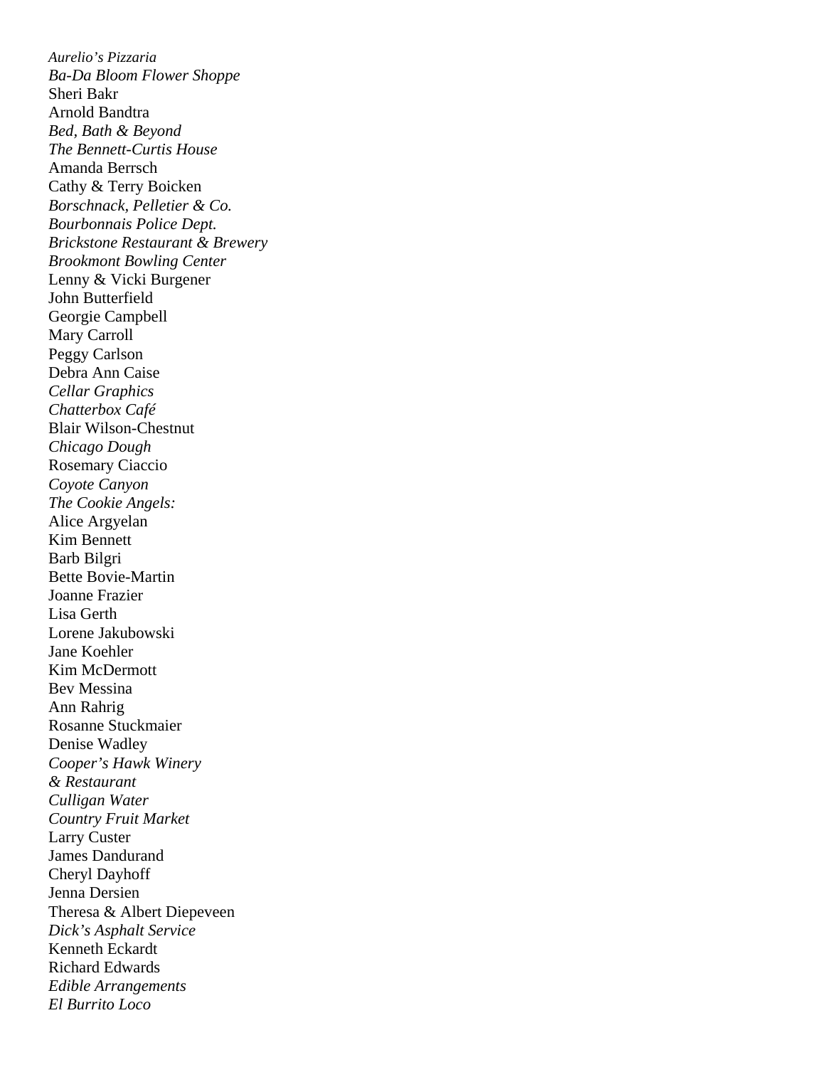*Aurelio's Pizzaria*  
*Ba-Da Bloom Flower Shoppe*  
Sheri Bakr  
Arnold Bandtra  
*Bed, Bath & Beyond*  
*The Bennett-Curtis House*  
Amanda Berrsch  
Cathy & Terry Boicken  
*Borschnack, Pelletier & Co.*  
*Bourbonnais Police Dept.*  
*Brickstone Restaurant & Brewery*  
*Brookmont Bowling Center*  
Lenny & Vicki Burgener  
John Butterfield  
Georgie Campbell  
Mary Carroll  
Peggy Carlson  
Debra Ann Caise  
*Cellar Graphics*  
*Chatterbox Café*  
Blair Wilson-Chestnut  
*Chicago Dough*  
Rosemary Ciaccio  
*Coyote Canyon*  
*The Cookie Angels:*  
Alice Argyelan  
Kim Bennett  
Barb Bilgri  
Bette Bovie-Martin  
Joanne Frazier  
Lisa Gerth  
Lorene Jakubowski  
Jane Koehler  
Kim McDermott  
Bev Messina  
Ann Rahrig  
Rosanne Stuckmaier  
Denise Wadley  
*Cooper's Hawk Winery*  
*& Restaurant*  
*Culligan Water*  
*Country Fruit Market*  
Larry Custer  
James Dandurand  
Cheryl Dayhoff  
Jenna Dersien  
Theresa & Albert Diepeveen  
*Dick's Asphalt Service*  
Kenneth Eckardt  
Richard Edwards  
*Edible Arrangements*  
*El Burrito Loco*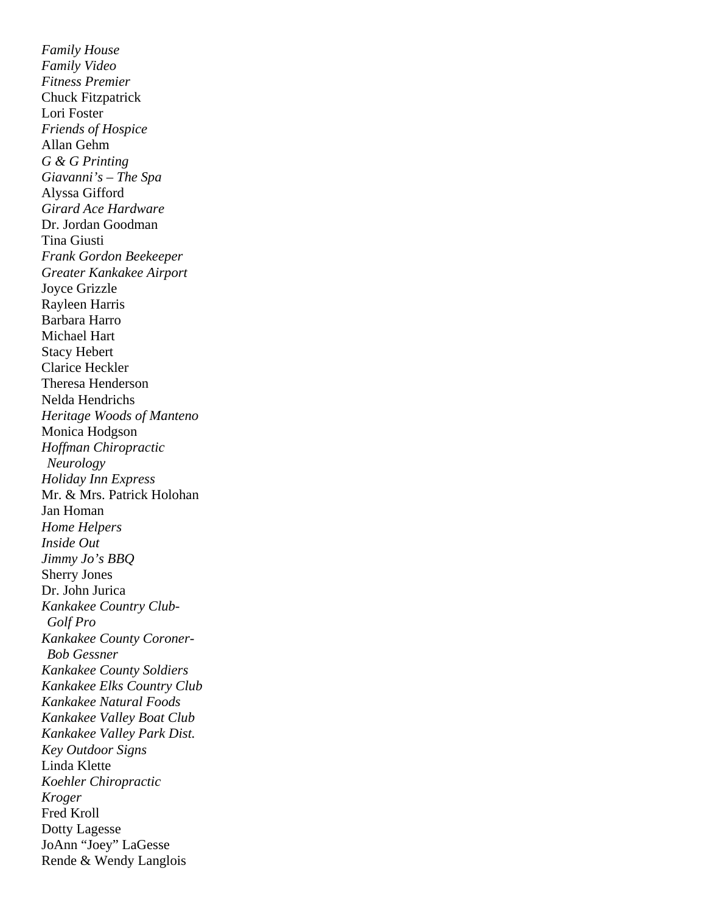*Family House*  
*Family Video*  
*Fitness Premier*  
Chuck Fitzpatrick  
Lori Foster  
*Friends of Hospice*  
Allan Gehm  
*G & G Printing*  
*Giavanni's – The Spa*  
Alyssa Gifford  
*Girard Ace Hardware*  
Dr. Jordan Goodman  
Tina Giusti  
*Frank Gordon Beekeeper*  
*Greater Kankakee Airport*  
Joyce Grizzle  
Rayleen Harris  
Barbara Harro  
Michael Hart  
Stacy Hebert  
Clarice Heckler  
Theresa Henderson  
Nelda Hendrichs  
*Heritage Woods of Manteno*  
Monica Hodgson  
*Hoffman Chiropractic Neurology*  
*Holiday Inn Express*  
Mr. & Mrs. Patrick Holohan  
Jan Homan  
*Home Helpers*  
*Inside Out*  
*Jimmy Jo's BBQ*  
Sherry Jones  
Dr. John Jurica  
*Kankakee Country Club-Golf Pro*  
*Kankakee County Coroner-Bob Gessner*  
*Kankakee County Soldiers*  
*Kankakee Elks Country Club*  
*Kankakee Natural Foods*  
*Kankakee Valley Boat Club*  
*Kankakee Valley Park Dist.*  
*Key Outdoor Signs*  
Linda Klette  
*Koehler Chiropractic*  
*Kroger*  
Fred Kroll  
Dotty Lagesse  
JoAnn "Joey" LaGesse  
Rende & Wendy Langlois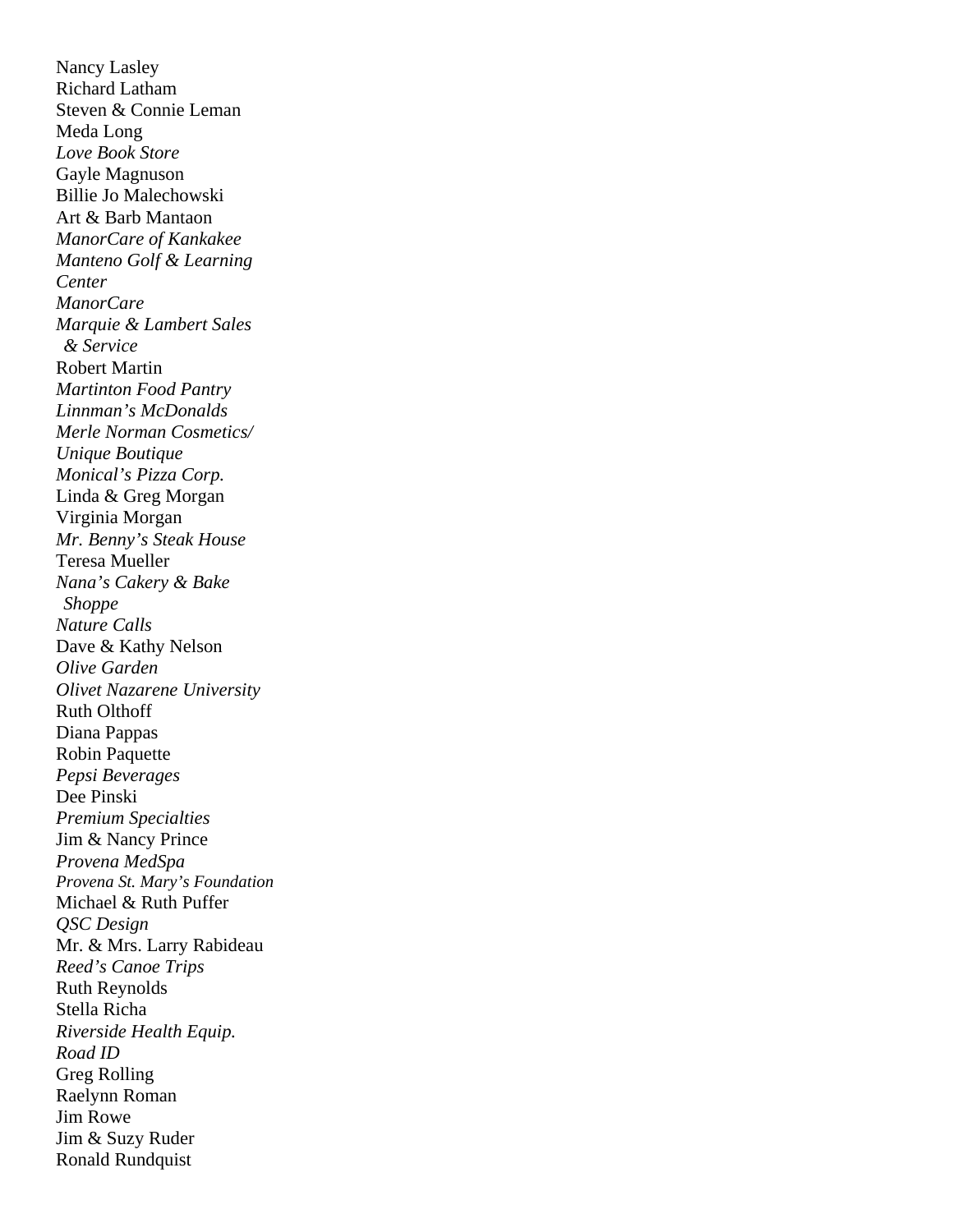Nancy Lasley
Richard Latham
Steven & Connie Leman
Meda Long
*Love Book Store*
Gayle Magnuson
Billie Jo Malechowski
Art & Barb Mantaon
*ManorCare of Kankakee*
*Manteno Golf & Learning Center*
*ManorCare*
*Marquie & Lambert Sales & Service*
Robert Martin
*Martinton Food Pantry*
*Linnman's McDonalds*
*Merle Norman Cosmetics/ Unique Boutique*
*Monical's Pizza Corp.*
Linda & Greg Morgan
Virginia Morgan
*Mr. Benny's Steak House*
Teresa Mueller
*Nana's Cakery & Bake Shoppe*
*Nature Calls*
Dave & Kathy Nelson
*Olive Garden*
*Olivet Nazarene University*
Ruth Olthoff
Diana Pappas
Robin Paquette
*Pepsi Beverages*
Dee Pinski
*Premium Specialties*
Jim & Nancy Prince
*Provena MedSpa*
*Provena St. Mary's Foundation*
Michael & Ruth Puffer
*QSC Design*
Mr. & Mrs. Larry Rabideau
*Reed's Canoe Trips*
Ruth Reynolds
Stella Richa
*Riverside Health Equip.*
*Road ID*
Greg Rolling
Raelynn Roman
Jim Rowe
Jim & Suzy Ruder
Ronald Rundquist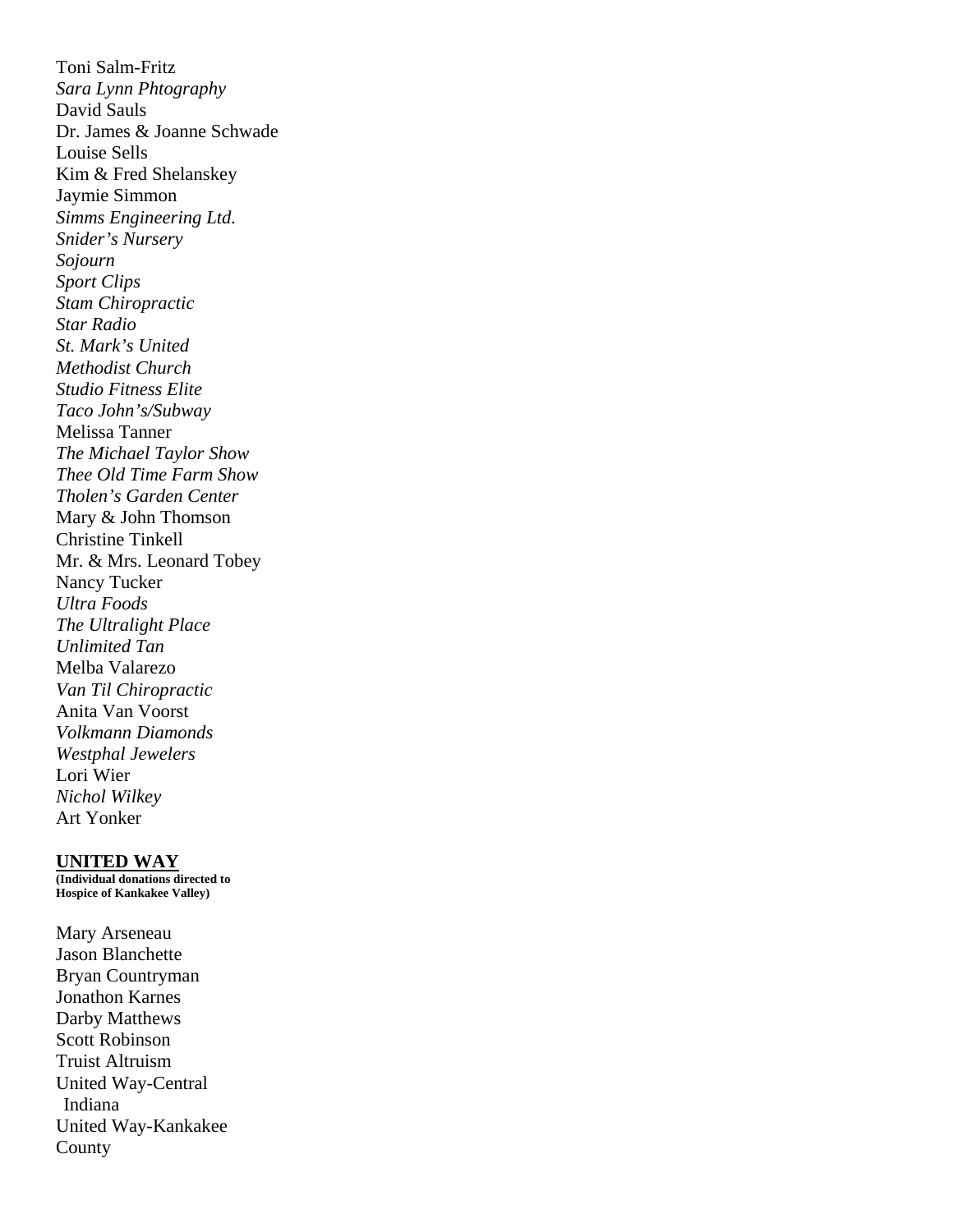Toni Salm-Fritz
*Sara Lynn Phtography*
David Sauls
Dr. James & Joanne Schwade
Louise Sells
Kim & Fred Shelanskey
Jaymie Simmon
*Simms Engineering Ltd.*
*Snider's Nursery*
*Sojourn*
*Sport Clips*
*Stam Chiropractic*
*Star Radio*
*St. Mark's United Methodist Church*
*Studio Fitness Elite*
*Taco John's/Subway*
Melissa Tanner
*The Michael Taylor Show*
*Thee Old Time Farm Show*
*Tholen's Garden Center*
Mary & John Thomson
Christine Tinkell
Mr. & Mrs. Leonard Tobey
Nancy Tucker
*Ultra Foods*
*The Ultralight Place*
*Unlimited Tan*
Melba Valarezo
*Van Til Chiropractic*
Anita Van Voorst
*Volkmann Diamonds*
*Westphal Jewelers*
Lori Wier
*Nichol Wilkey*
Art Yonker

**UNITED WAY**
**(Individual donations directed to Hospice of Kankakee Valley)**

Mary Arseneau
Jason Blanchette
Bryan Countryman
Jonathon Karnes
Darby Matthews
Scott Robinson
Truist Altruism
United Way-Central Indiana
United Way-Kankakee County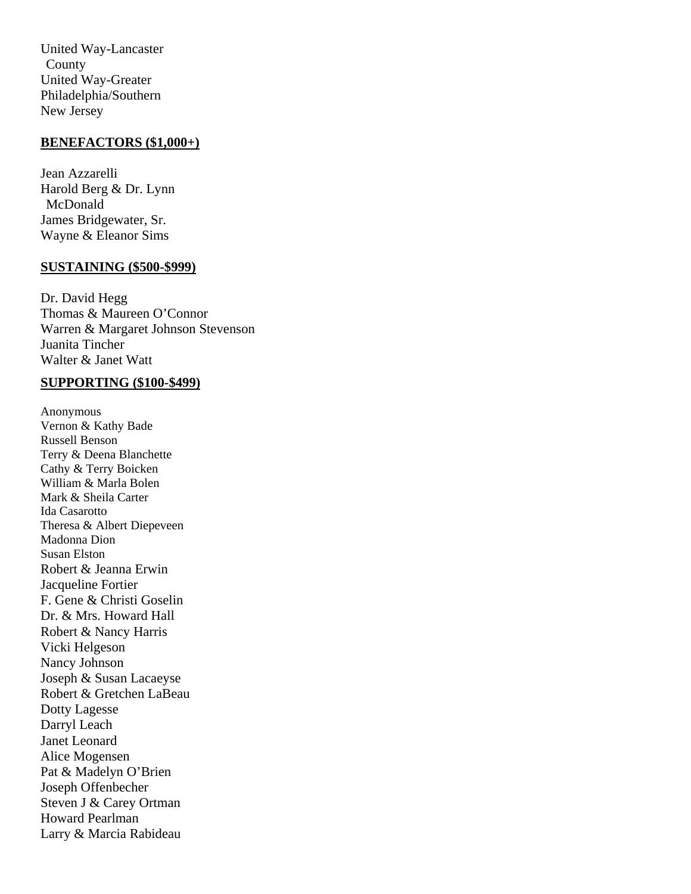United Way-Lancaster County
United Way-Greater Philadelphia/Southern New Jersey

**BENEFACTORS ($1,000+)**

Jean Azzarelli
Harold Berg & Dr. Lynn McDonald
James Bridgewater, Sr.
Wayne & Eleanor Sims

**SUSTAINING ($500-$999)**

Dr. David Hegg
Thomas & Maureen O'Connor
Warren & Margaret Johnson Stevenson
Juanita Tincher
Walter & Janet Watt

**SUPPORTING ($100-$499)**

Anonymous
Vernon & Kathy Bade
Russell Benson
Terry & Deena Blanchette
Cathy & Terry Boicken
William & Marla Bolen
Mark & Sheila Carter
Ida Casarotto
Theresa & Albert Diepeveen
Madonna Dion
Susan Elston
Robert & Jeanna Erwin
Jacqueline Fortier
F. Gene & Christi Goselin
Dr. & Mrs. Howard Hall
Robert & Nancy Harris
Vicki Helgeson
Nancy Johnson
Joseph & Susan Lacaeyse
Robert & Gretchen LaBeau
Dotty Lagesse
Darryl Leach
Janet Leonard
Alice Mogensen
Pat & Madelyn O'Brien
Joseph Offenbecher
Steven J & Carey Ortman
Howard Pearlman
Larry & Marcia Rabideau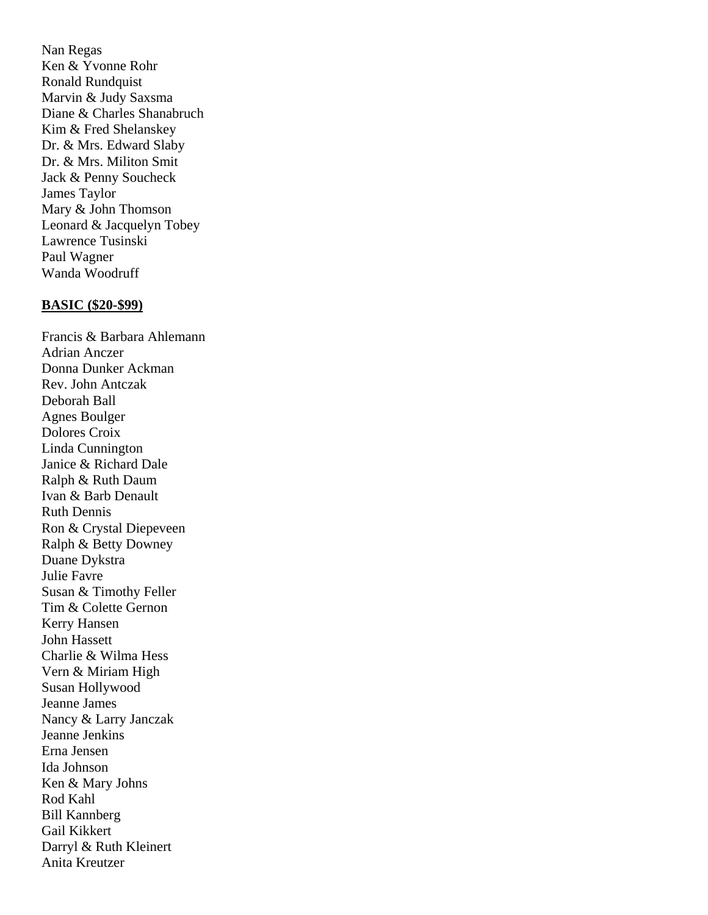Nan Regas
Ken & Yvonne Rohr
Ronald Rundquist
Marvin & Judy Saxsma
Diane & Charles Shanabruch
Kim & Fred Shelanskey
Dr. & Mrs. Edward Slaby
Dr. & Mrs. Militon Smit
Jack & Penny Soucheck
James Taylor
Mary & John Thomson
Leonard & Jacquelyn Tobey
Lawrence Tusinski
Paul Wagner
Wanda Woodruff

**BASIC ($20-$99)**

Francis & Barbara Ahlemann
Adrian Anczer
Donna Dunker Ackman
Rev. John Antczak
Deborah Ball
Agnes Boulger
Dolores Croix
Linda Cunnington
Janice & Richard Dale
Ralph & Ruth Daum
Ivan & Barb Denault
Ruth Dennis
Ron & Crystal Diepeveen
Ralph & Betty Downey
Duane Dykstra
Julie Favre
Susan & Timothy Feller
Tim & Colette Gernon
Kerry Hansen
John Hassett
Charlie & Wilma Hess
Vern & Miriam High
Susan Hollywood
Jeanne James
Nancy & Larry Janczak
Jeanne Jenkins
Erna Jensen
Ida Johnson
Ken & Mary Johns
Rod Kahl
Bill Kannberg
Gail Kikkert
Darryl & Ruth Kleinert
Anita Kreutzer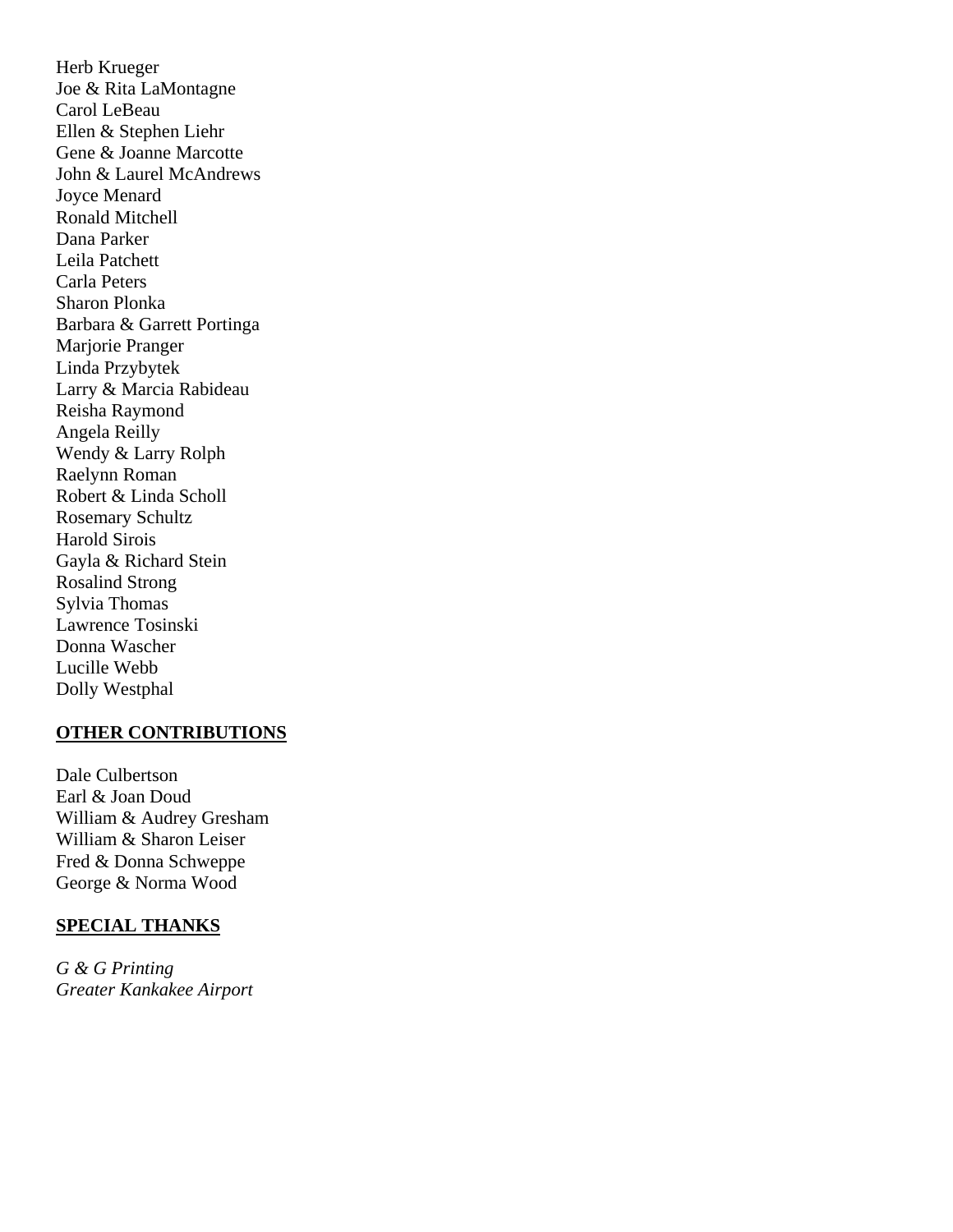Herb Krueger
Joe & Rita LaMontagne
Carol LeBeau
Ellen & Stephen Liehr
Gene & Joanne Marcotte
John & Laurel McAndrews
Joyce Menard
Ronald Mitchell
Dana Parker
Leila Patchett
Carla Peters
Sharon Plonka
Barbara & Garrett Portinga
Marjorie Pranger
Linda Przybytek
Larry & Marcia Rabideau
Reisha Raymond
Angela Reilly
Wendy & Larry Rolph
Raelynn Roman
Robert & Linda Scholl
Rosemary Schultz
Harold Sirois
Gayla & Richard Stein
Rosalind Strong
Sylvia Thomas
Lawrence Tosinski
Donna Wascher
Lucille Webb
Dolly Westphal

## OTHER CONTRIBUTIONS

Dale Culbertson
Earl & Joan Doud
William & Audrey Gresham
William & Sharon Leiser
Fred & Donna Schweppe
George & Norma Wood

## SPECIAL THANKS

*G & G Printing*
*Greater Kankakee Airport*